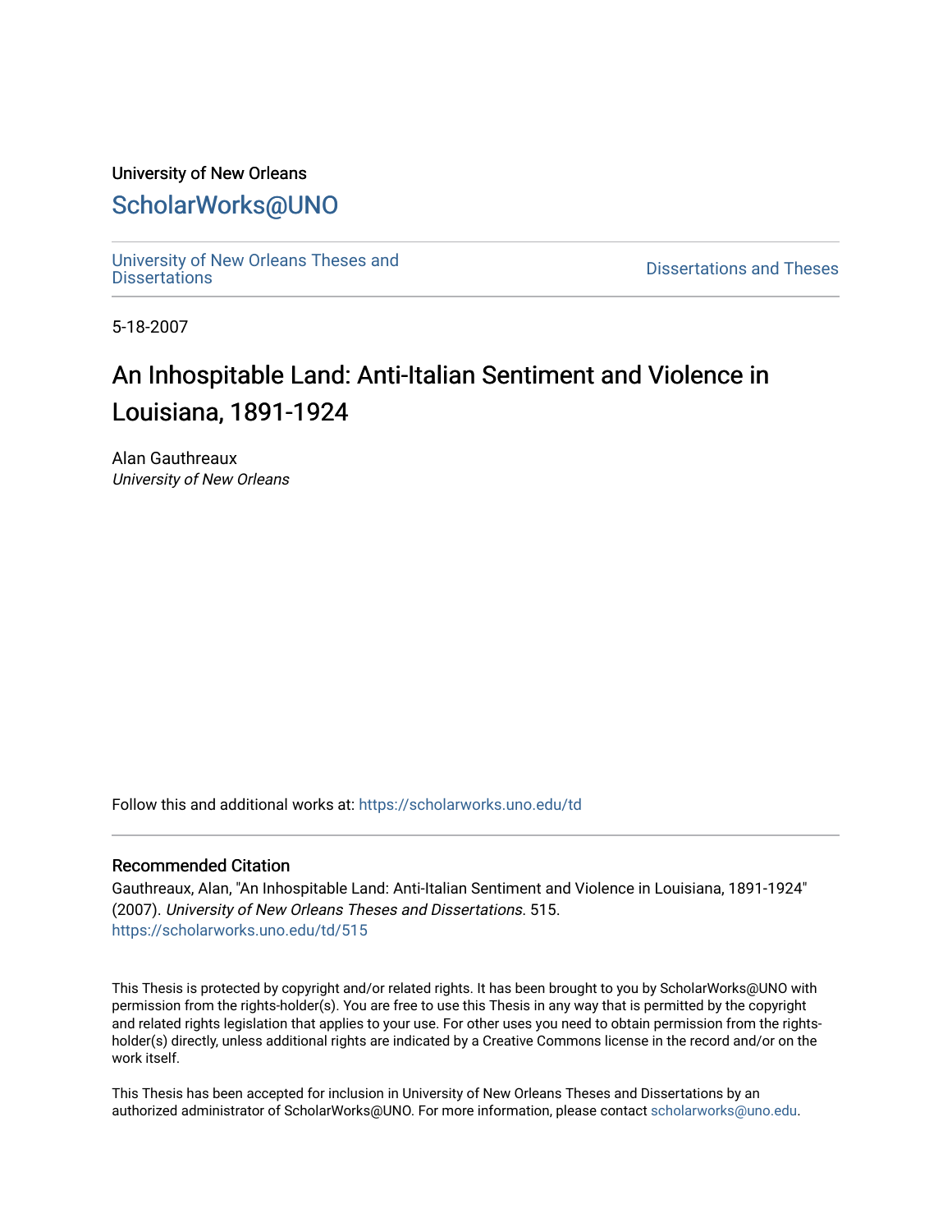University of New Orleans

# ScholarWorks@UNO

University of New Orleans Theses and Dissertations

Dissertations and Theses

5-18-2007

## An Inhospitable Land: Anti-Italian Sentiment and Violence in Louisiana, 1891-1924

Alan Gauthreaux
*University of New Orleans*

Follow this and additional works at: https://scholarworks.uno.edu/td

### Recommended Citation

Gauthreaux, Alan, "An Inhospitable Land: Anti-Italian Sentiment and Violence in Louisiana, 1891-1924" (2007). *University of New Orleans Theses and Dissertations*. 515.
https://scholarworks.uno.edu/td/515

This Thesis is protected by copyright and/or related rights. It has been brought to you by ScholarWorks@UNO with permission from the rights-holder(s). You are free to use this Thesis in any way that is permitted by the copyright and related rights legislation that applies to your use. For other uses you need to obtain permission from the rights-holder(s) directly, unless additional rights are indicated by a Creative Commons license in the record and/or on the work itself.

This Thesis has been accepted for inclusion in University of New Orleans Theses and Dissertations by an authorized administrator of ScholarWorks@UNO. For more information, please contact scholarworks@uno.edu.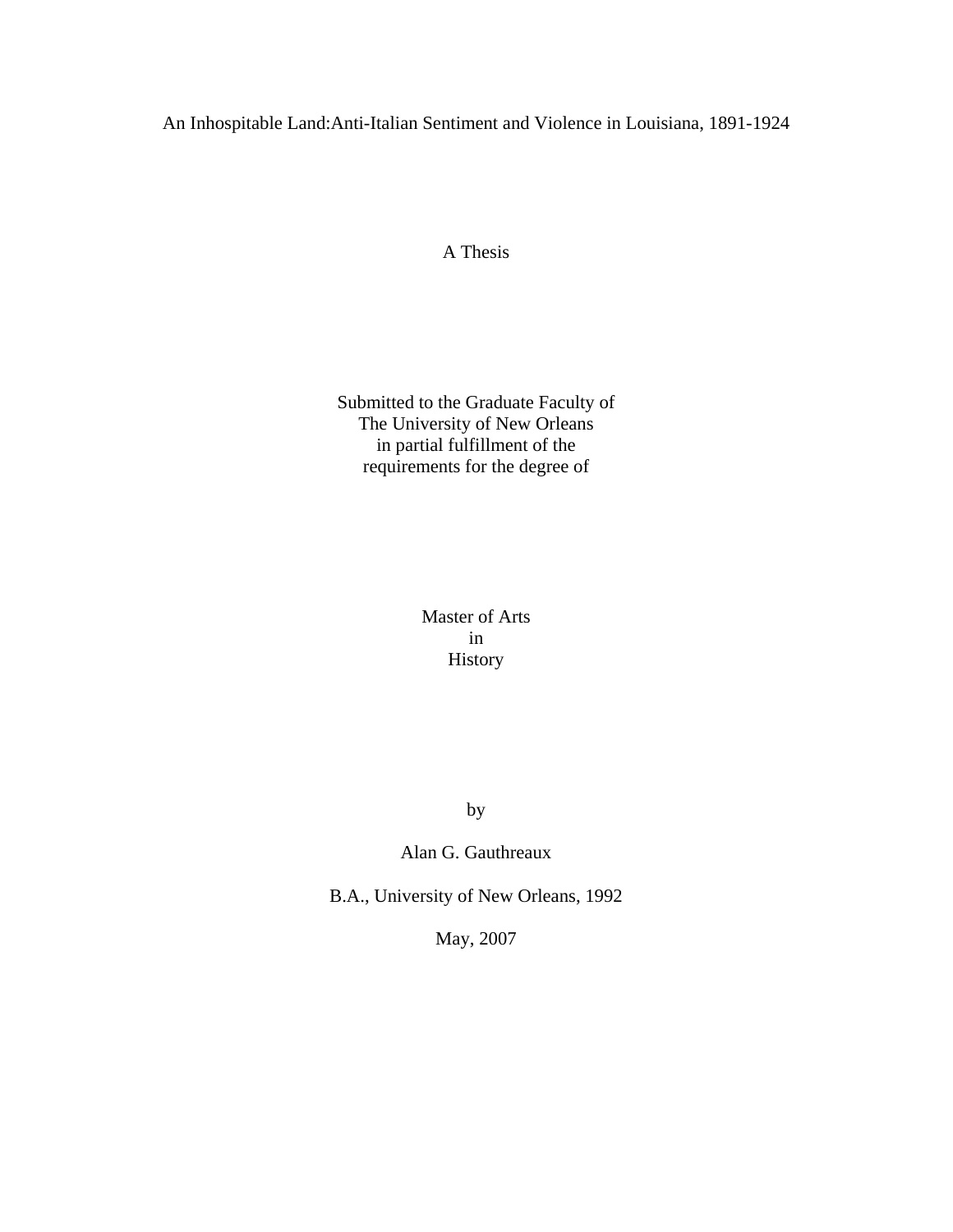# An Inhospitable Land:Anti-Italian Sentiment and Violence in Louisiana, 1891-1924

A Thesis

Submitted to the Graduate Faculty of
The University of New Orleans
in partial fulfillment of the
requirements for the degree of

Master of Arts
in
History

by

Alan G. Gauthreaux

B.A., University of New Orleans, 1992

May, 2007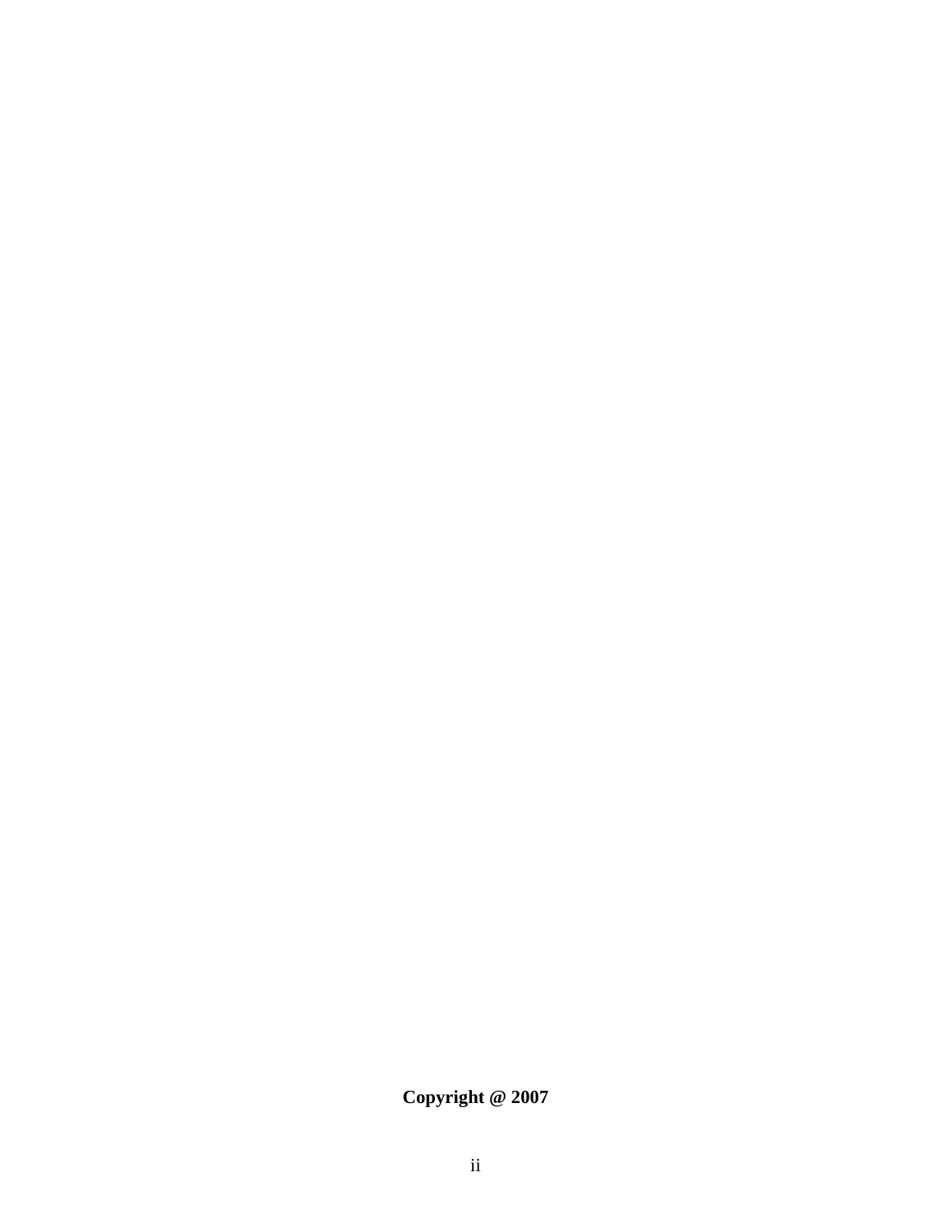**Copyright @ 2007**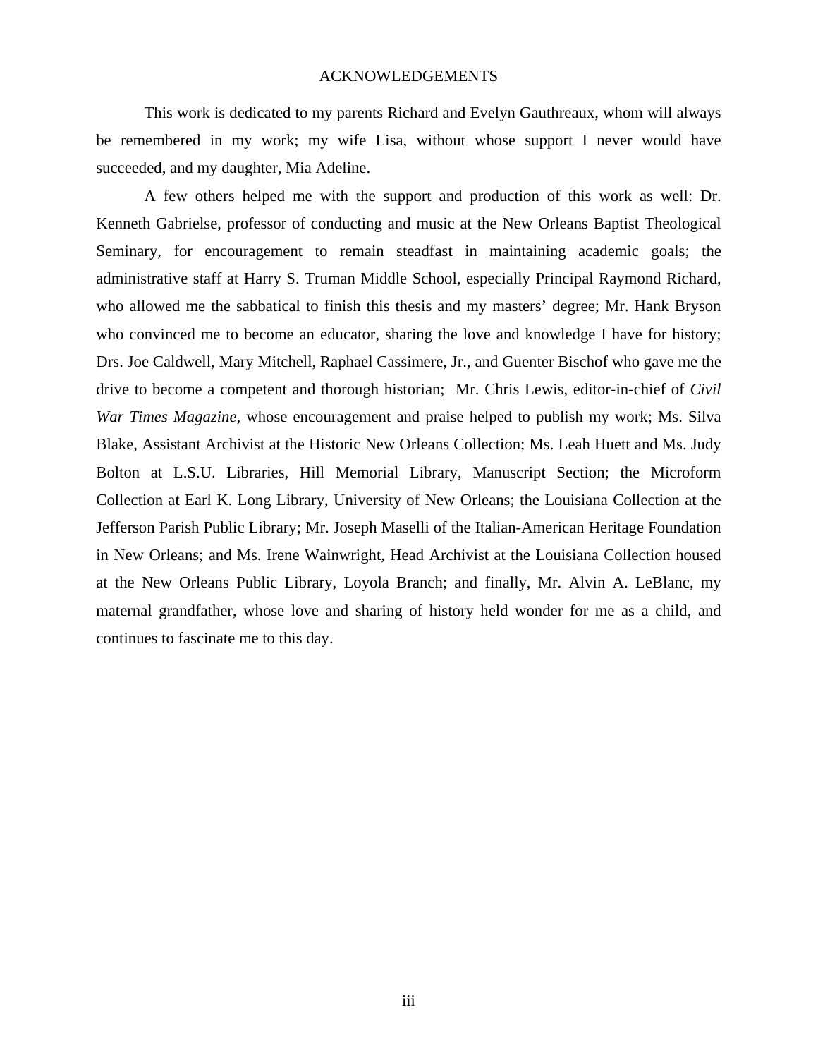# ACKNOWLEDGEMENTS

This work is dedicated to my parents Richard and Evelyn Gauthreaux, whom will always be remembered in my work; my wife Lisa, without whose support I never would have succeeded, and my daughter, Mia Adeline.

A few others helped me with the support and production of this work as well: Dr. Kenneth Gabrielse, professor of conducting and music at the New Orleans Baptist Theological Seminary, for encouragement to remain steadfast in maintaining academic goals; the administrative staff at Harry S. Truman Middle School, especially Principal Raymond Richard, who allowed me the sabbatical to finish this thesis and my masters' degree; Mr. Hank Bryson who convinced me to become an educator, sharing the love and knowledge I have for history; Drs. Joe Caldwell, Mary Mitchell, Raphael Cassimere, Jr., and Guenter Bischof who gave me the drive to become a competent and thorough historian; Mr. Chris Lewis, editor-in-chief of *Civil War Times Magazine*, whose encouragement and praise helped to publish my work; Ms. Silva Blake, Assistant Archivist at the Historic New Orleans Collection; Ms. Leah Huett and Ms. Judy Bolton at L.S.U. Libraries, Hill Memorial Library, Manuscript Section; the Microform Collection at Earl K. Long Library, University of New Orleans; the Louisiana Collection at the Jefferson Parish Public Library; Mr. Joseph Maselli of the Italian-American Heritage Foundation in New Orleans; and Ms. Irene Wainwright, Head Archivist at the Louisiana Collection housed at the New Orleans Public Library, Loyola Branch; and finally, Mr. Alvin A. LeBlanc, my maternal grandfather, whose love and sharing of history held wonder for me as a child, and continues to fascinate me to this day.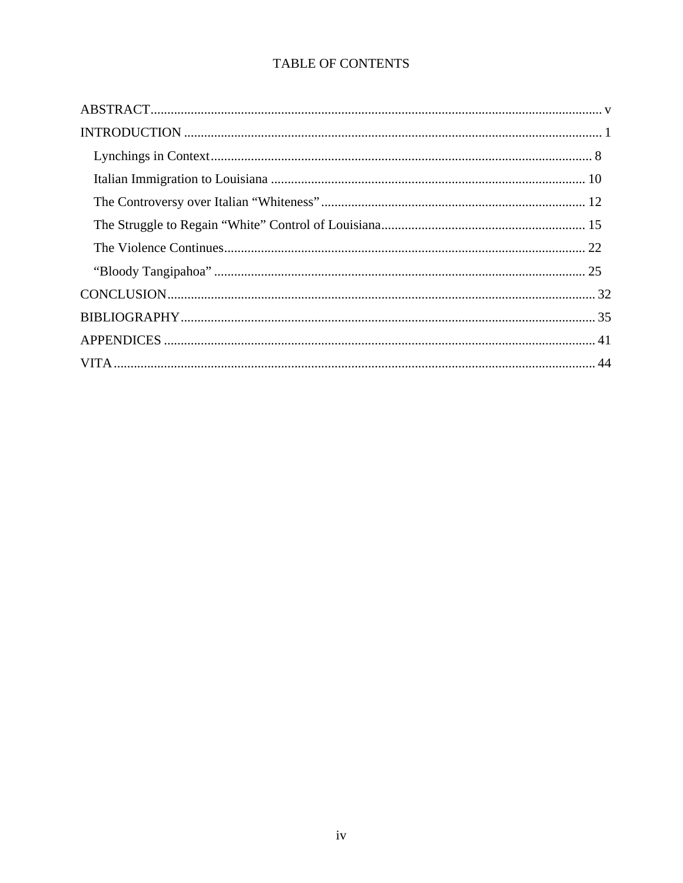# TABLE OF CONTENTS

ABSTRACT ..... v

INTRODUCTION ..... 1

- Lynchings in Context ..... 8
- Italian Immigration to Louisiana ..... 10
- The Controversy over Italian "Whiteness" ..... 12
- The Struggle to Regain "White" Control of Louisiana ..... 15
- The Violence Continues ..... 22
- "Bloody Tangipahoa" ..... 25

CONCLUSION ..... 32

BIBLIOGRAPHY ..... 35

APPENDICES ..... 41

VITA ..... 44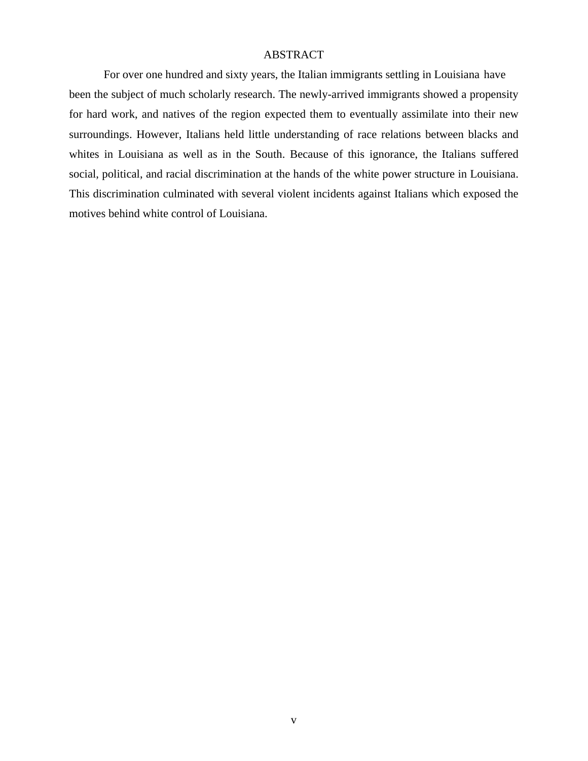# ABSTRACT

For over one hundred and sixty years, the Italian immigrants settling in Louisiana have been the subject of much scholarly research. The newly-arrived immigrants showed a propensity for hard work, and natives of the region expected them to eventually assimilate into their new surroundings. However, Italians held little understanding of race relations between blacks and whites in Louisiana as well as in the South. Because of this ignorance, the Italians suffered social, political, and racial discrimination at the hands of the white power structure in Louisiana. This discrimination culminated with several violent incidents against Italians which exposed the motives behind white control of Louisiana.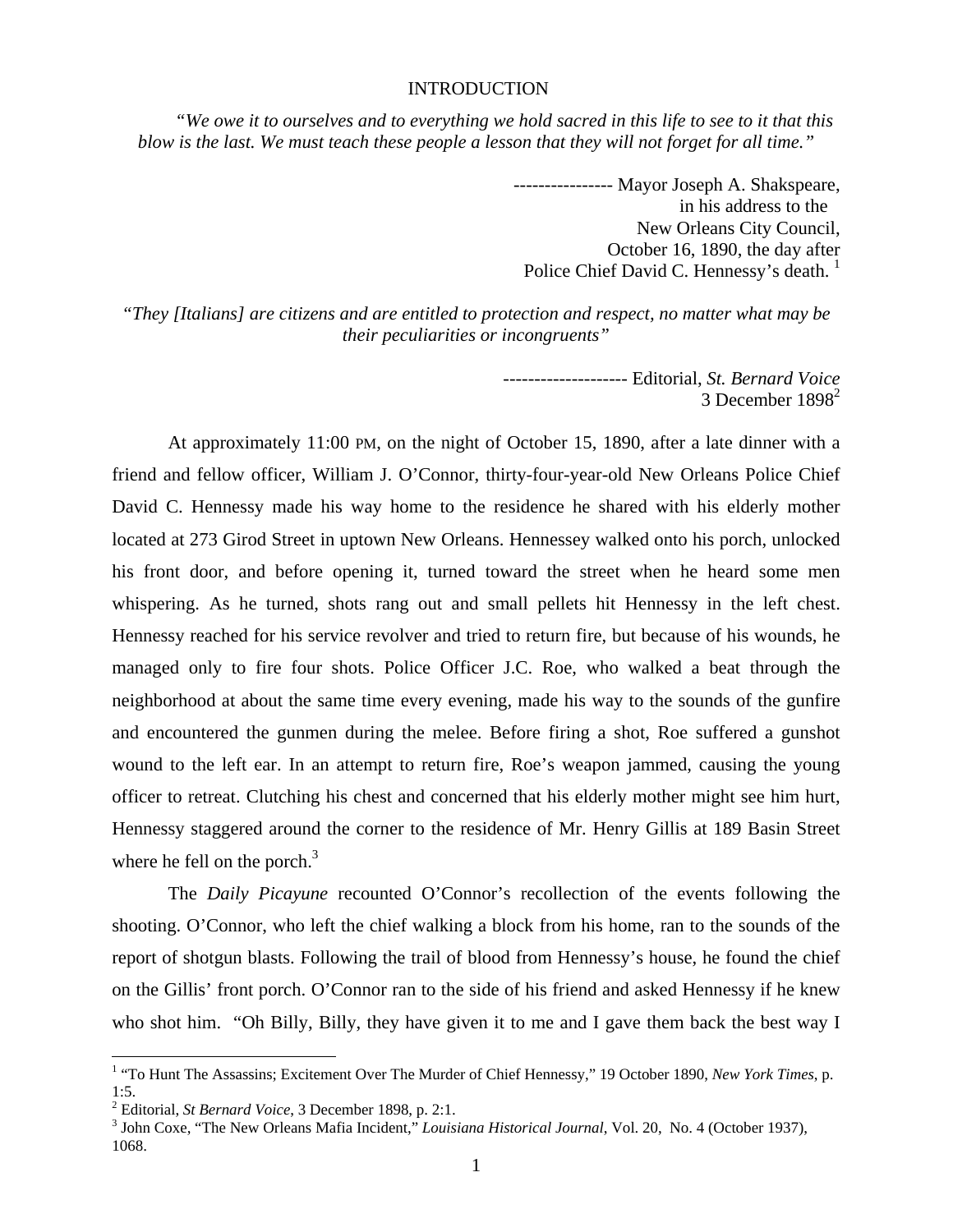# INTRODUCTION

*"We owe it to ourselves and to everything we hold sacred in this life to see to it that this blow is the last. We must teach these people a lesson that they will not forget for all time."*

---------------- Mayor Joseph A. Shakspeare,
in his address to the
New Orleans City Council,
October 16, 1890, the day after
Police Chief David C. Hennessy's death. [1]

*"They [Italians] are citizens and are entitled to protection and respect, no matter what may be their peculiarities or incongruents"*

-------------------- Editorial, *St. Bernard Voice*
3 December 1898[2]

At approximately 11:00 PM, on the night of October 15, 1890, after a late dinner with a friend and fellow officer, William J. O'Connor, thirty-four-year-old New Orleans Police Chief David C. Hennessy made his way home to the residence he shared with his elderly mother located at 273 Girod Street in uptown New Orleans. Hennessey walked onto his porch, unlocked his front door, and before opening it, turned toward the street when he heard some men whispering. As he turned, shots rang out and small pellets hit Hennessy in the left chest. Hennessy reached for his service revolver and tried to return fire, but because of his wounds, he managed only to fire four shots. Police Officer J.C. Roe, who walked a beat through the neighborhood at about the same time every evening, made his way to the sounds of the gunfire and encountered the gunmen during the melee. Before firing a shot, Roe suffered a gunshot wound to the left ear. In an attempt to return fire, Roe's weapon jammed, causing the young officer to retreat. Clutching his chest and concerned that his elderly mother might see him hurt, Hennessy staggered around the corner to the residence of Mr. Henry Gillis at 189 Basin Street where he fell on the porch.[3]

The *Daily Picayune* recounted O'Connor's recollection of the events following the shooting. O'Connor, who left the chief walking a block from his home, ran to the sounds of the report of shotgun blasts. Following the trail of blood from Hennessy's house, he found the chief on the Gillis' front porch. O'Connor ran to the side of his friend and asked Hennessy if he knew who shot him. "Oh Billy, Billy, they have given it to me and I gave them back the best way I

---

[1] "To Hunt The Assassins; Excitement Over The Murder of Chief Hennessy," 19 October 1890, *New York Times*, p. 1:5.

[2] Editorial, *St Bernard Voice*, 3 December 1898, p. 2:1.

[3] John Coxe, "The New Orleans Mafia Incident," *Louisiana Historical Journal*, Vol. 20, No. 4 (October 1937), 1068.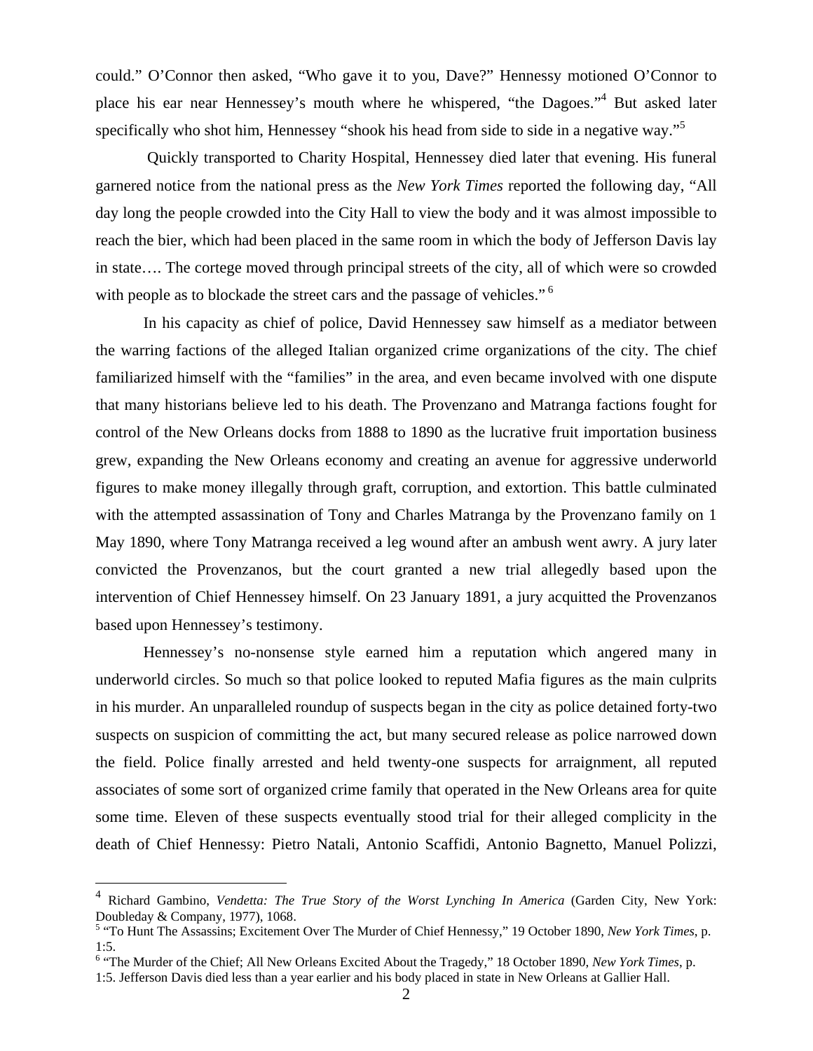could." O'Connor then asked, "Who gave it to you, Dave?" Hennessy motioned O'Connor to place his ear near Hennessey's mouth where he whispered, "the Dagoes."[4] But asked later specifically who shot him, Hennessey "shook his head from side to side in a negative way."[5]

Quickly transported to Charity Hospital, Hennessey died later that evening. His funeral garnered notice from the national press as the *New York Times* reported the following day, "All day long the people crowded into the City Hall to view the body and it was almost impossible to reach the bier, which had been placed in the same room in which the body of Jefferson Davis lay in state…. The cortege moved through principal streets of the city, all of which were so crowded with people as to blockade the street cars and the passage of vehicles."[6]

In his capacity as chief of police, David Hennessey saw himself as a mediator between the warring factions of the alleged Italian organized crime organizations of the city. The chief familiarized himself with the "families" in the area, and even became involved with one dispute that many historians believe led to his death. The Provenzano and Matranga factions fought for control of the New Orleans docks from 1888 to 1890 as the lucrative fruit importation business grew, expanding the New Orleans economy and creating an avenue for aggressive underworld figures to make money illegally through graft, corruption, and extortion. This battle culminated with the attempted assassination of Tony and Charles Matranga by the Provenzano family on 1 May 1890, where Tony Matranga received a leg wound after an ambush went awry. A jury later convicted the Provenzanos, but the court granted a new trial allegedly based upon the intervention of Chief Hennessey himself. On 23 January 1891, a jury acquitted the Provenzanos based upon Hennessey's testimony.

Hennessey's no-nonsense style earned him a reputation which angered many in underworld circles. So much so that police looked to reputed Mafia figures as the main culprits in his murder. An unparalleled roundup of suspects began in the city as police detained forty-two suspects on suspicion of committing the act, but many secured release as police narrowed down the field. Police finally arrested and held twenty-one suspects for arraignment, all reputed associates of some sort of organized crime family that operated in the New Orleans area for quite some time. Eleven of these suspects eventually stood trial for their alleged complicity in the death of Chief Hennessy: Pietro Natali, Antonio Scaffidi, Antonio Bagnetto, Manuel Polizzi,

---

[4] Richard Gambino, *Vendetta: The True Story of the Worst Lynching In America* (Garden City, New York: Doubleday & Company, 1977), 1068.

[5] "To Hunt The Assassins; Excitement Over The Murder of Chief Hennessy," 19 October 1890, *New York Times*, p. 1:5.

[6] "The Murder of the Chief; All New Orleans Excited About the Tragedy," 18 October 1890, *New York Times*, p. 1:5. Jefferson Davis died less than a year earlier and his body placed in state in New Orleans at Gallier Hall.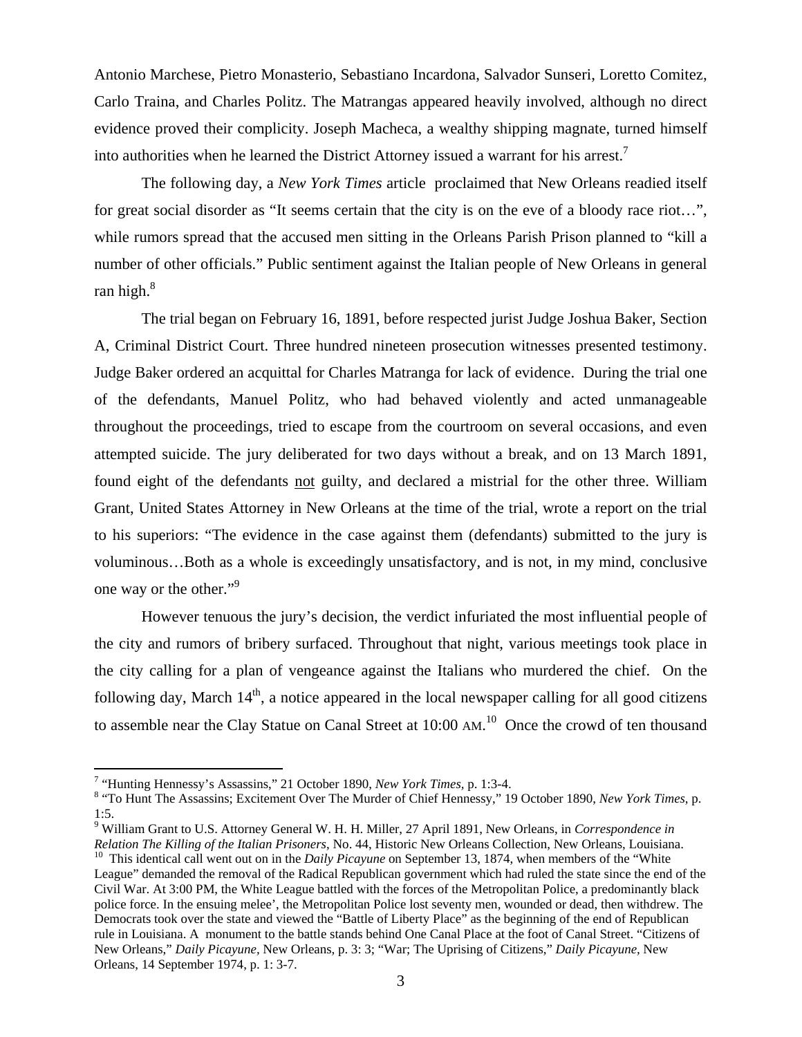Antonio Marchese, Pietro Monasterio, Sebastiano Incardona, Salvador Sunseri, Loretto Comitez, Carlo Traina, and Charles Politz. The Matrangas appeared heavily involved, although no direct evidence proved their complicity. Joseph Macheca, a wealthy shipping magnate, turned himself into authorities when he learned the District Attorney issued a warrant for his arrest.[7]

The following day, a *New York Times* article proclaimed that New Orleans readied itself for great social disorder as "It seems certain that the city is on the eve of a bloody race riot…", while rumors spread that the accused men sitting in the Orleans Parish Prison planned to "kill a number of other officials." Public sentiment against the Italian people of New Orleans in general ran high.[8]

The trial began on February 16, 1891, before respected jurist Judge Joshua Baker, Section A, Criminal District Court. Three hundred nineteen prosecution witnesses presented testimony. Judge Baker ordered an acquittal for Charles Matranga for lack of evidence. During the trial one of the defendants, Manuel Politz, who had behaved violently and acted unmanageable throughout the proceedings, tried to escape from the courtroom on several occasions, and even attempted suicide. The jury deliberated for two days without a break, and on 13 March 1891, found eight of the defendants <u>not</u> guilty, and declared a mistrial for the other three. William Grant, United States Attorney in New Orleans at the time of the trial, wrote a report on the trial to his superiors: "The evidence in the case against them (defendants) submitted to the jury is voluminous…Both as a whole is exceedingly unsatisfactory, and is not, in my mind, conclusive one way or the other."[9]

However tenuous the jury's decision, the verdict infuriated the most influential people of the city and rumors of bribery surfaced. Throughout that night, various meetings took place in the city calling for a plan of vengeance against the Italians who murdered the chief. On the following day, March 14th, a notice appeared in the local newspaper calling for all good citizens to assemble near the Clay Statue on Canal Street at 10:00 AM.[10] Once the crowd of ten thousand

---

[7] "Hunting Hennessy's Assassins," 21 October 1890, *New York Times*, p. 1:3-4.

[8] "To Hunt The Assassins; Excitement Over The Murder of Chief Hennessy," 19 October 1890, *New York Times*, p. 1:5.

[9] William Grant to U.S. Attorney General W. H. H. Miller, 27 April 1891, New Orleans, in *Correspondence in Relation The Killing of the Italian Prisoners*, No. 44, Historic New Orleans Collection, New Orleans, Louisiana.

[10] This identical call went out on in the *Daily Picayune* on September 13, 1874, when members of the "White League" demanded the removal of the Radical Republican government which had ruled the state since the end of the Civil War. At 3:00 PM, the White League battled with the forces of the Metropolitan Police, a predominantly black police force. In the ensuing melee', the Metropolitan Police lost seventy men, wounded or dead, then withdrew. The Democrats took over the state and viewed the "Battle of Liberty Place" as the beginning of the end of Republican rule in Louisiana. A monument to the battle stands behind One Canal Place at the foot of Canal Street. "Citizens of New Orleans," *Daily Picayune*, New Orleans, p. 3: 3; "War; The Uprising of Citizens," *Daily Picayune*, New Orleans, 14 September 1974, p. 1: 3-7.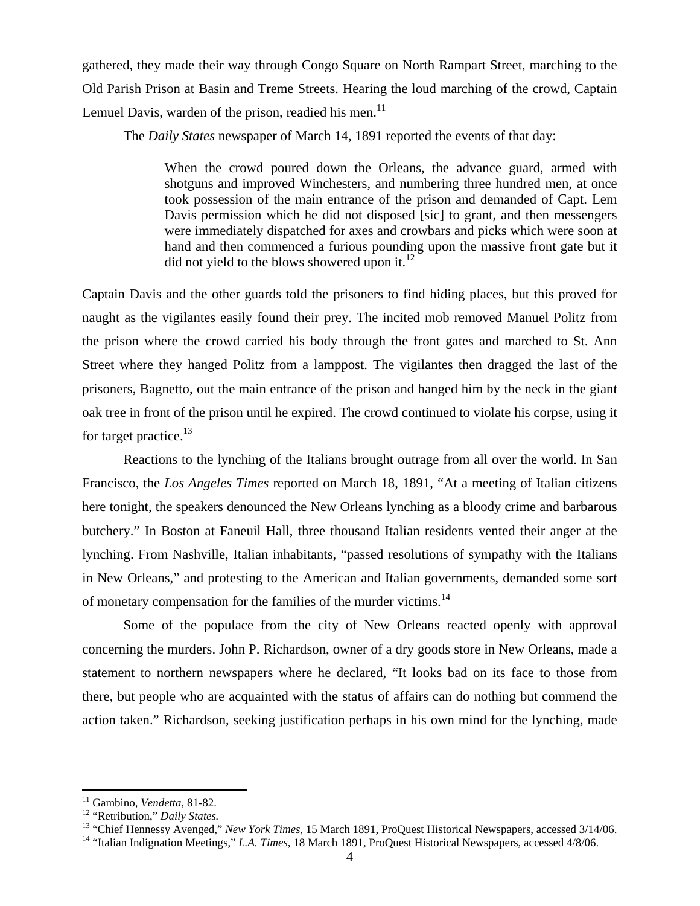gathered, they made their way through Congo Square on North Rampart Street, marching to the Old Parish Prison at Basin and Treme Streets. Hearing the loud marching of the crowd, Captain Lemuel Davis, warden of the prison, readied his men.[11]

The *Daily States* newspaper of March 14, 1891 reported the events of that day:

> When the crowd poured down the Orleans, the advance guard, armed with shotguns and improved Winchesters, and numbering three hundred men, at once took possession of the main entrance of the prison and demanded of Capt. Lem Davis permission which he did not disposed [sic] to grant, and then messengers were immediately dispatched for axes and crowbars and picks which were soon at hand and then commenced a furious pounding upon the massive front gate but it did not yield to the blows showered upon it.[12]

Captain Davis and the other guards told the prisoners to find hiding places, but this proved for naught as the vigilantes easily found their prey. The incited mob removed Manuel Politz from the prison where the crowd carried his body through the front gates and marched to St. Ann Street where they hanged Politz from a lamppost. The vigilantes then dragged the last of the prisoners, Bagnetto, out the main entrance of the prison and hanged him by the neck in the giant oak tree in front of the prison until he expired. The crowd continued to violate his corpse, using it for target practice.[13]

Reactions to the lynching of the Italians brought outrage from all over the world. In San Francisco, the *Los Angeles Times* reported on March 18, 1891, "At a meeting of Italian citizens here tonight, the speakers denounced the New Orleans lynching as a bloody crime and barbarous butchery." In Boston at Faneuil Hall, three thousand Italian residents vented their anger at the lynching. From Nashville, Italian inhabitants, "passed resolutions of sympathy with the Italians in New Orleans," and protesting to the American and Italian governments, demanded some sort of monetary compensation for the families of the murder victims.[14]

Some of the populace from the city of New Orleans reacted openly with approval concerning the murders. John P. Richardson, owner of a dry goods store in New Orleans, made a statement to northern newspapers where he declared, "It looks bad on its face to those from there, but people who are acquainted with the status of affairs can do nothing but commend the action taken." Richardson, seeking justification perhaps in his own mind for the lynching, made

---

[11] Gambino, *Vendetta*, 81-82.

[12] "Retribution," *Daily States.*

[13] "Chief Hennessy Avenged," *New York Times*, 15 March 1891, ProQuest Historical Newspapers, accessed 3/14/06.

[14] "Italian Indignation Meetings," *L.A. Times*, 18 March 1891, ProQuest Historical Newspapers, accessed 4/8/06.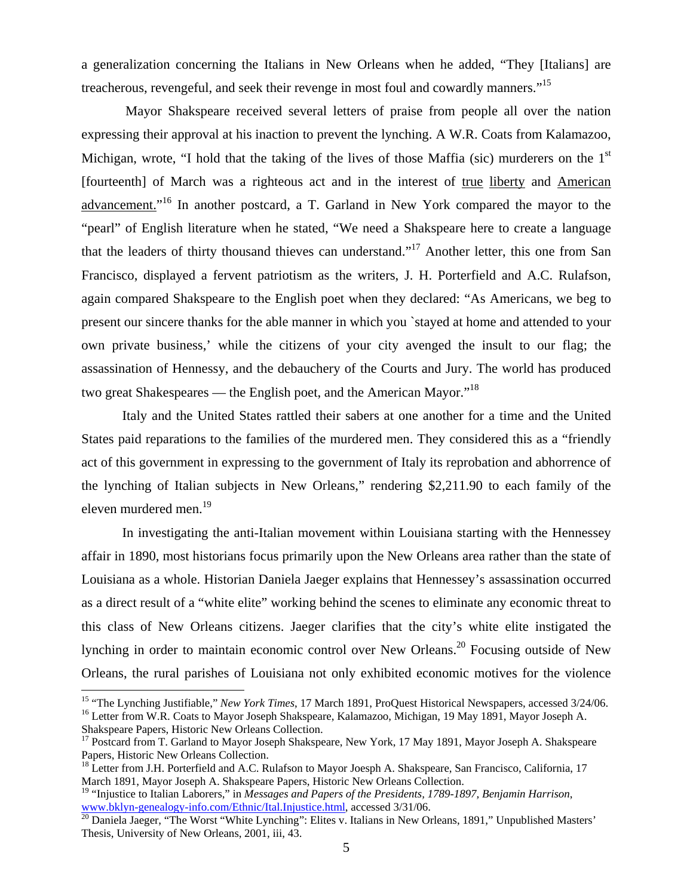a generalization concerning the Italians in New Orleans when he added, "They [Italians] are treacherous, revengeful, and seek their revenge in most foul and cowardly manners."[15]

Mayor Shakspeare received several letters of praise from people all over the nation expressing their approval at his inaction to prevent the lynching. A W.R. Coats from Kalamazoo, Michigan, wrote, "I hold that the taking of the lives of those Maffia (sic) murderers on the 1st [fourteenth] of March was a righteous act and in the interest of <u>true</u> <u>liberty</u> and <u>American advancement.</u>"[16] In another postcard, a T. Garland in New York compared the mayor to the "pearl" of English literature when he stated, "We need a Shakspeare here to create a language that the leaders of thirty thousand thieves can understand."[17] Another letter, this one from San Francisco, displayed a fervent patriotism as the writers, J. H. Porterfield and A.C. Rulafson, again compared Shakspeare to the English poet when they declared: "As Americans, we beg to present our sincere thanks for the able manner in which you `stayed at home and attended to your own private business,' while the citizens of your city avenged the insult to our flag; the assassination of Hennessy, and the debauchery of the Courts and Jury. The world has produced two great Shakespeares — the English poet, and the American Mayor."[18]

Italy and the United States rattled their sabers at one another for a time and the United States paid reparations to the families of the murdered men. They considered this as a "friendly act of this government in expressing to the government of Italy its reprobation and abhorrence of the lynching of Italian subjects in New Orleans," rendering $2,211.90 to each family of the eleven murdered men.[19]

In investigating the anti-Italian movement within Louisiana starting with the Hennessey affair in 1890, most historians focus primarily upon the New Orleans area rather than the state of Louisiana as a whole. Historian Daniela Jaeger explains that Hennessey's assassination occurred as a direct result of a "white elite" working behind the scenes to eliminate any economic threat to this class of New Orleans citizens. Jaeger clarifies that the city's white elite instigated the lynching in order to maintain economic control over New Orleans.[20] Focusing outside of New Orleans, the rural parishes of Louisiana not only exhibited economic motives for the violence

---

[15] "The Lynching Justifiable," *New York Times*, 17 March 1891, ProQuest Historical Newspapers, accessed 3/24/06.

[16] Letter from W.R. Coats to Mayor Joseph Shakspeare, Kalamazoo, Michigan, 19 May 1891, Mayor Joseph A. Shakspeare Papers, Historic New Orleans Collection.

[17] Postcard from T. Garland to Mayor Joseph Shakspeare, New York, 17 May 1891, Mayor Joseph A. Shakspeare Papers, Historic New Orleans Collection.

[18] Letter from J.H. Porterfield and A.C. Rulafson to Mayor Joesph A. Shakspeare, San Francisco, California, 17 March 1891, Mayor Joseph A. Shakspeare Papers, Historic New Orleans Collection.

[19] "Injustice to Italian Laborers," in *Messages and Papers of the Presidents, 1789-1897, Benjamin Harrison*, www.bklyn-genealogy-info.com/Ethnic/Ital.Injustice.html, accessed 3/31/06.

[20] Daniela Jaeger, "The Worst "White Lynching": Elites v. Italians in New Orleans, 1891," Unpublished Masters' Thesis, University of New Orleans, 2001, iii, 43.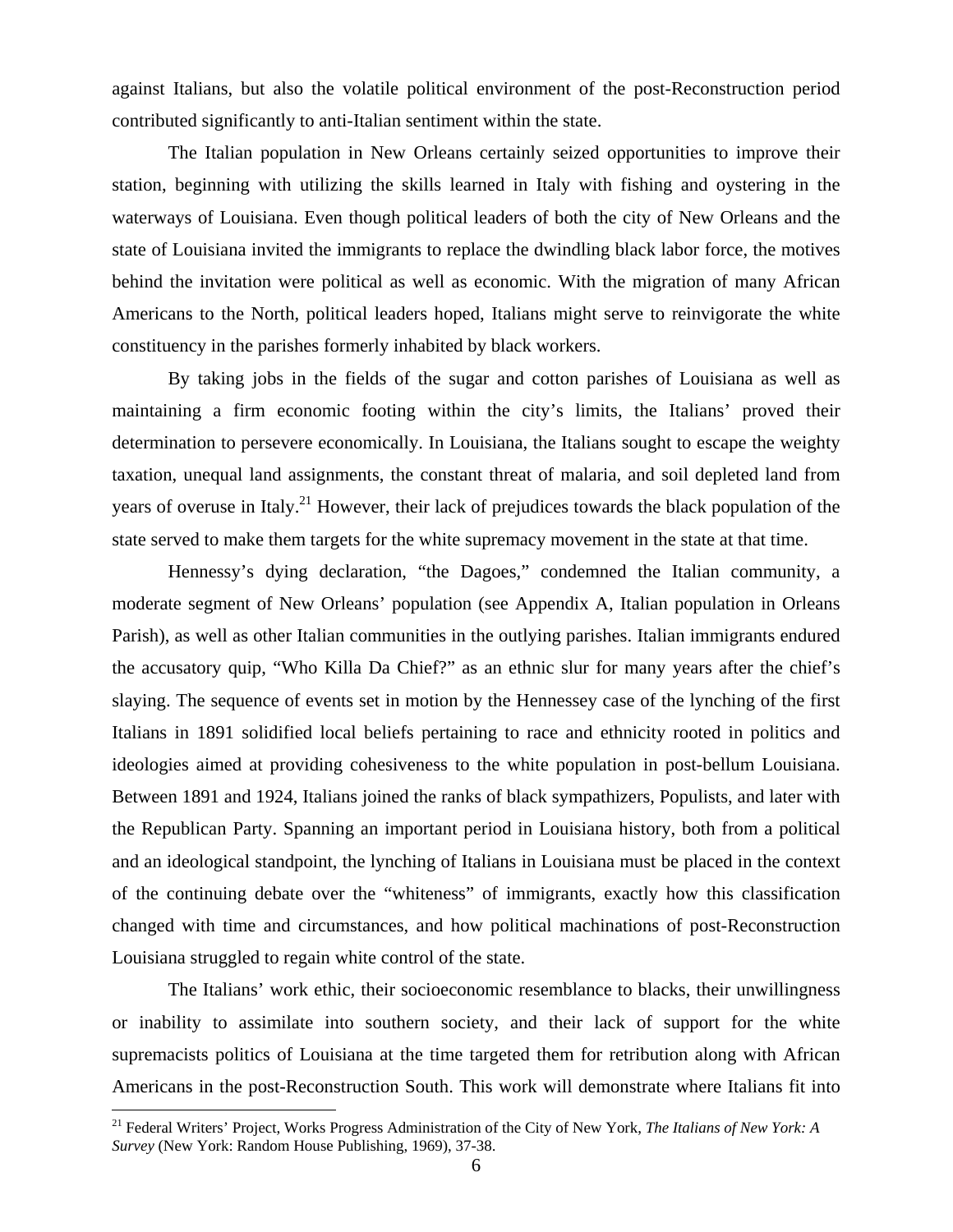against Italians, but also the volatile political environment of the post-Reconstruction period contributed significantly to anti-Italian sentiment within the state.

The Italian population in New Orleans certainly seized opportunities to improve their station, beginning with utilizing the skills learned in Italy with fishing and oystering in the waterways of Louisiana. Even though political leaders of both the city of New Orleans and the state of Louisiana invited the immigrants to replace the dwindling black labor force, the motives behind the invitation were political as well as economic. With the migration of many African Americans to the North, political leaders hoped, Italians might serve to reinvigorate the white constituency in the parishes formerly inhabited by black workers.

By taking jobs in the fields of the sugar and cotton parishes of Louisiana as well as maintaining a firm economic footing within the city's limits, the Italians' proved their determination to persevere economically. In Louisiana, the Italians sought to escape the weighty taxation, unequal land assignments, the constant threat of malaria, and soil depleted land from years of overuse in Italy.[21] However, their lack of prejudices towards the black population of the state served to make them targets for the white supremacy movement in the state at that time.

Hennessy's dying declaration, "the Dagoes," condemned the Italian community, a moderate segment of New Orleans' population (see Appendix A, Italian population in Orleans Parish), as well as other Italian communities in the outlying parishes. Italian immigrants endured the accusatory quip, "Who Killa Da Chief?" as an ethnic slur for many years after the chief's slaying. The sequence of events set in motion by the Hennessey case of the lynching of the first Italians in 1891 solidified local beliefs pertaining to race and ethnicity rooted in politics and ideologies aimed at providing cohesiveness to the white population in post-bellum Louisiana. Between 1891 and 1924, Italians joined the ranks of black sympathizers, Populists, and later with the Republican Party. Spanning an important period in Louisiana history, both from a political and an ideological standpoint, the lynching of Italians in Louisiana must be placed in the context of the continuing debate over the "whiteness" of immigrants, exactly how this classification changed with time and circumstances, and how political machinations of post-Reconstruction Louisiana struggled to regain white control of the state.

The Italians' work ethic, their socioeconomic resemblance to blacks, their unwillingness or inability to assimilate into southern society, and their lack of support for the white supremacists politics of Louisiana at the time targeted them for retribution along with African Americans in the post-Reconstruction South. This work will demonstrate where Italians fit into

---

[21] Federal Writers' Project, Works Progress Administration of the City of New York, *The Italians of New York: A Survey* (New York: Random House Publishing, 1969), 37-38.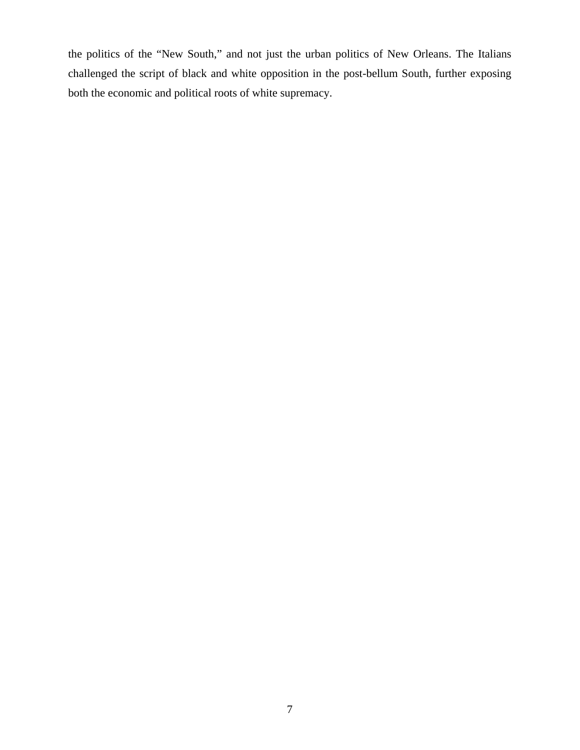the politics of the "New South," and not just the urban politics of New Orleans. The Italians challenged the script of black and white opposition in the post-bellum South, further exposing both the economic and political roots of white supremacy.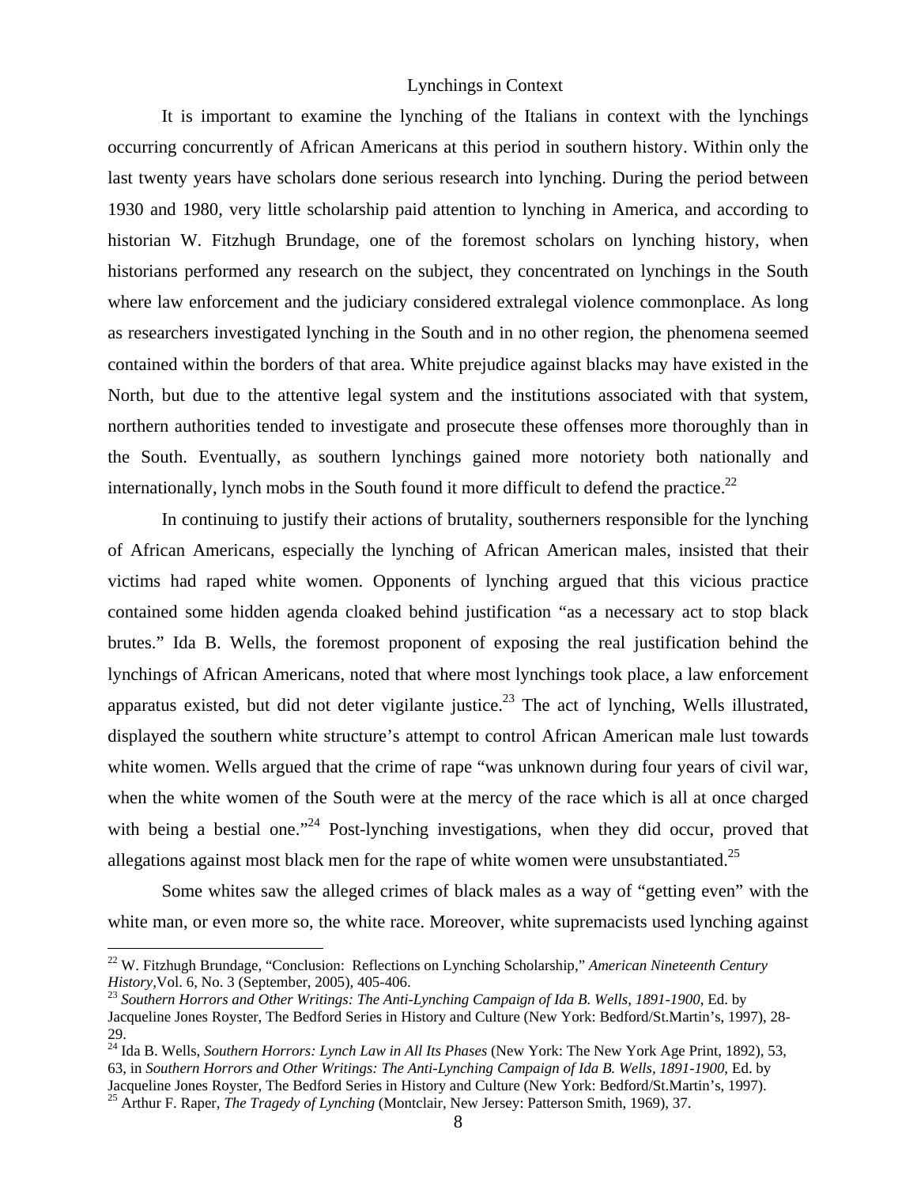## Lynchings in Context

It is important to examine the lynching of the Italians in context with the lynchings occurring concurrently of African Americans at this period in southern history. Within only the last twenty years have scholars done serious research into lynching. During the period between 1930 and 1980, very little scholarship paid attention to lynching in America, and according to historian W. Fitzhugh Brundage, one of the foremost scholars on lynching history, when historians performed any research on the subject, they concentrated on lynchings in the South where law enforcement and the judiciary considered extralegal violence commonplace. As long as researchers investigated lynching in the South and in no other region, the phenomena seemed contained within the borders of that area. White prejudice against blacks may have existed in the North, but due to the attentive legal system and the institutions associated with that system, northern authorities tended to investigate and prosecute these offenses more thoroughly than in the South. Eventually, as southern lynchings gained more notoriety both nationally and internationally, lynch mobs in the South found it more difficult to defend the practice.[22]

In continuing to justify their actions of brutality, southerners responsible for the lynching of African Americans, especially the lynching of African American males, insisted that their victims had raped white women. Opponents of lynching argued that this vicious practice contained some hidden agenda cloaked behind justification "as a necessary act to stop black brutes." Ida B. Wells, the foremost proponent of exposing the real justification behind the lynchings of African Americans, noted that where most lynchings took place, a law enforcement apparatus existed, but did not deter vigilante justice.[23] The act of lynching, Wells illustrated, displayed the southern white structure's attempt to control African American male lust towards white women. Wells argued that the crime of rape "was unknown during four years of civil war, when the white women of the South were at the mercy of the race which is all at once charged with being a bestial one."[24] Post-lynching investigations, when they did occur, proved that allegations against most black men for the rape of white women were unsubstantiated.[25]

Some whites saw the alleged crimes of black males as a way of "getting even" with the white man, or even more so, the white race. Moreover, white supremacists used lynching against

---

[22] W. Fitzhugh Brundage, "Conclusion: Reflections on Lynching Scholarship," *American Nineteenth Century History*,Vol. 6, No. 3 (September, 2005), 405-406.

[23] *Southern Horrors and Other Writings: The Anti-Lynching Campaign of Ida B. Wells, 1891-1900*, Ed. by Jacqueline Jones Royster, The Bedford Series in History and Culture (New York: Bedford/St.Martin's, 1997), 28-29.

[24] Ida B. Wells, *Southern Horrors: Lynch Law in All Its Phases* (New York: The New York Age Print, 1892), 53, 63, in *Southern Horrors and Other Writings: The Anti-Lynching Campaign of Ida B. Wells, 1891-1900*, Ed. by Jacqueline Jones Royster, The Bedford Series in History and Culture (New York: Bedford/St.Martin's, 1997).

[25] Arthur F. Raper, *The Tragedy of Lynching* (Montclair, New Jersey: Patterson Smith, 1969), 37.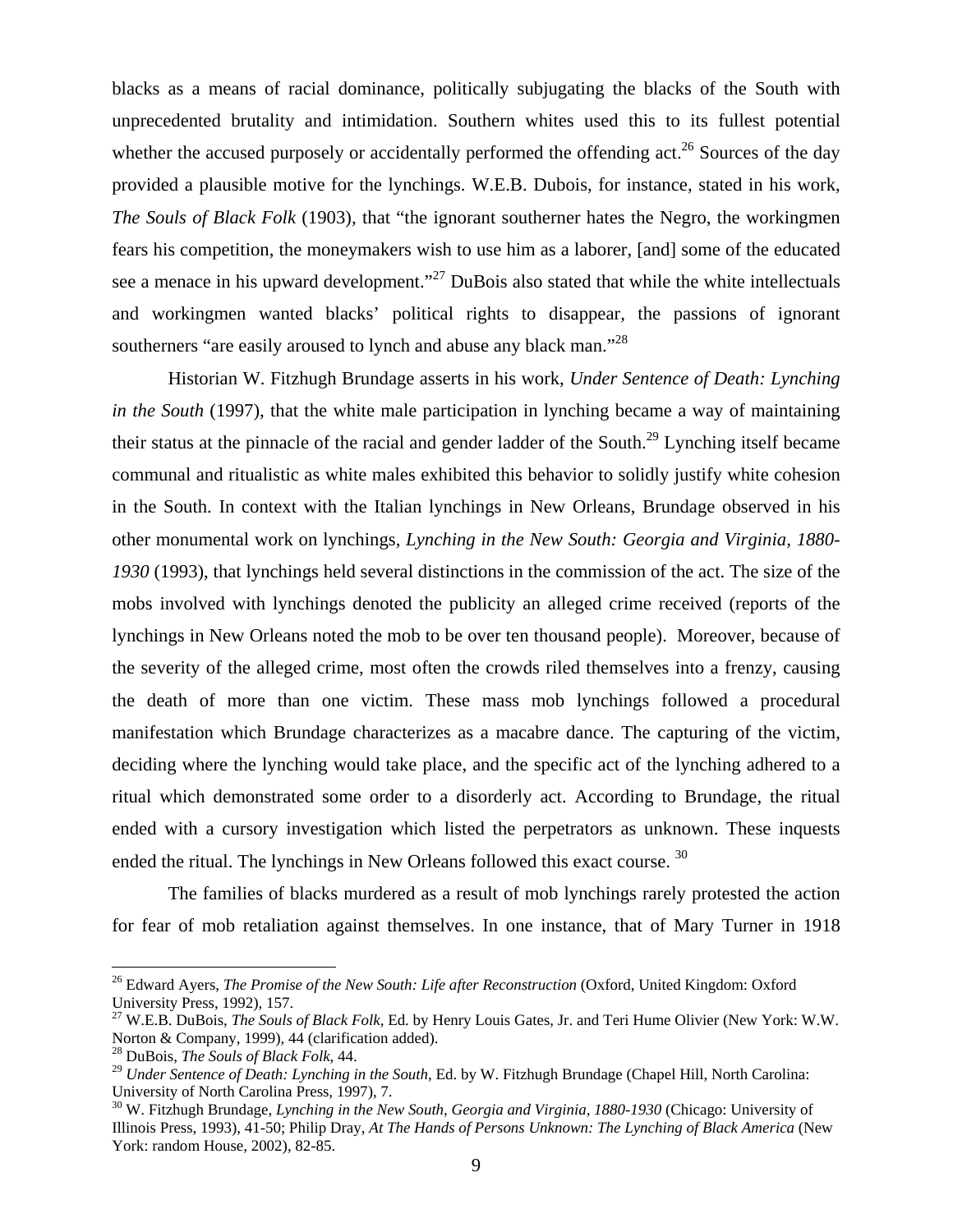blacks as a means of racial dominance, politically subjugating the blacks of the South with unprecedented brutality and intimidation. Southern whites used this to its fullest potential whether the accused purposely or accidentally performed the offending act.[26] Sources of the day provided a plausible motive for the lynchings. W.E.B. Dubois, for instance, stated in his work, *The Souls of Black Folk* (1903), that "the ignorant southerner hates the Negro, the workingmen fears his competition, the moneymakers wish to use him as a laborer, [and] some of the educated see a menace in his upward development."[27] DuBois also stated that while the white intellectuals and workingmen wanted blacks' political rights to disappear, the passions of ignorant southerners "are easily aroused to lynch and abuse any black man."[28]

Historian W. Fitzhugh Brundage asserts in his work, *Under Sentence of Death: Lynching in the South* (1997), that the white male participation in lynching became a way of maintaining their status at the pinnacle of the racial and gender ladder of the South.[29] Lynching itself became communal and ritualistic as white males exhibited this behavior to solidly justify white cohesion in the South. In context with the Italian lynchings in New Orleans, Brundage observed in his other monumental work on lynchings, *Lynching in the New South: Georgia and Virginia, 1880-1930* (1993), that lynchings held several distinctions in the commission of the act. The size of the mobs involved with lynchings denoted the publicity an alleged crime received (reports of the lynchings in New Orleans noted the mob to be over ten thousand people). Moreover, because of the severity of the alleged crime, most often the crowds riled themselves into a frenzy, causing the death of more than one victim. These mass mob lynchings followed a procedural manifestation which Brundage characterizes as a macabre dance. The capturing of the victim, deciding where the lynching would take place, and the specific act of the lynching adhered to a ritual which demonstrated some order to a disorderly act. According to Brundage, the ritual ended with a cursory investigation which listed the perpetrators as unknown. These inquests ended the ritual. The lynchings in New Orleans followed this exact course. [30]

The families of blacks murdered as a result of mob lynchings rarely protested the action for fear of mob retaliation against themselves. In one instance, that of Mary Turner in 1918

---

[26] Edward Ayers, *The Promise of the New South: Life after Reconstruction* (Oxford, United Kingdom: Oxford University Press, 1992), 157.

[27] W.E.B. DuBois, *The Souls of Black Folk,* Ed. by Henry Louis Gates, Jr. and Teri Hume Olivier (New York: W.W. Norton & Company, 1999), 44 (clarification added).

[28] DuBois, *The Souls of Black Folk*, 44.

[29] *Under Sentence of Death: Lynching in the South*, Ed. by W. Fitzhugh Brundage (Chapel Hill, North Carolina: University of North Carolina Press, 1997), 7.

[30] W. Fitzhugh Brundage, *Lynching in the New South, Georgia and Virginia, 1880-1930* (Chicago: University of Illinois Press, 1993), 41-50; Philip Dray, *At The Hands of Persons Unknown: The Lynching of Black America* (New York: random House, 2002), 82-85.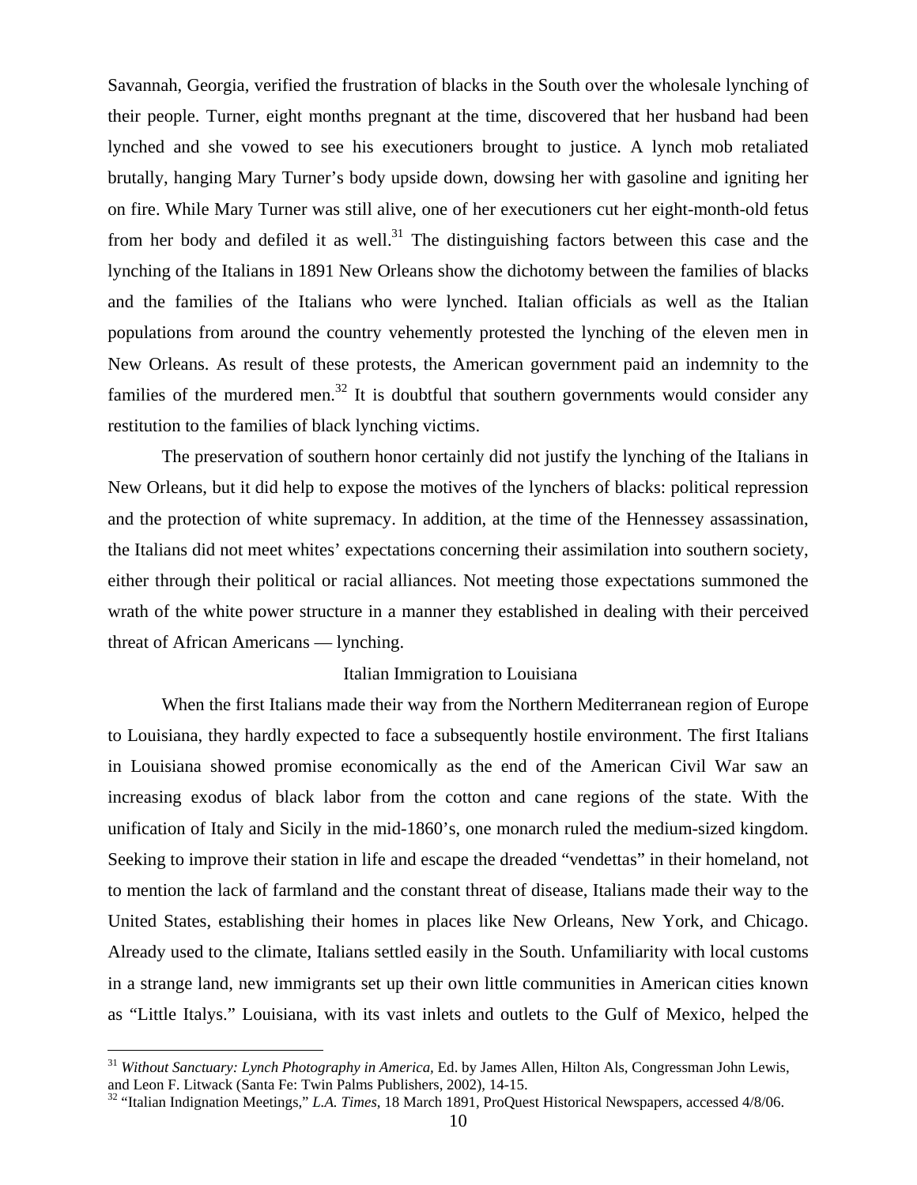Savannah, Georgia, verified the frustration of blacks in the South over the wholesale lynching of their people. Turner, eight months pregnant at the time, discovered that her husband had been lynched and she vowed to see his executioners brought to justice. A lynch mob retaliated brutally, hanging Mary Turner's body upside down, dowsing her with gasoline and igniting her on fire. While Mary Turner was still alive, one of her executioners cut her eight-month-old fetus from her body and defiled it as well.[31] The distinguishing factors between this case and the lynching of the Italians in 1891 New Orleans show the dichotomy between the families of blacks and the families of the Italians who were lynched. Italian officials as well as the Italian populations from around the country vehemently protested the lynching of the eleven men in New Orleans. As result of these protests, the American government paid an indemnity to the families of the murdered men.[32] It is doubtful that southern governments would consider any restitution to the families of black lynching victims.

The preservation of southern honor certainly did not justify the lynching of the Italians in New Orleans, but it did help to expose the motives of the lynchers of blacks: political repression and the protection of white supremacy. In addition, at the time of the Hennessey assassination, the Italians did not meet whites' expectations concerning their assimilation into southern society, either through their political or racial alliances. Not meeting those expectations summoned the wrath of the white power structure in a manner they established in dealing with their perceived threat of African Americans — lynching.

## Italian Immigration to Louisiana

When the first Italians made their way from the Northern Mediterranean region of Europe to Louisiana, they hardly expected to face a subsequently hostile environment. The first Italians in Louisiana showed promise economically as the end of the American Civil War saw an increasing exodus of black labor from the cotton and cane regions of the state. With the unification of Italy and Sicily in the mid-1860's, one monarch ruled the medium-sized kingdom. Seeking to improve their station in life and escape the dreaded "vendettas" in their homeland, not to mention the lack of farmland and the constant threat of disease, Italians made their way to the United States, establishing their homes in places like New Orleans, New York, and Chicago. Already used to the climate, Italians settled easily in the South. Unfamiliarity with local customs in a strange land, new immigrants set up their own little communities in American cities known as "Little Italys." Louisiana, with its vast inlets and outlets to the Gulf of Mexico, helped the

---

[31] *Without Sanctuary: Lynch Photography in America*, Ed. by James Allen, Hilton Als, Congressman John Lewis, and Leon F. Litwack (Santa Fe: Twin Palms Publishers, 2002), 14-15.

[32] "Italian Indignation Meetings," *L.A. Times*, 18 March 1891, ProQuest Historical Newspapers, accessed 4/8/06.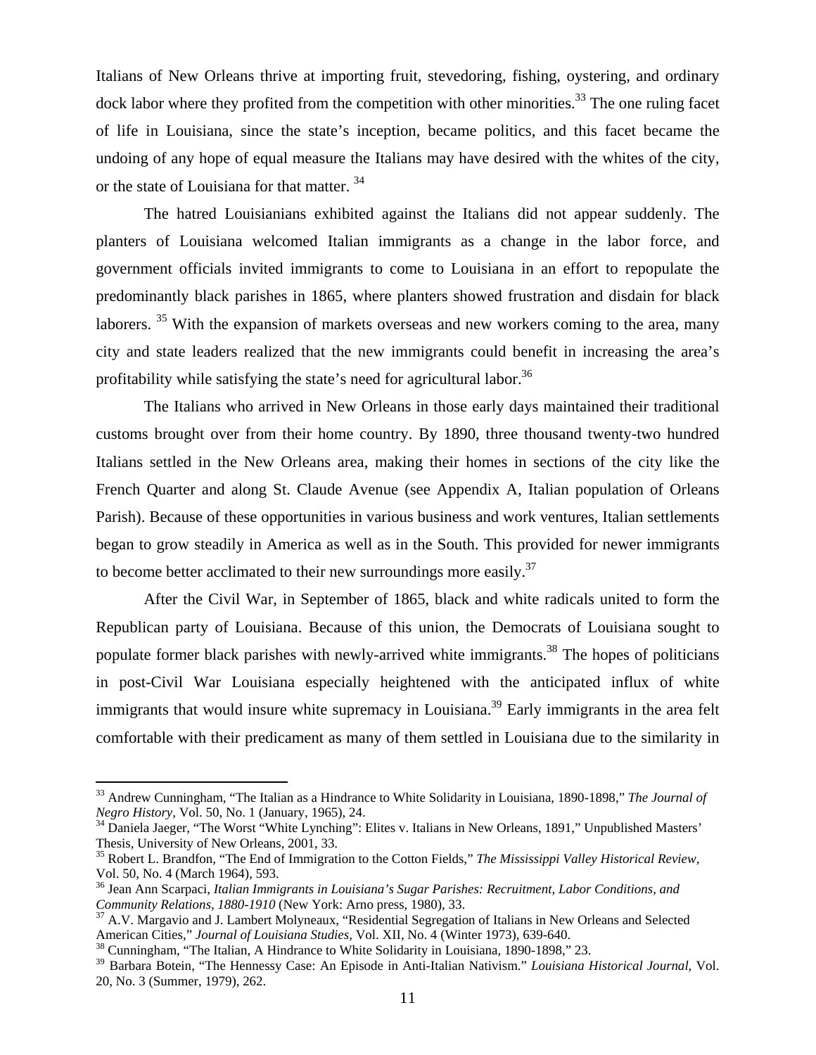Italians of New Orleans thrive at importing fruit, stevedoring, fishing, oystering, and ordinary dock labor where they profited from the competition with other minorities.[33] The one ruling facet of life in Louisiana, since the state's inception, became politics, and this facet became the undoing of any hope of equal measure the Italians may have desired with the whites of the city, or the state of Louisiana for that matter. [34]

The hatred Louisianians exhibited against the Italians did not appear suddenly. The planters of Louisiana welcomed Italian immigrants as a change in the labor force, and government officials invited immigrants to come to Louisiana in an effort to repopulate the predominantly black parishes in 1865, where planters showed frustration and disdain for black laborers. [35] With the expansion of markets overseas and new workers coming to the area, many city and state leaders realized that the new immigrants could benefit in increasing the area's profitability while satisfying the state's need for agricultural labor.[36]

The Italians who arrived in New Orleans in those early days maintained their traditional customs brought over from their home country. By 1890, three thousand twenty-two hundred Italians settled in the New Orleans area, making their homes in sections of the city like the French Quarter and along St. Claude Avenue (see Appendix A, Italian population of Orleans Parish). Because of these opportunities in various business and work ventures, Italian settlements began to grow steadily in America as well as in the South. This provided for newer immigrants to become better acclimated to their new surroundings more easily.[37]

After the Civil War, in September of 1865, black and white radicals united to form the Republican party of Louisiana. Because of this union, the Democrats of Louisiana sought to populate former black parishes with newly-arrived white immigrants.[38] The hopes of politicians in post-Civil War Louisiana especially heightened with the anticipated influx of white immigrants that would insure white supremacy in Louisiana.[39] Early immigrants in the area felt comfortable with their predicament as many of them settled in Louisiana due to the similarity in

---

[33] Andrew Cunningham, "The Italian as a Hindrance to White Solidarity in Louisiana, 1890-1898," *The Journal of Negro History*, Vol. 50, No. 1 (January, 1965), 24.

[34] Daniela Jaeger, "The Worst "White Lynching": Elites v. Italians in New Orleans, 1891," Unpublished Masters' Thesis, University of New Orleans, 2001, 33.

[35] Robert L. Brandfon, "The End of Immigration to the Cotton Fields," *The Mississippi Valley Historical Review*, Vol. 50, No. 4 (March 1964), 593.

[36] Jean Ann Scarpaci, *Italian Immigrants in Louisiana's Sugar Parishes: Recruitment, Labor Conditions, and Community Relations, 1880-1910* (New York: Arno press, 1980), 33.

[37] A.V. Margavio and J. Lambert Molyneaux, "Residential Segregation of Italians in New Orleans and Selected American Cities," *Journal of Louisiana Studies*, Vol. XII, No. 4 (Winter 1973), 639-640.

[38] Cunningham, "The Italian, A Hindrance to White Solidarity in Louisiana, 1890-1898," 23.

[39] Barbara Botein, "The Hennessy Case: An Episode in Anti-Italian Nativism." *Louisiana Historical Journal*, Vol. 20, No. 3 (Summer, 1979), 262.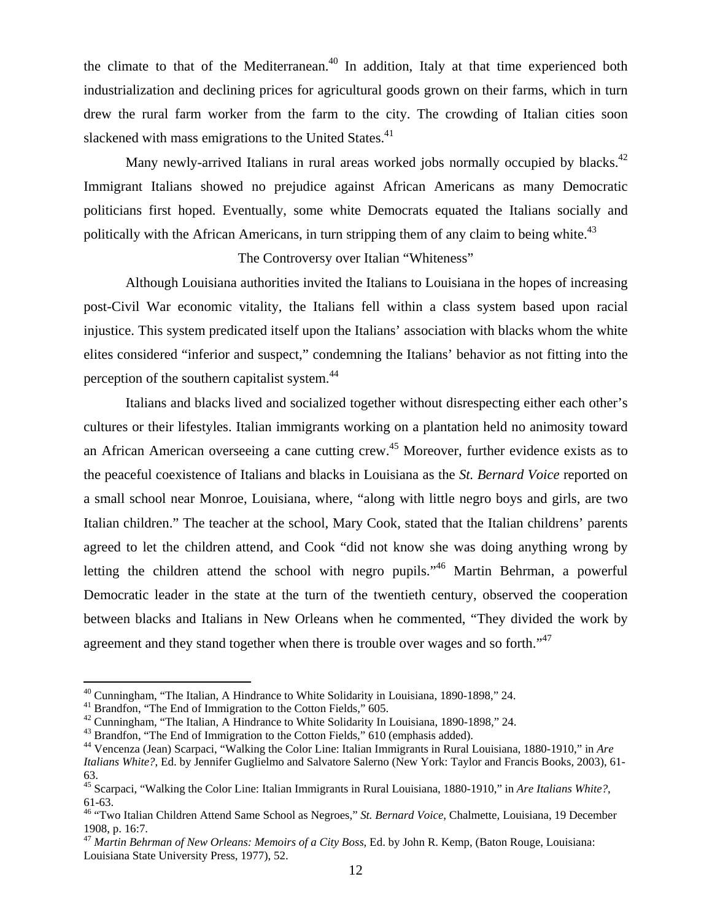the climate to that of the Mediterranean.[40] In addition, Italy at that time experienced both industrialization and declining prices for agricultural goods grown on their farms, which in turn drew the rural farm worker from the farm to the city. The crowding of Italian cities soon slackened with mass emigrations to the United States.[41]

Many newly-arrived Italians in rural areas worked jobs normally occupied by blacks.[42] Immigrant Italians showed no prejudice against African Americans as many Democratic politicians first hoped. Eventually, some white Democrats equated the Italians socially and politically with the African Americans, in turn stripping them of any claim to being white.[43]

## The Controversy over Italian "Whiteness"

Although Louisiana authorities invited the Italians to Louisiana in the hopes of increasing post-Civil War economic vitality, the Italians fell within a class system based upon racial injustice. This system predicated itself upon the Italians' association with blacks whom the white elites considered "inferior and suspect," condemning the Italians' behavior as not fitting into the perception of the southern capitalist system.[44]

Italians and blacks lived and socialized together without disrespecting either each other's cultures or their lifestyles. Italian immigrants working on a plantation held no animosity toward an African American overseeing a cane cutting crew.[45] Moreover, further evidence exists as to the peaceful coexistence of Italians and blacks in Louisiana as the *St. Bernard Voice* reported on a small school near Monroe, Louisiana, where, "along with little negro boys and girls, are two Italian children." The teacher at the school, Mary Cook, stated that the Italian childrens' parents agreed to let the children attend, and Cook "did not know she was doing anything wrong by letting the children attend the school with negro pupils."[46] Martin Behrman, a powerful Democratic leader in the state at the turn of the twentieth century, observed the cooperation between blacks and Italians in New Orleans when he commented, "They divided the work by agreement and they stand together when there is trouble over wages and so forth."[47]

---

[40] Cunningham, "The Italian, A Hindrance to White Solidarity in Louisiana, 1890-1898," 24.

[41] Brandfon, "The End of Immigration to the Cotton Fields," 605.

[42] Cunningham, "The Italian, A Hindrance to White Solidarity In Louisiana, 1890-1898," 24.

[43] Brandfon, "The End of Immigration to the Cotton Fields," 610 (emphasis added).

[44] Vencenza (Jean) Scarpaci, "Walking the Color Line: Italian Immigrants in Rural Louisiana, 1880-1910," in *Are Italians White?*, Ed. by Jennifer Guglielmo and Salvatore Salerno (New York: Taylor and Francis Books, 2003), 61-63.

[45] Scarpaci, "Walking the Color Line: Italian Immigrants in Rural Louisiana, 1880-1910," in *Are Italians White?*, 61-63.

[46] "Two Italian Children Attend Same School as Negroes," *St. Bernard Voice*, Chalmette, Louisiana, 19 December 1908, p. 16:7.

[47] *Martin Behrman of New Orleans: Memoirs of a City Boss*, Ed. by John R. Kemp, (Baton Rouge, Louisiana: Louisiana State University Press, 1977), 52.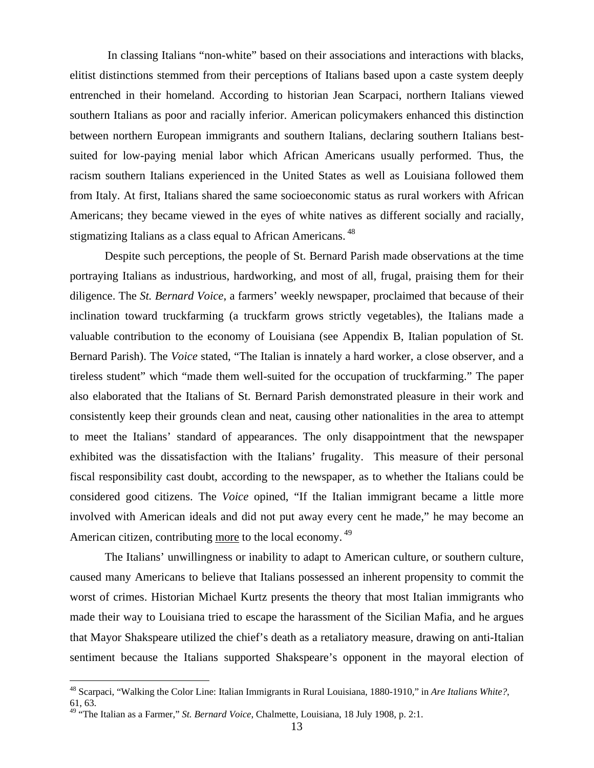In classing Italians "non-white" based on their associations and interactions with blacks, elitist distinctions stemmed from their perceptions of Italians based upon a caste system deeply entrenched in their homeland. According to historian Jean Scarpaci, northern Italians viewed southern Italians as poor and racially inferior. American policymakers enhanced this distinction between northern European immigrants and southern Italians, declaring southern Italians best-suited for low-paying menial labor which African Americans usually performed. Thus, the racism southern Italians experienced in the United States as well as Louisiana followed them from Italy. At first, Italians shared the same socioeconomic status as rural workers with African Americans; they became viewed in the eyes of white natives as different socially and racially, stigmatizing Italians as a class equal to African Americans.[48]

Despite such perceptions, the people of St. Bernard Parish made observations at the time portraying Italians as industrious, hardworking, and most of all, frugal, praising them for their diligence. The *St. Bernard Voice*, a farmers' weekly newspaper, proclaimed that because of their inclination toward truckfarming (a truckfarm grows strictly vegetables), the Italians made a valuable contribution to the economy of Louisiana (see Appendix B, Italian population of St. Bernard Parish). The *Voice* stated, "The Italian is innately a hard worker, a close observer, and a tireless student" which "made them well-suited for the occupation of truckfarming." The paper also elaborated that the Italians of St. Bernard Parish demonstrated pleasure in their work and consistently keep their grounds clean and neat, causing other nationalities in the area to attempt to meet the Italians' standard of appearances. The only disappointment that the newspaper exhibited was the dissatisfaction with the Italians' frugality. This measure of their personal fiscal responsibility cast doubt, according to the newspaper, as to whether the Italians could be considered good citizens. The *Voice* opined, "If the Italian immigrant became a little more involved with American ideals and did not put away every cent he made," he may become an American citizen, contributing <u>more</u> to the local economy.[49]

The Italians' unwillingness or inability to adapt to American culture, or southern culture, caused many Americans to believe that Italians possessed an inherent propensity to commit the worst of crimes. Historian Michael Kurtz presents the theory that most Italian immigrants who made their way to Louisiana tried to escape the harassment of the Sicilian Mafia, and he argues that Mayor Shakspeare utilized the chief's death as a retaliatory measure, drawing on anti-Italian sentiment because the Italians supported Shakspeare's opponent in the mayoral election of

---

[48] Scarpaci, "Walking the Color Line: Italian Immigrants in Rural Louisiana, 1880-1910," in *Are Italians White?*, 61, 63.

[49] "The Italian as a Farmer," *St. Bernard Voice*, Chalmette, Louisiana, 18 July 1908, p. 2:1.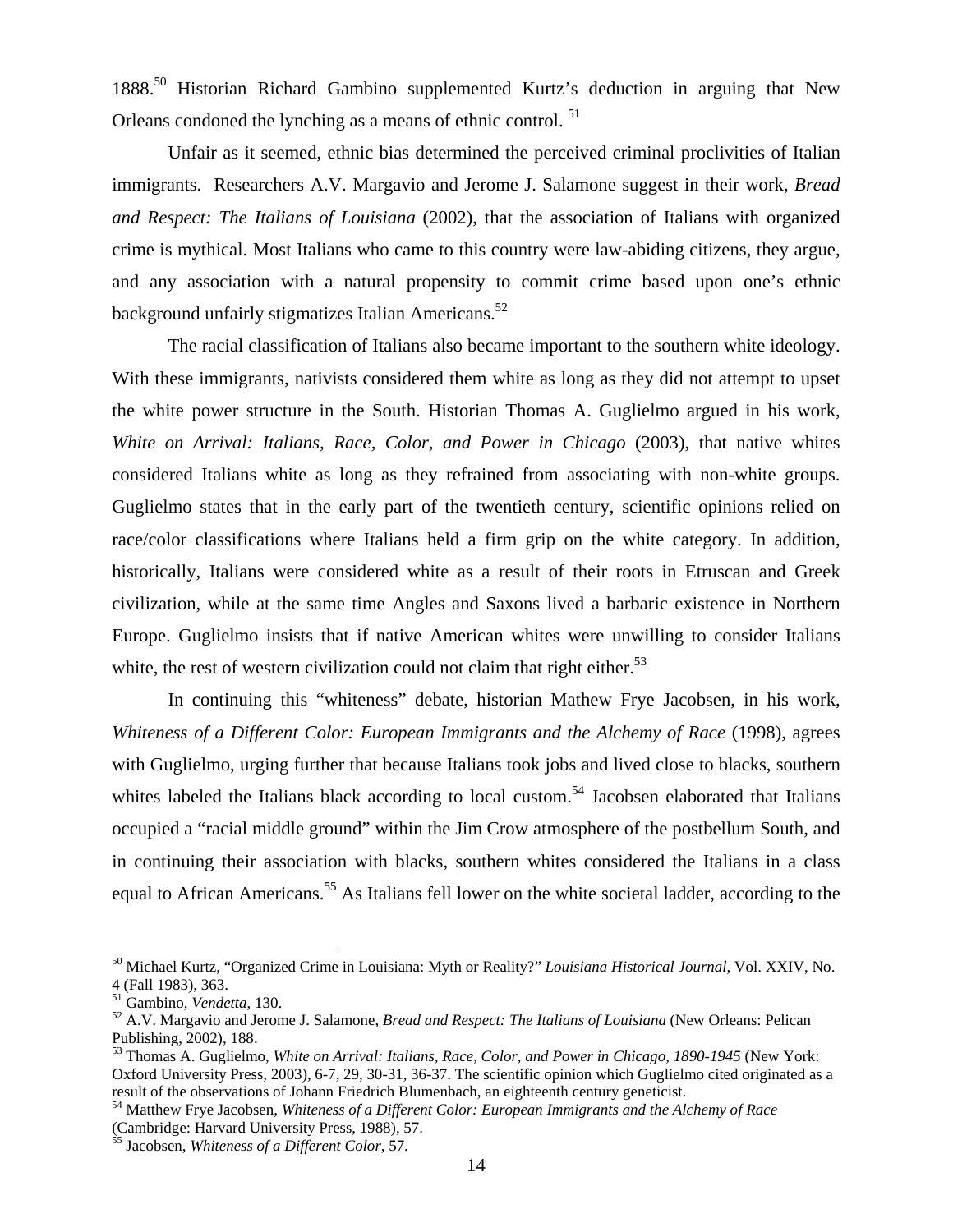1888.[50] Historian Richard Gambino supplemented Kurtz's deduction in arguing that New Orleans condoned the lynching as a means of ethnic control. [51]

Unfair as it seemed, ethnic bias determined the perceived criminal proclivities of Italian immigrants. Researchers A.V. Margavio and Jerome J. Salamone suggest in their work, *Bread and Respect: The Italians of Louisiana* (2002), that the association of Italians with organized crime is mythical. Most Italians who came to this country were law-abiding citizens, they argue, and any association with a natural propensity to commit crime based upon one's ethnic background unfairly stigmatizes Italian Americans.[52]

The racial classification of Italians also became important to the southern white ideology. With these immigrants, nativists considered them white as long as they did not attempt to upset the white power structure in the South. Historian Thomas A. Guglielmo argued in his work, *White on Arrival: Italians, Race, Color, and Power in Chicago* (2003), that native whites considered Italians white as long as they refrained from associating with non-white groups. Guglielmo states that in the early part of the twentieth century, scientific opinions relied on race/color classifications where Italians held a firm grip on the white category. In addition, historically, Italians were considered white as a result of their roots in Etruscan and Greek civilization, while at the same time Angles and Saxons lived a barbaric existence in Northern Europe. Guglielmo insists that if native American whites were unwilling to consider Italians white, the rest of western civilization could not claim that right either.[53]

In continuing this "whiteness" debate, historian Mathew Frye Jacobsen, in his work, *Whiteness of a Different Color: European Immigrants and the Alchemy of Race* (1998), agrees with Guglielmo, urging further that because Italians took jobs and lived close to blacks, southern whites labeled the Italians black according to local custom.[54] Jacobsen elaborated that Italians occupied a "racial middle ground" within the Jim Crow atmosphere of the postbellum South, and in continuing their association with blacks, southern whites considered the Italians in a class equal to African Americans.[55] As Italians fell lower on the white societal ladder, according to the

---

[50] Michael Kurtz, "Organized Crime in Louisiana: Myth or Reality?" *Louisiana Historical Journal*, Vol. XXIV, No. 4 (Fall 1983), 363.

[51] Gambino, *Vendetta*, 130.

[52] A.V. Margavio and Jerome J. Salamone, *Bread and Respect: The Italians of Louisiana* (New Orleans: Pelican Publishing, 2002), 188.

[53] Thomas A. Guglielmo, *White on Arrival: Italians, Race, Color, and Power in Chicago, 1890-1945* (New York: Oxford University Press, 2003), 6-7, 29, 30-31, 36-37. The scientific opinion which Guglielmo cited originated as a result of the observations of Johann Friedrich Blumenbach, an eighteenth century geneticist.

[54] Matthew Frye Jacobsen, *Whiteness of a Different Color: European Immigrants and the Alchemy of Race* (Cambridge: Harvard University Press, 1988), 57.

[55] Jacobsen, *Whiteness of a Different Color*, 57.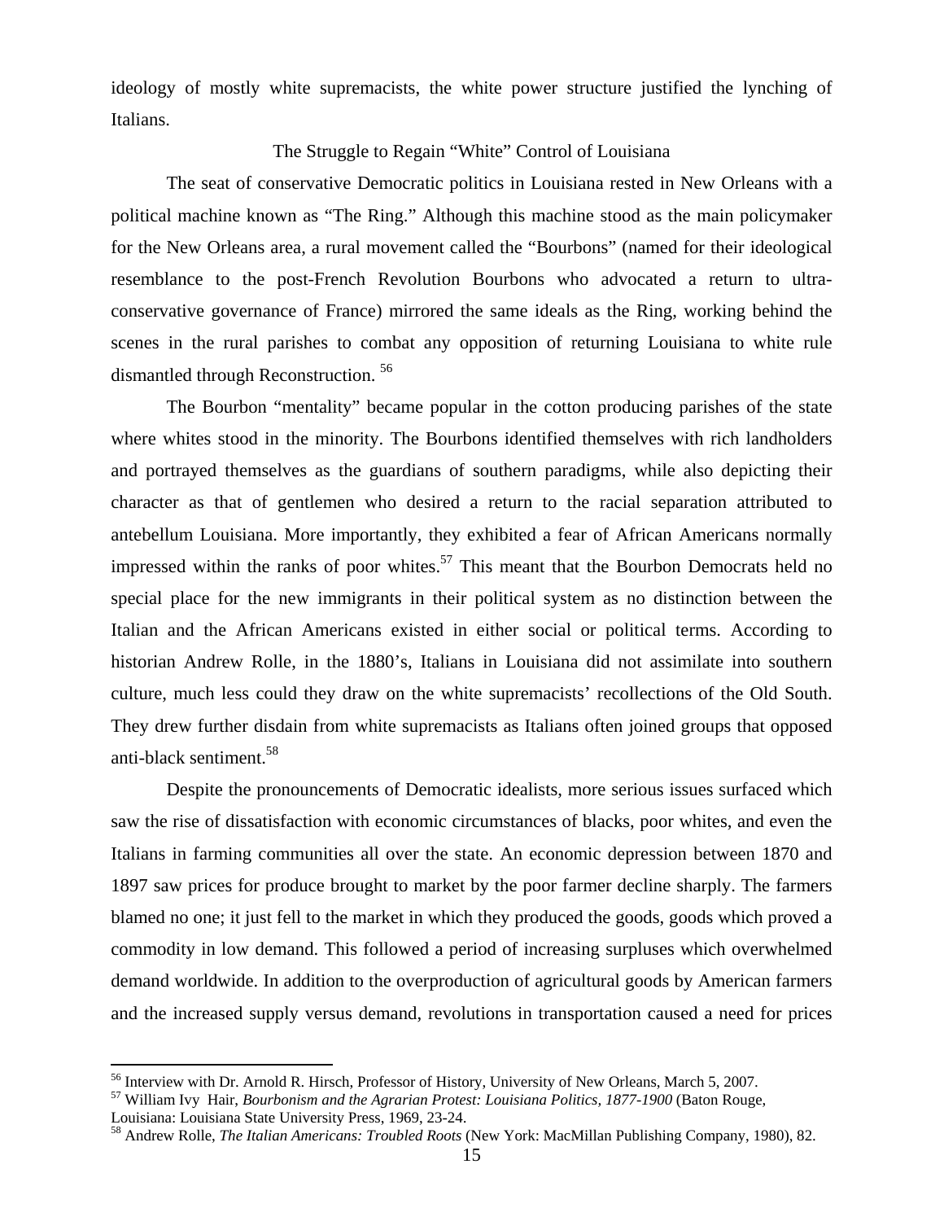ideology of mostly white supremacists, the white power structure justified the lynching of Italians.

## The Struggle to Regain "White" Control of Louisiana

The seat of conservative Democratic politics in Louisiana rested in New Orleans with a political machine known as "The Ring." Although this machine stood as the main policymaker for the New Orleans area, a rural movement called the "Bourbons" (named for their ideological resemblance to the post-French Revolution Bourbons who advocated a return to ultra-conservative governance of France) mirrored the same ideals as the Ring, working behind the scenes in the rural parishes to combat any opposition of returning Louisiana to white rule dismantled through Reconstruction. [56]

The Bourbon "mentality" became popular in the cotton producing parishes of the state where whites stood in the minority. The Bourbons identified themselves with rich landholders and portrayed themselves as the guardians of southern paradigms, while also depicting their character as that of gentlemen who desired a return to the racial separation attributed to antebellum Louisiana. More importantly, they exhibited a fear of African Americans normally impressed within the ranks of poor whites.[57] This meant that the Bourbon Democrats held no special place for the new immigrants in their political system as no distinction between the Italian and the African Americans existed in either social or political terms. According to historian Andrew Rolle, in the 1880's, Italians in Louisiana did not assimilate into southern culture, much less could they draw on the white supremacists' recollections of the Old South. They drew further disdain from white supremacists as Italians often joined groups that opposed anti-black sentiment.[58]

Despite the pronouncements of Democratic idealists, more serious issues surfaced which saw the rise of dissatisfaction with economic circumstances of blacks, poor whites, and even the Italians in farming communities all over the state. An economic depression between 1870 and 1897 saw prices for produce brought to market by the poor farmer decline sharply. The farmers blamed no one; it just fell to the market in which they produced the goods, goods which proved a commodity in low demand. This followed a period of increasing surpluses which overwhelmed demand worldwide. In addition to the overproduction of agricultural goods by American farmers and the increased supply versus demand, revolutions in transportation caused a need for prices

---

[56] Interview with Dr. Arnold R. Hirsch, Professor of History, University of New Orleans, March 5, 2007.

[57] William Ivy Hair, *Bourbonism and the Agrarian Protest: Louisiana Politics, 1877-1900* (Baton Rouge, Louisiana: Louisiana State University Press, 1969, 23-24.

[58] Andrew Rolle, *The Italian Americans: Troubled Roots* (New York: MacMillan Publishing Company, 1980), 82.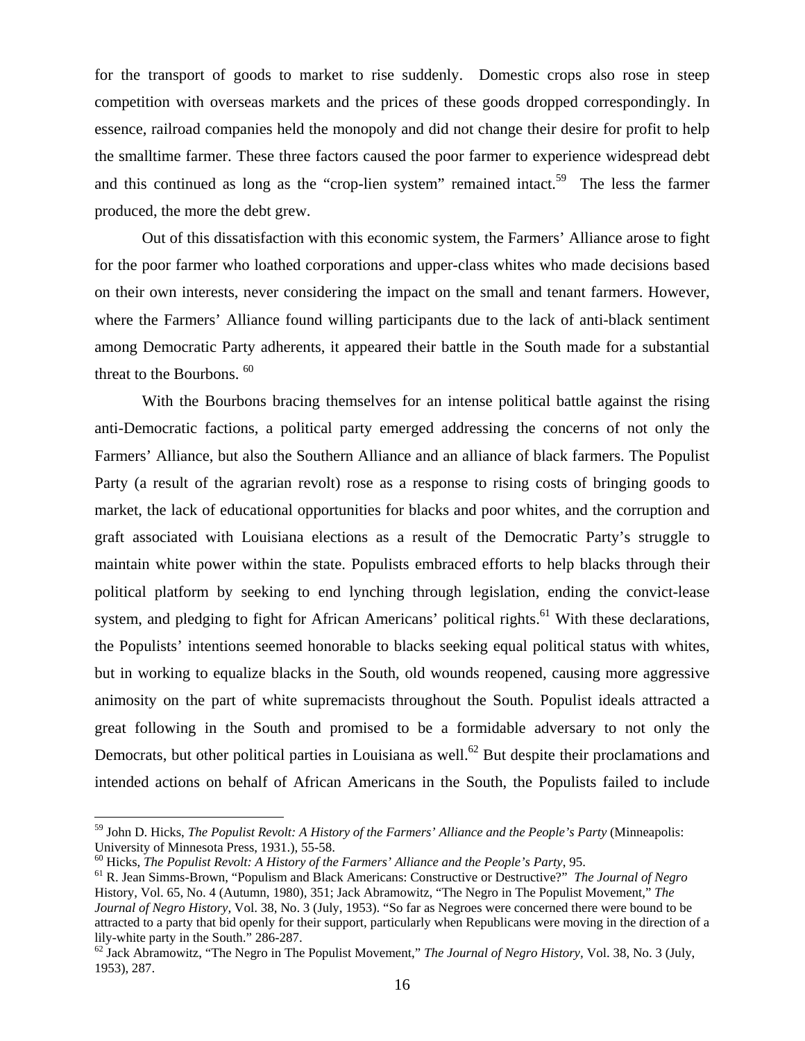for the transport of goods to market to rise suddenly. Domestic crops also rose in steep competition with overseas markets and the prices of these goods dropped correspondingly. In essence, railroad companies held the monopoly and did not change their desire for profit to help the smalltime farmer. These three factors caused the poor farmer to experience widespread debt and this continued as long as the "crop-lien system" remained intact.[59] The less the farmer produced, the more the debt grew.

Out of this dissatisfaction with this economic system, the Farmers' Alliance arose to fight for the poor farmer who loathed corporations and upper-class whites who made decisions based on their own interests, never considering the impact on the small and tenant farmers. However, where the Farmers' Alliance found willing participants due to the lack of anti-black sentiment among Democratic Party adherents, it appeared their battle in the South made for a substantial threat to the Bourbons.[60]

With the Bourbons bracing themselves for an intense political battle against the rising anti-Democratic factions, a political party emerged addressing the concerns of not only the Farmers' Alliance, but also the Southern Alliance and an alliance of black farmers. The Populist Party (a result of the agrarian revolt) rose as a response to rising costs of bringing goods to market, the lack of educational opportunities for blacks and poor whites, and the corruption and graft associated with Louisiana elections as a result of the Democratic Party's struggle to maintain white power within the state. Populists embraced efforts to help blacks through their political platform by seeking to end lynching through legislation, ending the convict-lease system, and pledging to fight for African Americans' political rights.[61] With these declarations, the Populists' intentions seemed honorable to blacks seeking equal political status with whites, but in working to equalize blacks in the South, old wounds reopened, causing more aggressive animosity on the part of white supremacists throughout the South. Populist ideals attracted a great following in the South and promised to be a formidable adversary to not only the Democrats, but other political parties in Louisiana as well.[62] But despite their proclamations and intended actions on behalf of African Americans in the South, the Populists failed to include

---

[59] John D. Hicks, *The Populist Revolt: A History of the Farmers' Alliance and the People's Party* (Minneapolis: University of Minnesota Press, 1931.), 55-58.

[60] Hicks, *The Populist Revolt: A History of the Farmers' Alliance and the People's Party*, 95.

[61] R. Jean Simms-Brown, "Populism and Black Americans: Constructive or Destructive?" *The Journal of Negro* History, Vol. 65, No. 4 (Autumn, 1980), 351; Jack Abramowitz, "The Negro in The Populist Movement," *The Journal of Negro History,* Vol. 38, No. 3 (July, 1953). "So far as Negroes were concerned there were bound to be attracted to a party that bid openly for their support, particularly when Republicans were moving in the direction of a lily-white party in the South." 286-287.

[62] Jack Abramowitz, "The Negro in The Populist Movement," *The Journal of Negro History,* Vol. 38, No. 3 (July, 1953), 287.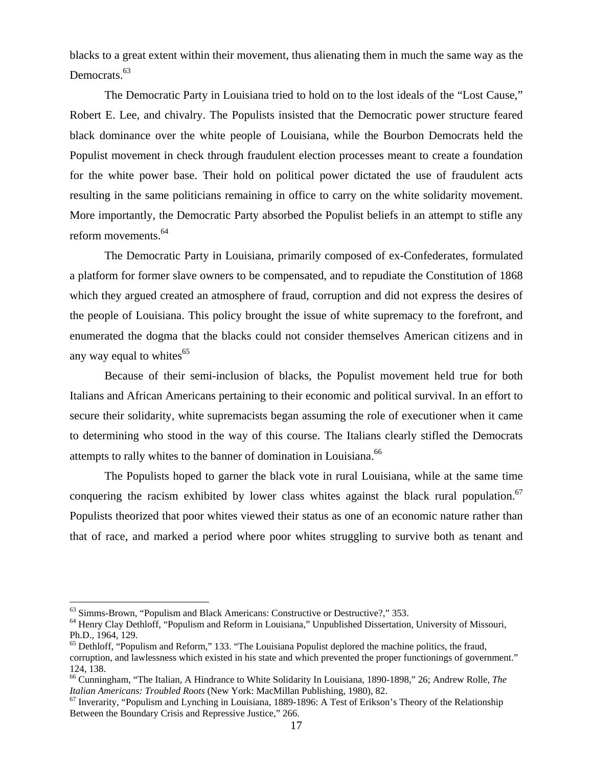blacks to a great extent within their movement, thus alienating them in much the same way as the Democrats.[63]

The Democratic Party in Louisiana tried to hold on to the lost ideals of the "Lost Cause," Robert E. Lee, and chivalry. The Populists insisted that the Democratic power structure feared black dominance over the white people of Louisiana, while the Bourbon Democrats held the Populist movement in check through fraudulent election processes meant to create a foundation for the white power base. Their hold on political power dictated the use of fraudulent acts resulting in the same politicians remaining in office to carry on the white solidarity movement. More importantly, the Democratic Party absorbed the Populist beliefs in an attempt to stifle any reform movements.[64]

The Democratic Party in Louisiana, primarily composed of ex-Confederates, formulated a platform for former slave owners to be compensated, and to repudiate the Constitution of 1868 which they argued created an atmosphere of fraud, corruption and did not express the desires of the people of Louisiana. This policy brought the issue of white supremacy to the forefront, and enumerated the dogma that the blacks could not consider themselves American citizens and in any way equal to whites[65]

Because of their semi-inclusion of blacks, the Populist movement held true for both Italians and African Americans pertaining to their economic and political survival. In an effort to secure their solidarity, white supremacists began assuming the role of executioner when it came to determining who stood in the way of this course. The Italians clearly stifled the Democrats attempts to rally whites to the banner of domination in Louisiana.[66]

The Populists hoped to garner the black vote in rural Louisiana, while at the same time conquering the racism exhibited by lower class whites against the black rural population.[67] Populists theorized that poor whites viewed their status as one of an economic nature rather than that of race, and marked a period where poor whites struggling to survive both as tenant and

---

[63] Simms-Brown, "Populism and Black Americans: Constructive or Destructive?," 353.

[64] Henry Clay Dethloff, "Populism and Reform in Louisiana," Unpublished Dissertation, University of Missouri, Ph.D., 1964, 129.

[65] Dethloff, "Populism and Reform," 133. "The Louisiana Populist deplored the machine politics, the fraud, corruption, and lawlessness which existed in his state and which prevented the proper functionings of government." 124, 138.

[66] Cunningham, "The Italian, A Hindrance to White Solidarity In Louisiana, 1890-1898," 26; Andrew Rolle, *The Italian Americans: Troubled Roots* (New York: MacMillan Publishing, 1980), 82.

[67] Inverarity, "Populism and Lynching in Louisiana, 1889-1896: A Test of Erikson's Theory of the Relationship Between the Boundary Crisis and Repressive Justice," 266.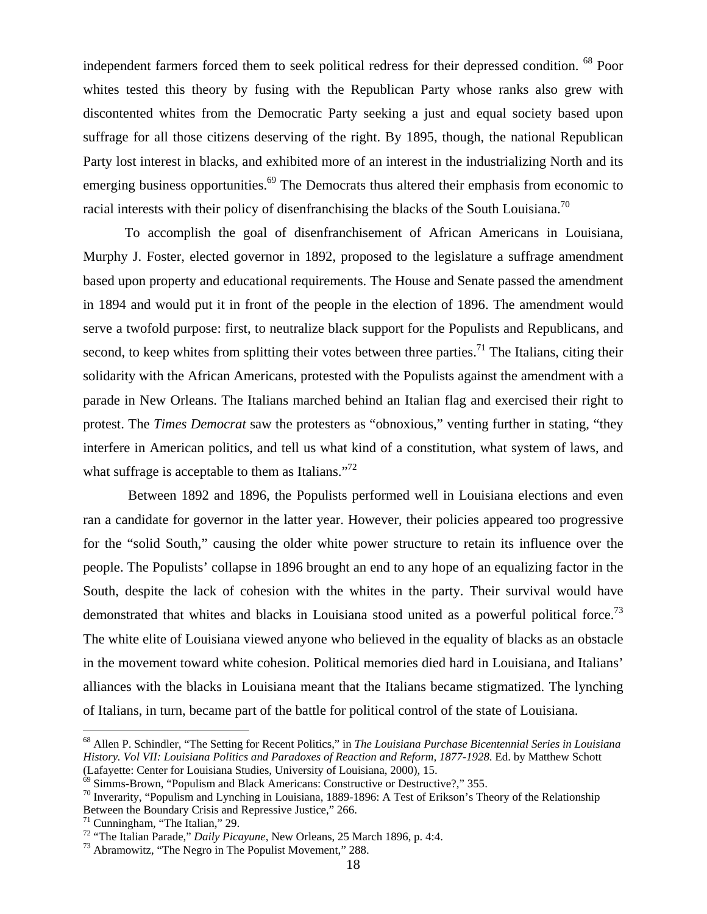independent farmers forced them to seek political redress for their depressed condition. [68] Poor whites tested this theory by fusing with the Republican Party whose ranks also grew with discontented whites from the Democratic Party seeking a just and equal society based upon suffrage for all those citizens deserving of the right. By 1895, though, the national Republican Party lost interest in blacks, and exhibited more of an interest in the industrializing North and its emerging business opportunities.[69] The Democrats thus altered their emphasis from economic to racial interests with their policy of disenfranchising the blacks of the South Louisiana.[70]

To accomplish the goal of disenfranchisement of African Americans in Louisiana, Murphy J. Foster, elected governor in 1892, proposed to the legislature a suffrage amendment based upon property and educational requirements. The House and Senate passed the amendment in 1894 and would put it in front of the people in the election of 1896. The amendment would serve a twofold purpose: first, to neutralize black support for the Populists and Republicans, and second, to keep whites from splitting their votes between three parties.[71] The Italians, citing their solidarity with the African Americans, protested with the Populists against the amendment with a parade in New Orleans. The Italians marched behind an Italian flag and exercised their right to protest. The *Times Democrat* saw the protesters as "obnoxious," venting further in stating, "they interfere in American politics, and tell us what kind of a constitution, what system of laws, and what suffrage is acceptable to them as Italians."[72]

Between 1892 and 1896, the Populists performed well in Louisiana elections and even ran a candidate for governor in the latter year. However, their policies appeared too progressive for the "solid South," causing the older white power structure to retain its influence over the people. The Populists' collapse in 1896 brought an end to any hope of an equalizing factor in the South, despite the lack of cohesion with the whites in the party. Their survival would have demonstrated that whites and blacks in Louisiana stood united as a powerful political force.[73] The white elite of Louisiana viewed anyone who believed in the equality of blacks as an obstacle in the movement toward white cohesion. Political memories died hard in Louisiana, and Italians' alliances with the blacks in Louisiana meant that the Italians became stigmatized. The lynching of Italians, in turn, became part of the battle for political control of the state of Louisiana.

---

[68] Allen P. Schindler, "The Setting for Recent Politics," in *The Louisiana Purchase Bicentennial Series in Louisiana History. Vol VII: Louisiana Politics and Paradoxes of Reaction and Reform, 1877-1928.* Ed. by Matthew Schott (Lafayette: Center for Louisiana Studies, University of Louisiana, 2000), 15.

[69] Simms-Brown, "Populism and Black Americans: Constructive or Destructive?," 355.

[70] Inverarity, "Populism and Lynching in Louisiana, 1889-1896: A Test of Erikson's Theory of the Relationship Between the Boundary Crisis and Repressive Justice," 266.

[71] Cunningham, "The Italian," 29.

[72] "The Italian Parade," *Daily Picayune*, New Orleans, 25 March 1896, p. 4:4.

[73] Abramowitz, "The Negro in The Populist Movement," 288.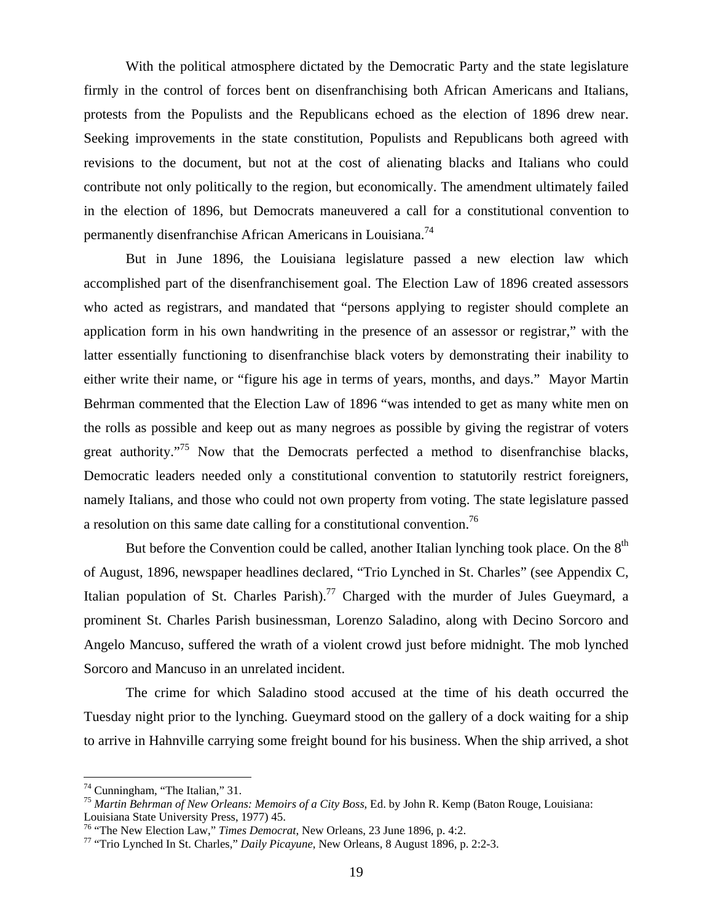With the political atmosphere dictated by the Democratic Party and the state legislature firmly in the control of forces bent on disenfranchising both African Americans and Italians, protests from the Populists and the Republicans echoed as the election of 1896 drew near. Seeking improvements in the state constitution, Populists and Republicans both agreed with revisions to the document, but not at the cost of alienating blacks and Italians who could contribute not only politically to the region, but economically. The amendment ultimately failed in the election of 1896, but Democrats maneuvered a call for a constitutional convention to permanently disenfranchise African Americans in Louisiana.[74]

But in June 1896, the Louisiana legislature passed a new election law which accomplished part of the disenfranchisement goal. The Election Law of 1896 created assessors who acted as registrars, and mandated that "persons applying to register should complete an application form in his own handwriting in the presence of an assessor or registrar," with the latter essentially functioning to disenfranchise black voters by demonstrating their inability to either write their name, or "figure his age in terms of years, months, and days." Mayor Martin Behrman commented that the Election Law of 1896 "was intended to get as many white men on the rolls as possible and keep out as many negroes as possible by giving the registrar of voters great authority."[75] Now that the Democrats perfected a method to disenfranchise blacks, Democratic leaders needed only a constitutional convention to statutorily restrict foreigners, namely Italians, and those who could not own property from voting. The state legislature passed a resolution on this same date calling for a constitutional convention.[76]

But before the Convention could be called, another Italian lynching took place. On the 8th of August, 1896, newspaper headlines declared, "Trio Lynched in St. Charles" (see Appendix C, Italian population of St. Charles Parish).[77] Charged with the murder of Jules Gueymard, a prominent St. Charles Parish businessman, Lorenzo Saladino, along with Decino Sorcoro and Angelo Mancuso, suffered the wrath of a violent crowd just before midnight. The mob lynched Sorcoro and Mancuso in an unrelated incident.

The crime for which Saladino stood accused at the time of his death occurred the Tuesday night prior to the lynching. Gueymard stood on the gallery of a dock waiting for a ship to arrive in Hahnville carrying some freight bound for his business. When the ship arrived, a shot

---

[74] Cunningham, "The Italian," 31.

[75] *Martin Behrman of New Orleans: Memoirs of a City Boss,* Ed. by John R. Kemp (Baton Rouge, Louisiana: Louisiana State University Press, 1977) 45.

[76] "The New Election Law," *Times Democrat,* New Orleans, 23 June 1896, p. 4:2.

[77] "Trio Lynched In St. Charles," *Daily Picayune,* New Orleans, 8 August 1896, p. 2:2-3.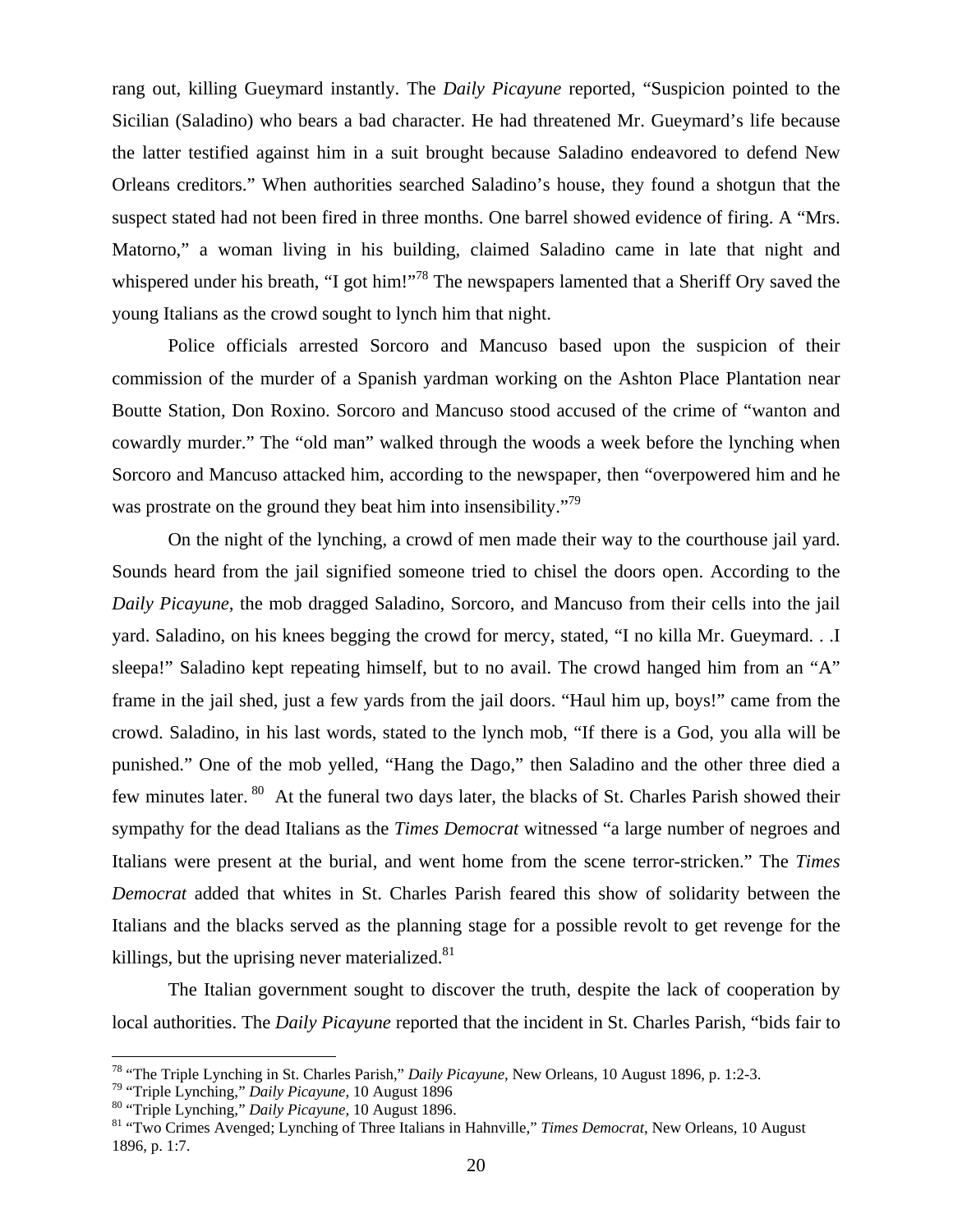rang out, killing Gueymard instantly. The *Daily Picayune* reported, "Suspicion pointed to the Sicilian (Saladino) who bears a bad character. He had threatened Mr. Gueymard's life because the latter testified against him in a suit brought because Saladino endeavored to defend New Orleans creditors." When authorities searched Saladino's house, they found a shotgun that the suspect stated had not been fired in three months. One barrel showed evidence of firing. A "Mrs. Matorno," a woman living in his building, claimed Saladino came in late that night and whispered under his breath, "I got him!"[78] The newspapers lamented that a Sheriff Ory saved the young Italians as the crowd sought to lynch him that night.

Police officials arrested Sorcoro and Mancuso based upon the suspicion of their commission of the murder of a Spanish yardman working on the Ashton Place Plantation near Boutte Station, Don Roxino. Sorcoro and Mancuso stood accused of the crime of "wanton and cowardly murder." The "old man" walked through the woods a week before the lynching when Sorcoro and Mancuso attacked him, according to the newspaper, then "overpowered him and he was prostrate on the ground they beat him into insensibility."[79]

On the night of the lynching, a crowd of men made their way to the courthouse jail yard. Sounds heard from the jail signified someone tried to chisel the doors open. According to the *Daily Picayune,* the mob dragged Saladino, Sorcoro, and Mancuso from their cells into the jail yard. Saladino, on his knees begging the crowd for mercy, stated, "I no killa Mr. Gueymard. . .I sleepa!" Saladino kept repeating himself, but to no avail. The crowd hanged him from an "A" frame in the jail shed, just a few yards from the jail doors. "Haul him up, boys!" came from the crowd. Saladino, in his last words, stated to the lynch mob, "If there is a God, you alla will be punished." One of the mob yelled, "Hang the Dago," then Saladino and the other three died a few minutes later.[80] At the funeral two days later, the blacks of St. Charles Parish showed their sympathy for the dead Italians as the *Times Democrat* witnessed "a large number of negroes and Italians were present at the burial, and went home from the scene terror-stricken." The *Times Democrat* added that whites in St. Charles Parish feared this show of solidarity between the Italians and the blacks served as the planning stage for a possible revolt to get revenge for the killings, but the uprising never materialized.[81]

The Italian government sought to discover the truth, despite the lack of cooperation by local authorities. The *Daily Picayune* reported that the incident in St. Charles Parish, "bids fair to

---

[78] "The Triple Lynching in St. Charles Parish," *Daily Picayune*, New Orleans, 10 August 1896, p. 1:2-3.

[79] "Triple Lynching," *Daily Picayune,* 10 August 1896

[80] "Triple Lynching," *Daily Picayune,* 10 August 1896.

[81] "Two Crimes Avenged; Lynching of Three Italians in Hahnville," *Times Democrat*, New Orleans, 10 August 1896, p. 1:7.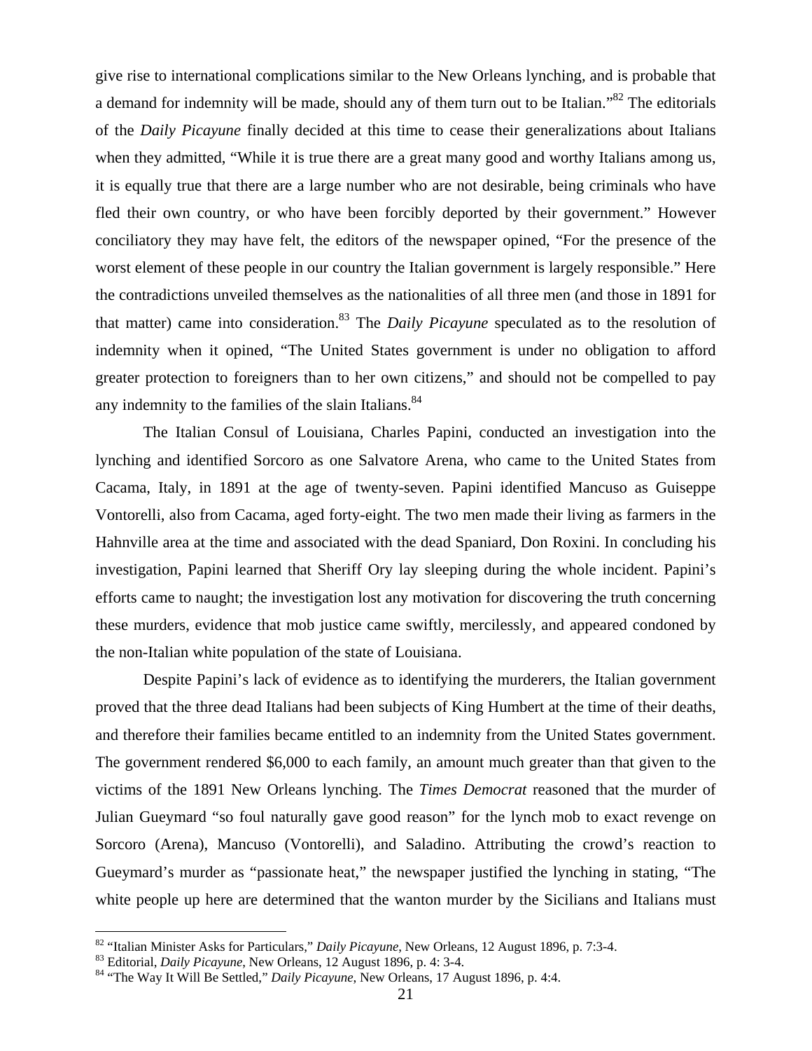give rise to international complications similar to the New Orleans lynching, and is probable that a demand for indemnity will be made, should any of them turn out to be Italian."[82] The editorials of the *Daily Picayune* finally decided at this time to cease their generalizations about Italians when they admitted, "While it is true there are a great many good and worthy Italians among us, it is equally true that there are a large number who are not desirable, being criminals who have fled their own country, or who have been forcibly deported by their government." However conciliatory they may have felt, the editors of the newspaper opined, "For the presence of the worst element of these people in our country the Italian government is largely responsible." Here the contradictions unveiled themselves as the nationalities of all three men (and those in 1891 for that matter) came into consideration.[83] The *Daily Picayune* speculated as to the resolution of indemnity when it opined, "The United States government is under no obligation to afford greater protection to foreigners than to her own citizens," and should not be compelled to pay any indemnity to the families of the slain Italians.[84]

The Italian Consul of Louisiana, Charles Papini, conducted an investigation into the lynching and identified Sorcoro as one Salvatore Arena, who came to the United States from Cacama, Italy, in 1891 at the age of twenty-seven. Papini identified Mancuso as Guiseppe Vontorelli, also from Cacama, aged forty-eight. The two men made their living as farmers in the Hahnville area at the time and associated with the dead Spaniard, Don Roxini. In concluding his investigation, Papini learned that Sheriff Ory lay sleeping during the whole incident. Papini's efforts came to naught; the investigation lost any motivation for discovering the truth concerning these murders, evidence that mob justice came swiftly, mercilessly, and appeared condoned by the non-Italian white population of the state of Louisiana.

Despite Papini's lack of evidence as to identifying the murderers, the Italian government proved that the three dead Italians had been subjects of King Humbert at the time of their deaths, and therefore their families became entitled to an indemnity from the United States government. The government rendered $6,000 to each family, an amount much greater than that given to the victims of the 1891 New Orleans lynching. The *Times Democrat* reasoned that the murder of Julian Gueymard "so foul naturally gave good reason" for the lynch mob to exact revenge on Sorcoro (Arena), Mancuso (Vontorelli), and Saladino. Attributing the crowd's reaction to Gueymard's murder as "passionate heat," the newspaper justified the lynching in stating, "The white people up here are determined that the wanton murder by the Sicilians and Italians must

[82] "Italian Minister Asks for Particulars," *Daily Picayune*, New Orleans, 12 August 1896, p. 7:3-4.

[83] Editorial, *Daily Picayune*, New Orleans, 12 August 1896, p. 4: 3-4.

[84] "The Way It Will Be Settled," *Daily Picayune*, New Orleans, 17 August 1896, p. 4:4.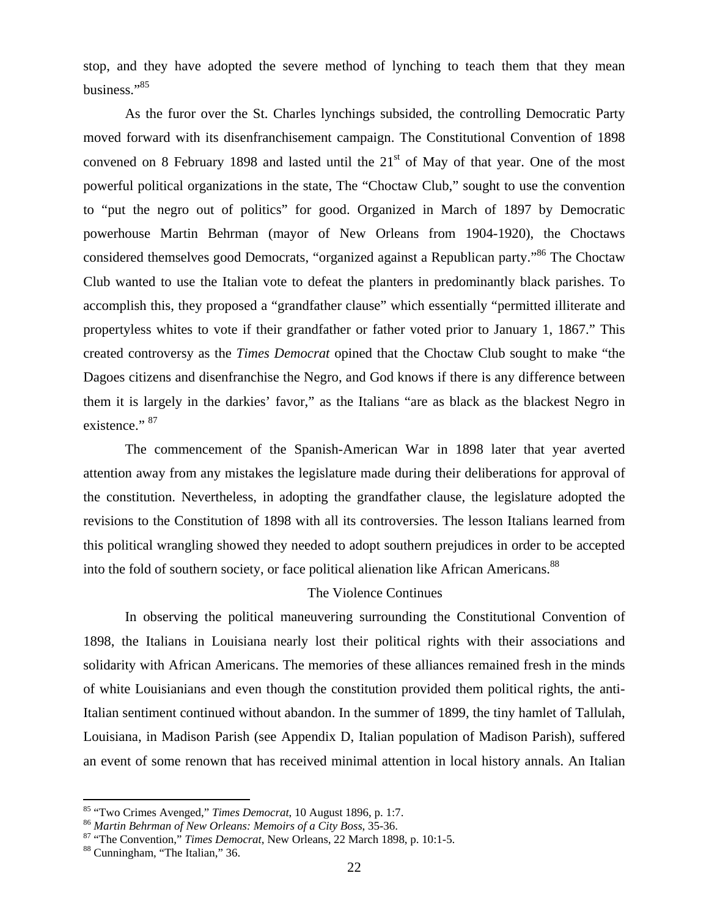stop, and they have adopted the severe method of lynching to teach them that they mean business."[85]

As the furor over the St. Charles lynchings subsided, the controlling Democratic Party moved forward with its disenfranchisement campaign. The Constitutional Convention of 1898 convened on 8 February 1898 and lasted until the 21st of May of that year. One of the most powerful political organizations in the state, The "Choctaw Club," sought to use the convention to "put the negro out of politics" for good. Organized in March of 1897 by Democratic powerhouse Martin Behrman (mayor of New Orleans from 1904-1920), the Choctaws considered themselves good Democrats, "organized against a Republican party."[86] The Choctaw Club wanted to use the Italian vote to defeat the planters in predominantly black parishes. To accomplish this, they proposed a "grandfather clause" which essentially "permitted illiterate and propertyless whites to vote if their grandfather or father voted prior to January 1, 1867." This created controversy as the *Times Democrat* opined that the Choctaw Club sought to make "the Dagoes citizens and disenfranchise the Negro, and God knows if there is any difference between them it is largely in the darkies' favor," as the Italians "are as black as the blackest Negro in existence." [87]

The commencement of the Spanish-American War in 1898 later that year averted attention away from any mistakes the legislature made during their deliberations for approval of the constitution. Nevertheless, in adopting the grandfather clause, the legislature adopted the revisions to the Constitution of 1898 with all its controversies. The lesson Italians learned from this political wrangling showed they needed to adopt southern prejudices in order to be accepted into the fold of southern society, or face political alienation like African Americans.[88]

## The Violence Continues

In observing the political maneuvering surrounding the Constitutional Convention of 1898, the Italians in Louisiana nearly lost their political rights with their associations and solidarity with African Americans. The memories of these alliances remained fresh in the minds of white Louisianians and even though the constitution provided them political rights, the anti-Italian sentiment continued without abandon. In the summer of 1899, the tiny hamlet of Tallulah, Louisiana, in Madison Parish (see Appendix D, Italian population of Madison Parish), suffered an event of some renown that has received minimal attention in local history annals. An Italian

---

[85] "Two Crimes Avenged," *Times Democrat*, 10 August 1896, p. 1:7.

[86] *Martin Behrman of New Orleans: Memoirs of a City Boss*, 35-36.

[87] "The Convention," *Times Democrat*, New Orleans, 22 March 1898, p. 10:1-5.

[88] Cunningham, "The Italian," 36.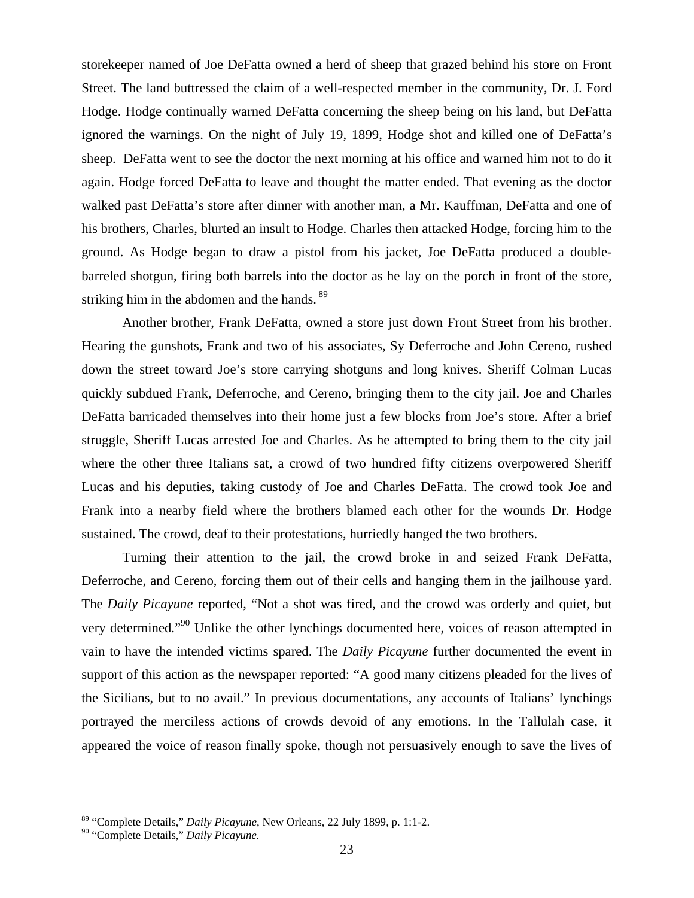storekeeper named of Joe DeFatta owned a herd of sheep that grazed behind his store on Front Street. The land buttressed the claim of a well-respected member in the community, Dr. J. Ford Hodge. Hodge continually warned DeFatta concerning the sheep being on his land, but DeFatta ignored the warnings. On the night of July 19, 1899, Hodge shot and killed one of DeFatta's sheep. DeFatta went to see the doctor the next morning at his office and warned him not to do it again. Hodge forced DeFatta to leave and thought the matter ended. That evening as the doctor walked past DeFatta's store after dinner with another man, a Mr. Kauffman, DeFatta and one of his brothers, Charles, blurted an insult to Hodge. Charles then attacked Hodge, forcing him to the ground. As Hodge began to draw a pistol from his jacket, Joe DeFatta produced a double-barreled shotgun, firing both barrels into the doctor as he lay on the porch in front of the store, striking him in the abdomen and the hands.[89]

Another brother, Frank DeFatta, owned a store just down Front Street from his brother. Hearing the gunshots, Frank and two of his associates, Sy Deferroche and John Cereno, rushed down the street toward Joe's store carrying shotguns and long knives. Sheriff Colman Lucas quickly subdued Frank, Deferroche, and Cereno, bringing them to the city jail. Joe and Charles DeFatta barricaded themselves into their home just a few blocks from Joe's store. After a brief struggle, Sheriff Lucas arrested Joe and Charles. As he attempted to bring them to the city jail where the other three Italians sat, a crowd of two hundred fifty citizens overpowered Sheriff Lucas and his deputies, taking custody of Joe and Charles DeFatta. The crowd took Joe and Frank into a nearby field where the brothers blamed each other for the wounds Dr. Hodge sustained. The crowd, deaf to their protestations, hurriedly hanged the two brothers.

Turning their attention to the jail, the crowd broke in and seized Frank DeFatta, Deferroche, and Cereno, forcing them out of their cells and hanging them in the jailhouse yard. The *Daily Picayune* reported, "Not a shot was fired, and the crowd was orderly and quiet, but very determined."[90] Unlike the other lynchings documented here, voices of reason attempted in vain to have the intended victims spared. The *Daily Picayune* further documented the event in support of this action as the newspaper reported: "A good many citizens pleaded for the lives of the Sicilians, but to no avail." In previous documentations, any accounts of Italians' lynchings portrayed the merciless actions of crowds devoid of any emotions. In the Tallulah case, it appeared the voice of reason finally spoke, though not persuasively enough to save the lives of

---

[89] "Complete Details," *Daily Picayune*, New Orleans, 22 July 1899, p. 1:1-2.
[90] "Complete Details," *Daily Picayune.*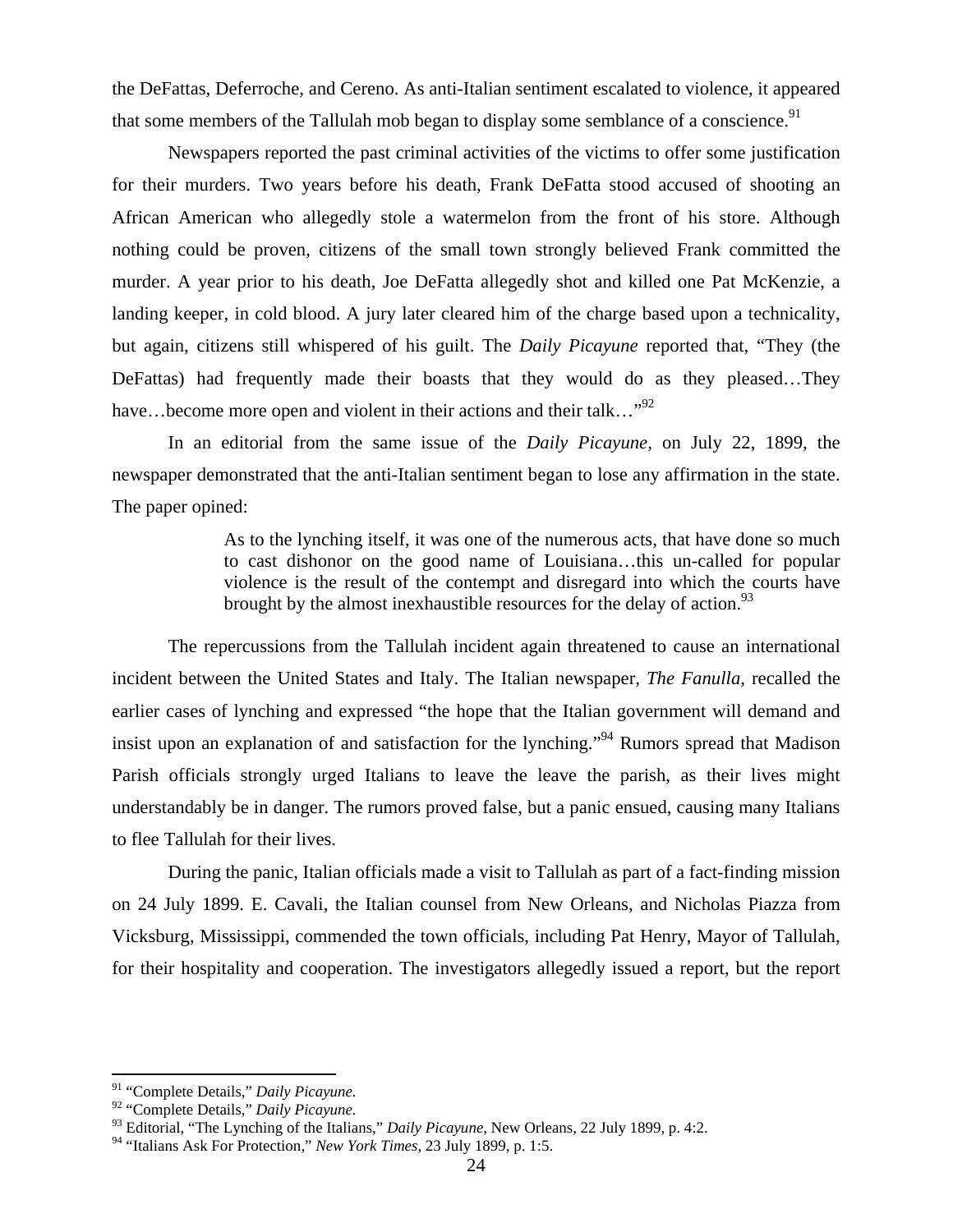the DeFattas, Deferroche, and Cereno. As anti-Italian sentiment escalated to violence, it appeared that some members of the Tallulah mob began to display some semblance of a conscience.[91]

Newspapers reported the past criminal activities of the victims to offer some justification for their murders. Two years before his death, Frank DeFatta stood accused of shooting an African American who allegedly stole a watermelon from the front of his store. Although nothing could be proven, citizens of the small town strongly believed Frank committed the murder. A year prior to his death, Joe DeFatta allegedly shot and killed one Pat McKenzie, a landing keeper, in cold blood. A jury later cleared him of the charge based upon a technicality, but again, citizens still whispered of his guilt. The *Daily Picayune* reported that, "They (the DeFattas) had frequently made their boasts that they would do as they pleased…They have…become more open and violent in their actions and their talk…"[92]

In an editorial from the same issue of the *Daily Picayune,* on July 22, 1899, the newspaper demonstrated that the anti-Italian sentiment began to lose any affirmation in the state. The paper opined:

> As to the lynching itself, it was one of the numerous acts, that have done so much to cast dishonor on the good name of Louisiana…this un-called for popular violence is the result of the contempt and disregard into which the courts have brought by the almost inexhaustible resources for the delay of action.[93]

The repercussions from the Tallulah incident again threatened to cause an international incident between the United States and Italy. The Italian newspaper, *The Fanulla*, recalled the earlier cases of lynching and expressed "the hope that the Italian government will demand and insist upon an explanation of and satisfaction for the lynching."[94] Rumors spread that Madison Parish officials strongly urged Italians to leave the leave the parish, as their lives might understandably be in danger. The rumors proved false, but a panic ensued, causing many Italians to flee Tallulah for their lives.

During the panic, Italian officials made a visit to Tallulah as part of a fact-finding mission on 24 July 1899. E. Cavali, the Italian counsel from New Orleans, and Nicholas Piazza from Vicksburg, Mississippi, commended the town officials, including Pat Henry, Mayor of Tallulah, for their hospitality and cooperation. The investigators allegedly issued a report, but the report

---

[91] "Complete Details," *Daily Picayune.*

[92] "Complete Details," *Daily Picayune.*

[93] Editorial, "The Lynching of the Italians," *Daily Picayune,* New Orleans, 22 July 1899, p. 4:2.

[94] "Italians Ask For Protection," *New York Times,* 23 July 1899, p. 1:5.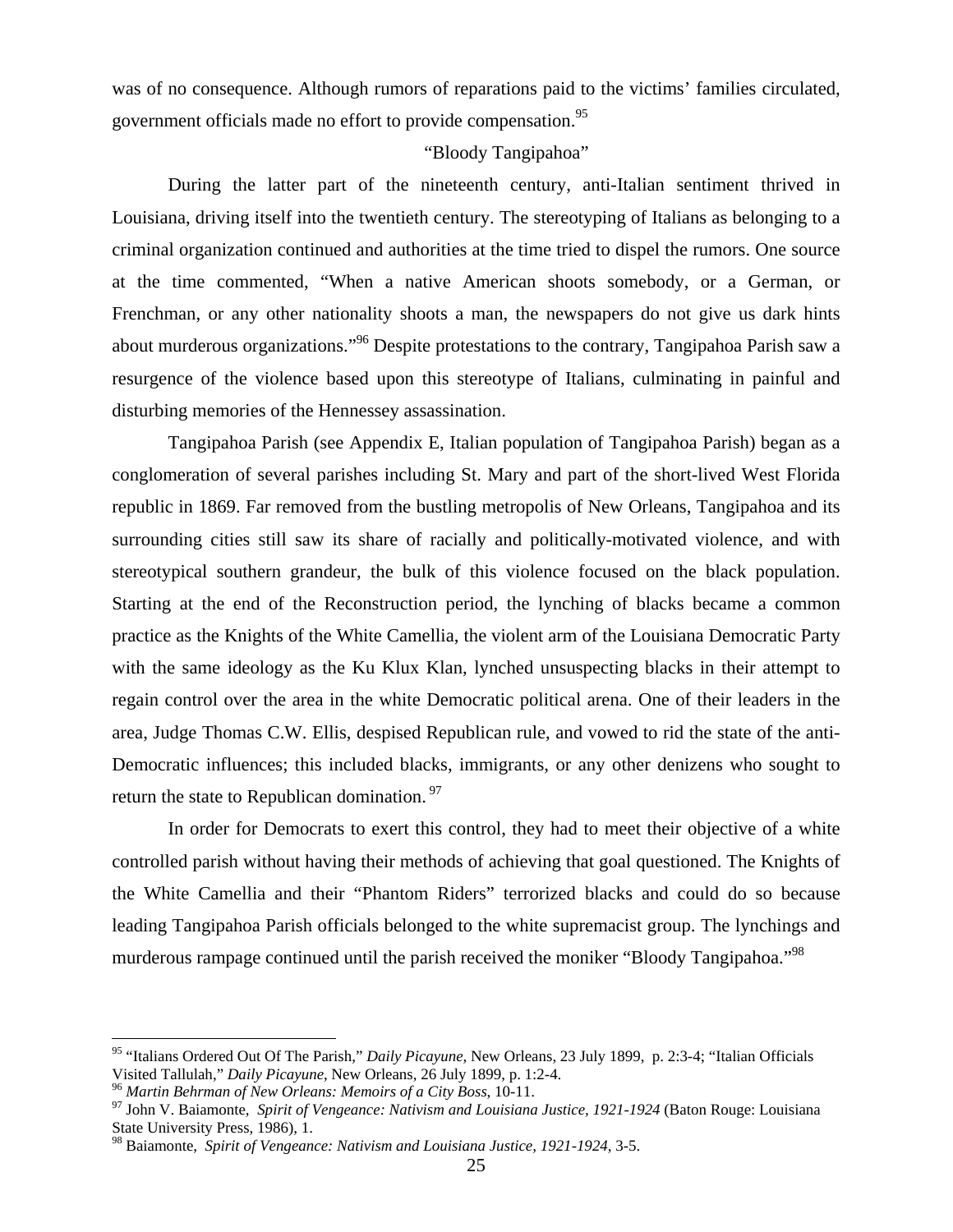was of no consequence. Although rumors of reparations paid to the victims' families circulated, government officials made no effort to provide compensation.[95]

## "Bloody Tangipahoa"

During the latter part of the nineteenth century, anti-Italian sentiment thrived in Louisiana, driving itself into the twentieth century. The stereotyping of Italians as belonging to a criminal organization continued and authorities at the time tried to dispel the rumors. One source at the time commented, "When a native American shoots somebody, or a German, or Frenchman, or any other nationality shoots a man, the newspapers do not give us dark hints about murderous organizations."[96] Despite protestations to the contrary, Tangipahoa Parish saw a resurgence of the violence based upon this stereotype of Italians, culminating in painful and disturbing memories of the Hennessey assassination.

Tangipahoa Parish (see Appendix E, Italian population of Tangipahoa Parish) began as a conglomeration of several parishes including St. Mary and part of the short-lived West Florida republic in 1869. Far removed from the bustling metropolis of New Orleans, Tangipahoa and its surrounding cities still saw its share of racially and politically-motivated violence, and with stereotypical southern grandeur, the bulk of this violence focused on the black population. Starting at the end of the Reconstruction period, the lynching of blacks became a common practice as the Knights of the White Camellia, the violent arm of the Louisiana Democratic Party with the same ideology as the Ku Klux Klan, lynched unsuspecting blacks in their attempt to regain control over the area in the white Democratic political arena. One of their leaders in the area, Judge Thomas C.W. Ellis, despised Republican rule, and vowed to rid the state of the anti-Democratic influences; this included blacks, immigrants, or any other denizens who sought to return the state to Republican domination.[97]

In order for Democrats to exert this control, they had to meet their objective of a white controlled parish without having their methods of achieving that goal questioned. The Knights of the White Camellia and their "Phantom Riders" terrorized blacks and could do so because leading Tangipahoa Parish officials belonged to the white supremacist group. The lynchings and murderous rampage continued until the parish received the moniker "Bloody Tangipahoa."[98]

---

[95] "Italians Ordered Out Of The Parish," *Daily Picayune,* New Orleans, 23 July 1899, p. 2:3-4; "Italian Officials Visited Tallulah," *Daily Picayune*, New Orleans, 26 July 1899, p. 1:2-4.

[96] *Martin Behrman of New Orleans: Memoirs of a City Boss,* 10-11.

[97] John V. Baiamonte, *Spirit of Vengeance: Nativism and Louisiana Justice, 1921-1924* (Baton Rouge: Louisiana State University Press, 1986), 1.

[98] Baiamonte, *Spirit of Vengeance: Nativism and Louisiana Justice, 1921-1924*, 3-5.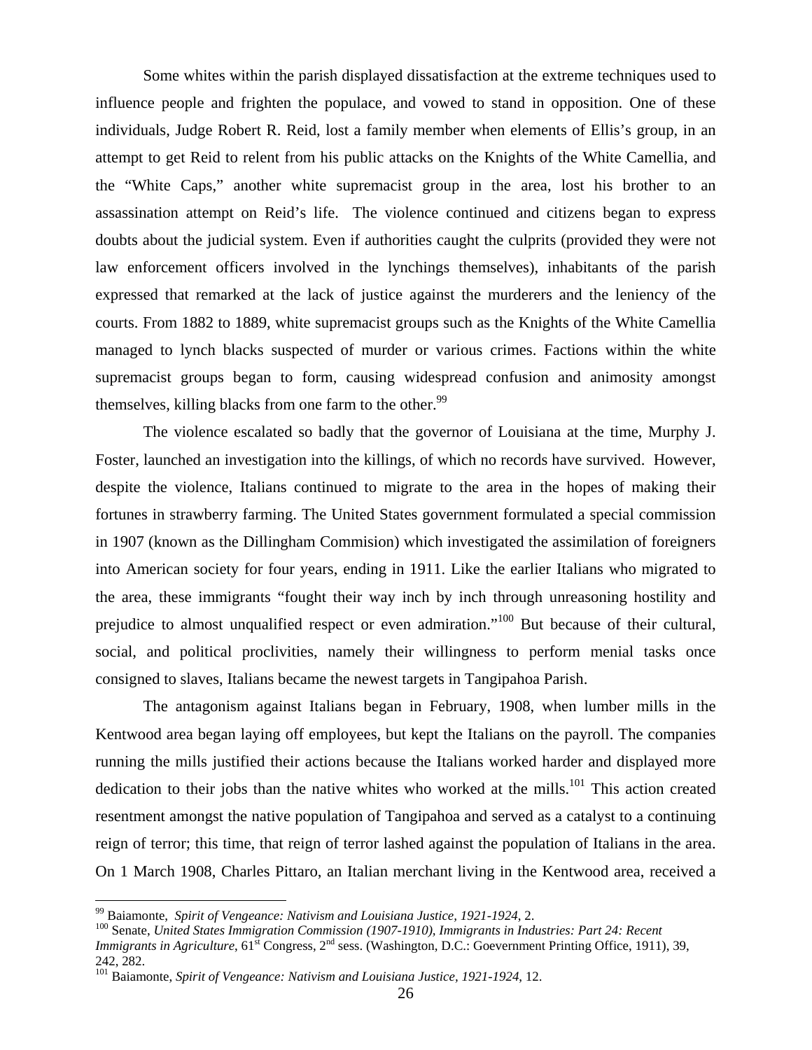Some whites within the parish displayed dissatisfaction at the extreme techniques used to influence people and frighten the populace, and vowed to stand in opposition. One of these individuals, Judge Robert R. Reid, lost a family member when elements of Ellis's group, in an attempt to get Reid to relent from his public attacks on the Knights of the White Camellia, and the "White Caps," another white supremacist group in the area, lost his brother to an assassination attempt on Reid's life. The violence continued and citizens began to express doubts about the judicial system. Even if authorities caught the culprits (provided they were not law enforcement officers involved in the lynchings themselves), inhabitants of the parish expressed that remarked at the lack of justice against the murderers and the leniency of the courts. From 1882 to 1889, white supremacist groups such as the Knights of the White Camellia managed to lynch blacks suspected of murder or various crimes. Factions within the white supremacist groups began to form, causing widespread confusion and animosity amongst themselves, killing blacks from one farm to the other.[99]

The violence escalated so badly that the governor of Louisiana at the time, Murphy J. Foster, launched an investigation into the killings, of which no records have survived. However, despite the violence, Italians continued to migrate to the area in the hopes of making their fortunes in strawberry farming. The United States government formulated a special commission in 1907 (known as the Dillingham Commision) which investigated the assimilation of foreigners into American society for four years, ending in 1911. Like the earlier Italians who migrated to the area, these immigrants "fought their way inch by inch through unreasoning hostility and prejudice to almost unqualified respect or even admiration."[100] But because of their cultural, social, and political proclivities, namely their willingness to perform menial tasks once consigned to slaves, Italians became the newest targets in Tangipahoa Parish.

The antagonism against Italians began in February, 1908, when lumber mills in the Kentwood area began laying off employees, but kept the Italians on the payroll. The companies running the mills justified their actions because the Italians worked harder and displayed more dedication to their jobs than the native whites who worked at the mills.[101] This action created resentment amongst the native population of Tangipahoa and served as a catalyst to a continuing reign of terror; this time, that reign of terror lashed against the population of Italians in the area. On 1 March 1908, Charles Pittaro, an Italian merchant living in the Kentwood area, received a

---

[99] Baiamonte, *Spirit of Vengeance: Nativism and Louisiana Justice, 1921-1924*, 2.

[100] Senate, *United States Immigration Commission (1907-1910), Immigrants in Industries: Part 24: Recent Immigrants in Agriculture*, 61st Congress, 2nd sess. (Washington, D.C.: Goevernment Printing Office, 1911), 39, 242, 282.

[101] Baiamonte, *Spirit of Vengeance: Nativism and Louisiana Justice, 1921-1924*, 12.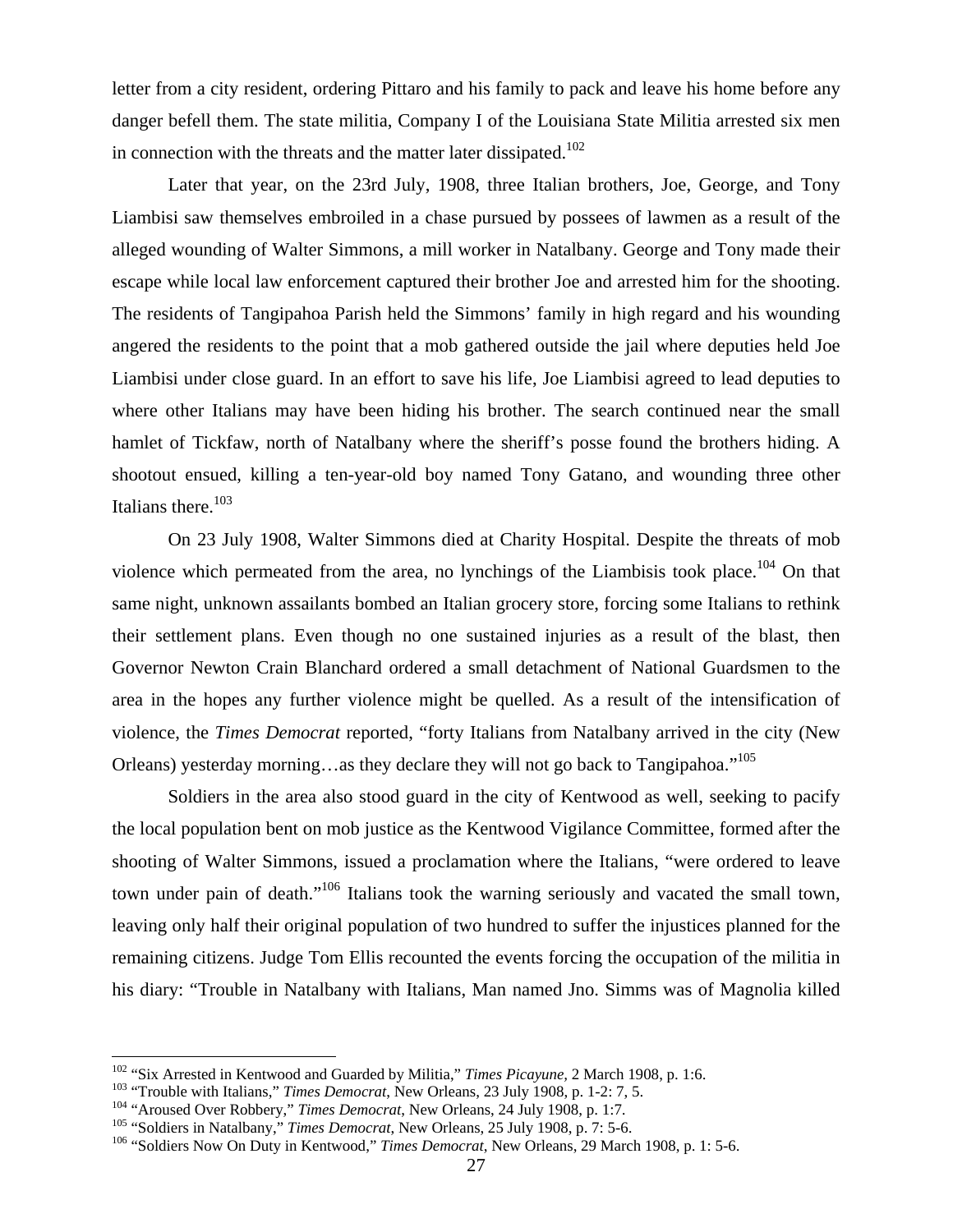letter from a city resident, ordering Pittaro and his family to pack and leave his home before any danger befell them. The state militia, Company I of the Louisiana State Militia arrested six men in connection with the threats and the matter later dissipated.[102]

Later that year, on the 23rd July, 1908, three Italian brothers, Joe, George, and Tony Liambisi saw themselves embroiled in a chase pursued by possees of lawmen as a result of the alleged wounding of Walter Simmons, a mill worker in Natalbany. George and Tony made their escape while local law enforcement captured their brother Joe and arrested him for the shooting. The residents of Tangipahoa Parish held the Simmons' family in high regard and his wounding angered the residents to the point that a mob gathered outside the jail where deputies held Joe Liambisi under close guard. In an effort to save his life, Joe Liambisi agreed to lead deputies to where other Italians may have been hiding his brother. The search continued near the small hamlet of Tickfaw, north of Natalbany where the sheriff's posse found the brothers hiding. A shootout ensued, killing a ten-year-old boy named Tony Gatano, and wounding three other Italians there.[103]

On 23 July 1908, Walter Simmons died at Charity Hospital. Despite the threats of mob violence which permeated from the area, no lynchings of the Liambisis took place.[104] On that same night, unknown assailants bombed an Italian grocery store, forcing some Italians to rethink their settlement plans. Even though no one sustained injuries as a result of the blast, then Governor Newton Crain Blanchard ordered a small detachment of National Guardsmen to the area in the hopes any further violence might be quelled. As a result of the intensification of violence, the *Times Democrat* reported, "forty Italians from Natalbany arrived in the city (New Orleans) yesterday morning…as they declare they will not go back to Tangipahoa."[105]

Soldiers in the area also stood guard in the city of Kentwood as well, seeking to pacify the local population bent on mob justice as the Kentwood Vigilance Committee, formed after the shooting of Walter Simmons, issued a proclamation where the Italians, "were ordered to leave town under pain of death."[106] Italians took the warning seriously and vacated the small town, leaving only half their original population of two hundred to suffer the injustices planned for the remaining citizens. Judge Tom Ellis recounted the events forcing the occupation of the militia in his diary: "Trouble in Natalbany with Italians, Man named Jno. Simms was of Magnolia killed

---

[102] "Six Arrested in Kentwood and Guarded by Militia," *Times Picayune*, 2 March 1908, p. 1:6.

[103] "Trouble with Italians," *Times Democrat*, New Orleans, 23 July 1908, p. 1-2: 7, 5.

[104] "Aroused Over Robbery," *Times Democrat*, New Orleans, 24 July 1908, p. 1:7.

[105] "Soldiers in Natalbany," *Times Democrat*, New Orleans, 25 July 1908, p. 7: 5-6.

[106] "Soldiers Now On Duty in Kentwood," *Times Democrat*, New Orleans, 29 March 1908, p. 1: 5-6.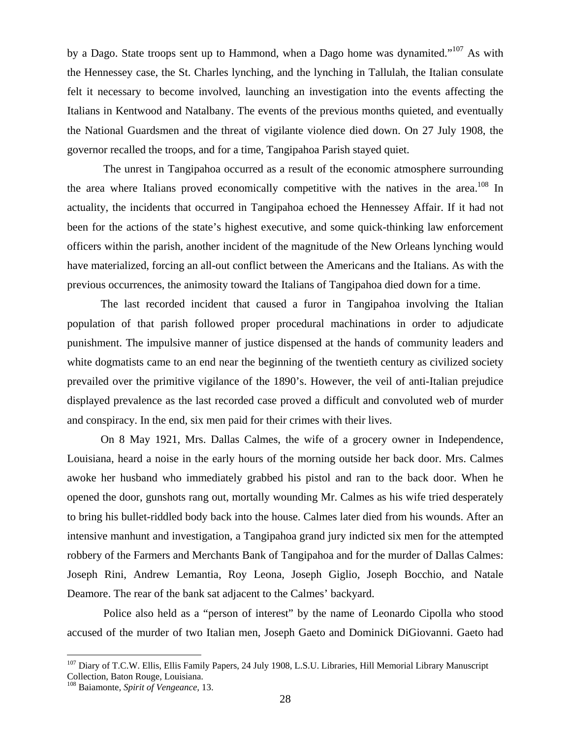by a Dago. State troops sent up to Hammond, when a Dago home was dynamited."[107] As with the Hennessey case, the St. Charles lynching, and the lynching in Tallulah, the Italian consulate felt it necessary to become involved, launching an investigation into the events affecting the Italians in Kentwood and Natalbany. The events of the previous months quieted, and eventually the National Guardsmen and the threat of vigilante violence died down. On 27 July 1908, the governor recalled the troops, and for a time, Tangipahoa Parish stayed quiet.

The unrest in Tangipahoa occurred as a result of the economic atmosphere surrounding the area where Italians proved economically competitive with the natives in the area.[108] In actuality, the incidents that occurred in Tangipahoa echoed the Hennessey Affair. If it had not been for the actions of the state's highest executive, and some quick-thinking law enforcement officers within the parish, another incident of the magnitude of the New Orleans lynching would have materialized, forcing an all-out conflict between the Americans and the Italians. As with the previous occurrences, the animosity toward the Italians of Tangipahoa died down for a time.

The last recorded incident that caused a furor in Tangipahoa involving the Italian population of that parish followed proper procedural machinations in order to adjudicate punishment. The impulsive manner of justice dispensed at the hands of community leaders and white dogmatists came to an end near the beginning of the twentieth century as civilized society prevailed over the primitive vigilance of the 1890's. However, the veil of anti-Italian prejudice displayed prevalence as the last recorded case proved a difficult and convoluted web of murder and conspiracy. In the end, six men paid for their crimes with their lives.

On 8 May 1921, Mrs. Dallas Calmes, the wife of a grocery owner in Independence, Louisiana, heard a noise in the early hours of the morning outside her back door. Mrs. Calmes awoke her husband who immediately grabbed his pistol and ran to the back door. When he opened the door, gunshots rang out, mortally wounding Mr. Calmes as his wife tried desperately to bring his bullet-riddled body back into the house. Calmes later died from his wounds. After an intensive manhunt and investigation, a Tangipahoa grand jury indicted six men for the attempted robbery of the Farmers and Merchants Bank of Tangipahoa and for the murder of Dallas Calmes: Joseph Rini, Andrew Lemantia, Roy Leona, Joseph Giglio, Joseph Bocchio, and Natale Deamore. The rear of the bank sat adjacent to the Calmes' backyard.

Police also held as a "person of interest" by the name of Leonardo Cipolla who stood accused of the murder of two Italian men, Joseph Gaeto and Dominick DiGiovanni. Gaeto had

---

[107] Diary of T.C.W. Ellis, Ellis Family Papers, 24 July 1908, L.S.U. Libraries, Hill Memorial Library Manuscript Collection, Baton Rouge, Louisiana.

[108] Baiamonte, *Spirit of Vengeance*, 13.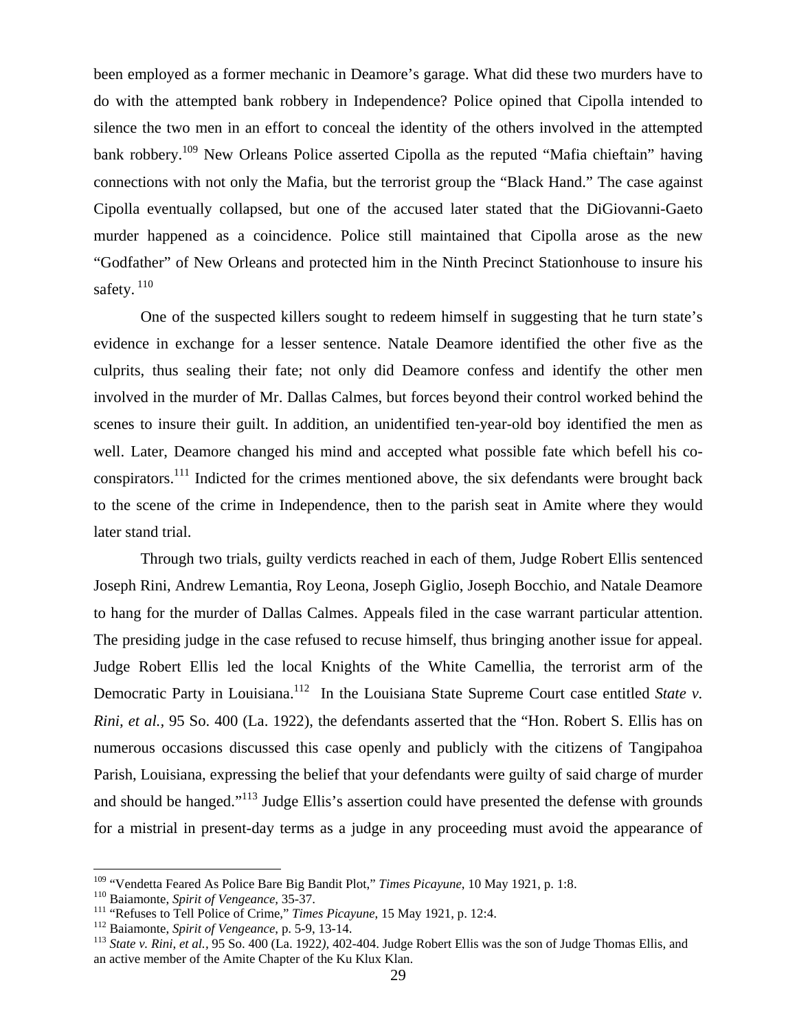been employed as a former mechanic in Deamore's garage. What did these two murders have to do with the attempted bank robbery in Independence? Police opined that Cipolla intended to silence the two men in an effort to conceal the identity of the others involved in the attempted bank robbery.[109] New Orleans Police asserted Cipolla as the reputed "Mafia chieftain" having connections with not only the Mafia, but the terrorist group the "Black Hand." The case against Cipolla eventually collapsed, but one of the accused later stated that the DiGiovanni-Gaeto murder happened as a coincidence. Police still maintained that Cipolla arose as the new "Godfather" of New Orleans and protected him in the Ninth Precinct Stationhouse to insure his safety.[110]

One of the suspected killers sought to redeem himself in suggesting that he turn state's evidence in exchange for a lesser sentence. Natale Deamore identified the other five as the culprits, thus sealing their fate; not only did Deamore confess and identify the other men involved in the murder of Mr. Dallas Calmes, but forces beyond their control worked behind the scenes to insure their guilt. In addition, an unidentified ten-year-old boy identified the men as well. Later, Deamore changed his mind and accepted what possible fate which befell his co-conspirators.[111] Indicted for the crimes mentioned above, the six defendants were brought back to the scene of the crime in Independence, then to the parish seat in Amite where they would later stand trial.

Through two trials, guilty verdicts reached in each of them, Judge Robert Ellis sentenced Joseph Rini, Andrew Lemantia, Roy Leona, Joseph Giglio, Joseph Bocchio, and Natale Deamore to hang for the murder of Dallas Calmes. Appeals filed in the case warrant particular attention. The presiding judge in the case refused to recuse himself, thus bringing another issue for appeal. Judge Robert Ellis led the local Knights of the White Camellia, the terrorist arm of the Democratic Party in Louisiana.[112] In the Louisiana State Supreme Court case entitled *State v. Rini, et al.*, 95 So. 400 (La. 1922), the defendants asserted that the "Hon. Robert S. Ellis has on numerous occasions discussed this case openly and publicly with the citizens of Tangipahoa Parish, Louisiana, expressing the belief that your defendants were guilty of said charge of murder and should be hanged."[113] Judge Ellis's assertion could have presented the defense with grounds for a mistrial in present-day terms as a judge in any proceeding must avoid the appearance of

---

[109] "Vendetta Feared As Police Bare Big Bandit Plot," *Times Picayune*, 10 May 1921, p. 1:8.

[110] Baiamonte, *Spirit of Vengeance,* 35-37.

[111] "Refuses to Tell Police of Crime," *Times Picayune*, 15 May 1921, p. 12:4.

[112] Baiamonte, *Spirit of Vengeance*, p. 5-9, 13-14.

[113] *State v. Rini, et al.*, 95 So. 400 (La. 1922), 402-404. Judge Robert Ellis was the son of Judge Thomas Ellis, and an active member of the Amite Chapter of the Ku Klux Klan.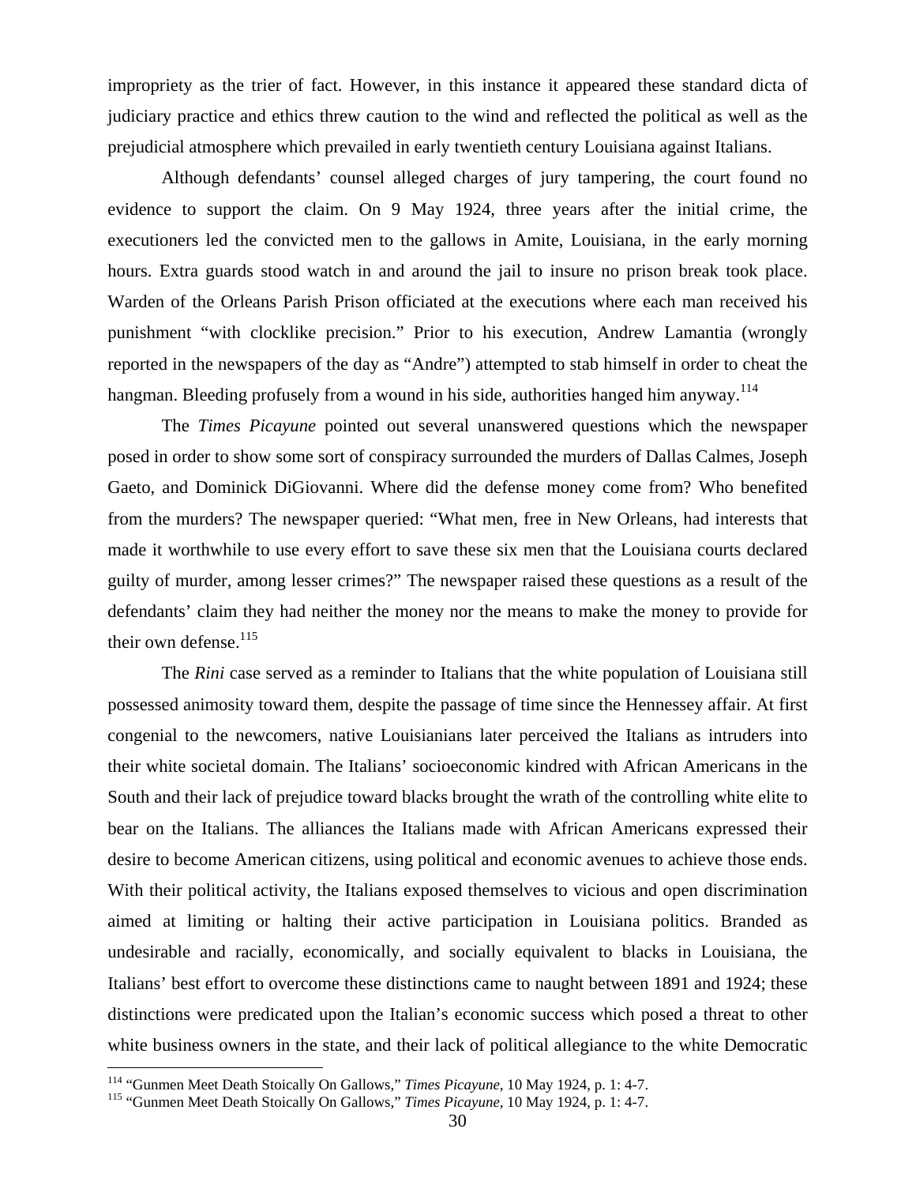impropriety as the trier of fact. However, in this instance it appeared these standard dicta of judiciary practice and ethics threw caution to the wind and reflected the political as well as the prejudicial atmosphere which prevailed in early twentieth century Louisiana against Italians.

Although defendants' counsel alleged charges of jury tampering, the court found no evidence to support the claim. On 9 May 1924, three years after the initial crime, the executioners led the convicted men to the gallows in Amite, Louisiana, in the early morning hours. Extra guards stood watch in and around the jail to insure no prison break took place. Warden of the Orleans Parish Prison officiated at the executions where each man received his punishment "with clocklike precision." Prior to his execution, Andrew Lamantia (wrongly reported in the newspapers of the day as "Andre") attempted to stab himself in order to cheat the hangman. Bleeding profusely from a wound in his side, authorities hanged him anyway.[114]

The *Times Picayune* pointed out several unanswered questions which the newspaper posed in order to show some sort of conspiracy surrounded the murders of Dallas Calmes, Joseph Gaeto, and Dominick DiGiovanni. Where did the defense money come from? Who benefited from the murders? The newspaper queried: "What men, free in New Orleans, had interests that made it worthwhile to use every effort to save these six men that the Louisiana courts declared guilty of murder, among lesser crimes?" The newspaper raised these questions as a result of the defendants' claim they had neither the money nor the means to make the money to provide for their own defense.[115]

The *Rini* case served as a reminder to Italians that the white population of Louisiana still possessed animosity toward them, despite the passage of time since the Hennessey affair. At first congenial to the newcomers, native Louisianians later perceived the Italians as intruders into their white societal domain. The Italians' socioeconomic kindred with African Americans in the South and their lack of prejudice toward blacks brought the wrath of the controlling white elite to bear on the Italians. The alliances the Italians made with African Americans expressed their desire to become American citizens, using political and economic avenues to achieve those ends. With their political activity, the Italians exposed themselves to vicious and open discrimination aimed at limiting or halting their active participation in Louisiana politics. Branded as undesirable and racially, economically, and socially equivalent to blacks in Louisiana, the Italians' best effort to overcome these distinctions came to naught between 1891 and 1924; these distinctions were predicated upon the Italian's economic success which posed a threat to other white business owners in the state, and their lack of political allegiance to the white Democratic

---

[114] "Gunmen Meet Death Stoically On Gallows," *Times Picayune*, 10 May 1924, p. 1: 4-7.

[115] "Gunmen Meet Death Stoically On Gallows," *Times Picayune*, 10 May 1924, p. 1: 4-7.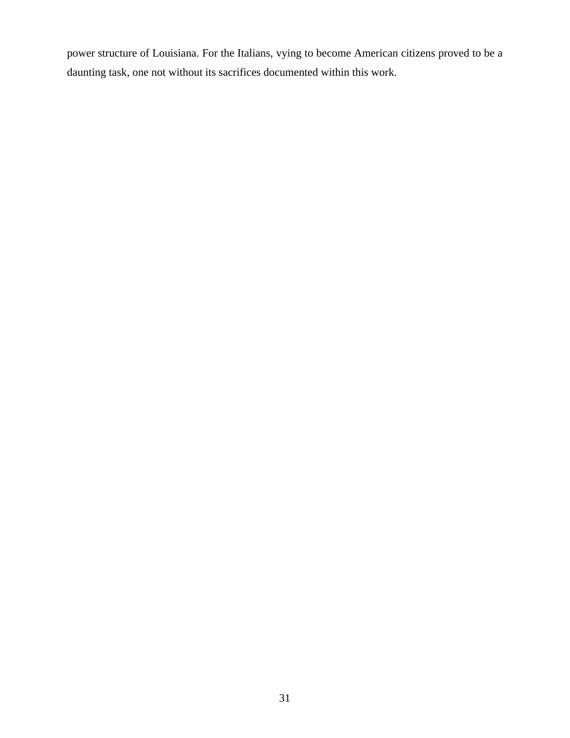power structure of Louisiana. For the Italians, vying to become American citizens proved to be a daunting task, one not without its sacrifices documented within this work.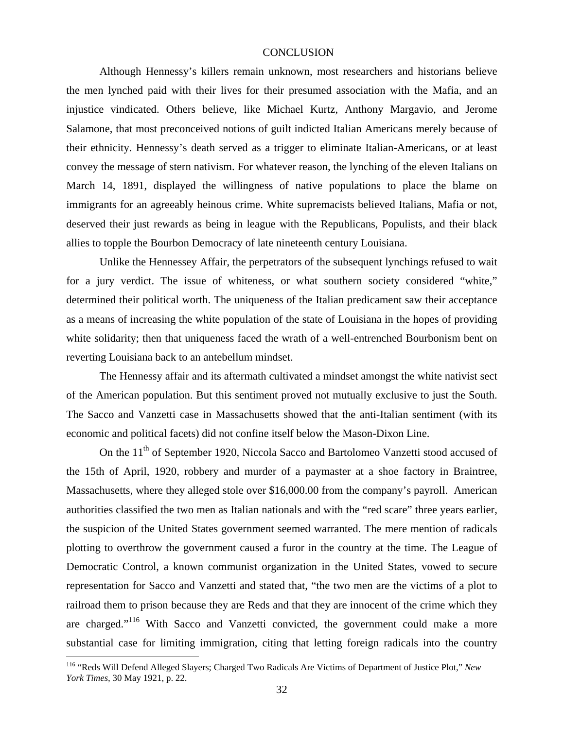# CONCLUSION

Although Hennessy's killers remain unknown, most researchers and historians believe the men lynched paid with their lives for their presumed association with the Mafia, and an injustice vindicated. Others believe, like Michael Kurtz, Anthony Margavio, and Jerome Salamone, that most preconceived notions of guilt indicted Italian Americans merely because of their ethnicity. Hennessy's death served as a trigger to eliminate Italian-Americans, or at least convey the message of stern nativism. For whatever reason, the lynching of the eleven Italians on March 14, 1891, displayed the willingness of native populations to place the blame on immigrants for an agreeably heinous crime. White supremacists believed Italians, Mafia or not, deserved their just rewards as being in league with the Republicans, Populists, and their black allies to topple the Bourbon Democracy of late nineteenth century Louisiana.

Unlike the Hennessey Affair, the perpetrators of the subsequent lynchings refused to wait for a jury verdict. The issue of whiteness, or what southern society considered "white," determined their political worth. The uniqueness of the Italian predicament saw their acceptance as a means of increasing the white population of the state of Louisiana in the hopes of providing white solidarity; then that uniqueness faced the wrath of a well-entrenched Bourbonism bent on reverting Louisiana back to an antebellum mindset.

The Hennessy affair and its aftermath cultivated a mindset amongst the white nativist sect of the American population. But this sentiment proved not mutually exclusive to just the South. The Sacco and Vanzetti case in Massachusetts showed that the anti-Italian sentiment (with its economic and political facets) did not confine itself below the Mason-Dixon Line.

On the 11th of September 1920, Niccola Sacco and Bartolomeo Vanzetti stood accused of the 15th of April, 1920, robbery and murder of a paymaster at a shoe factory in Braintree, Massachusetts, where they alleged stole over $16,000.00 from the company's payroll. American authorities classified the two men as Italian nationals and with the "red scare" three years earlier, the suspicion of the United States government seemed warranted. The mere mention of radicals plotting to overthrow the government caused a furor in the country at the time. The League of Democratic Control, a known communist organization in the United States, vowed to secure representation for Sacco and Vanzetti and stated that, "the two men are the victims of a plot to railroad them to prison because they are Reds and that they are innocent of the crime which they are charged."[116] With Sacco and Vanzetti convicted, the government could make a more substantial case for limiting immigration, citing that letting foreign radicals into the country

[116] "Reds Will Defend Alleged Slayers; Charged Two Radicals Are Victims of Department of Justice Plot," *New York Times*, 30 May 1921, p. 22.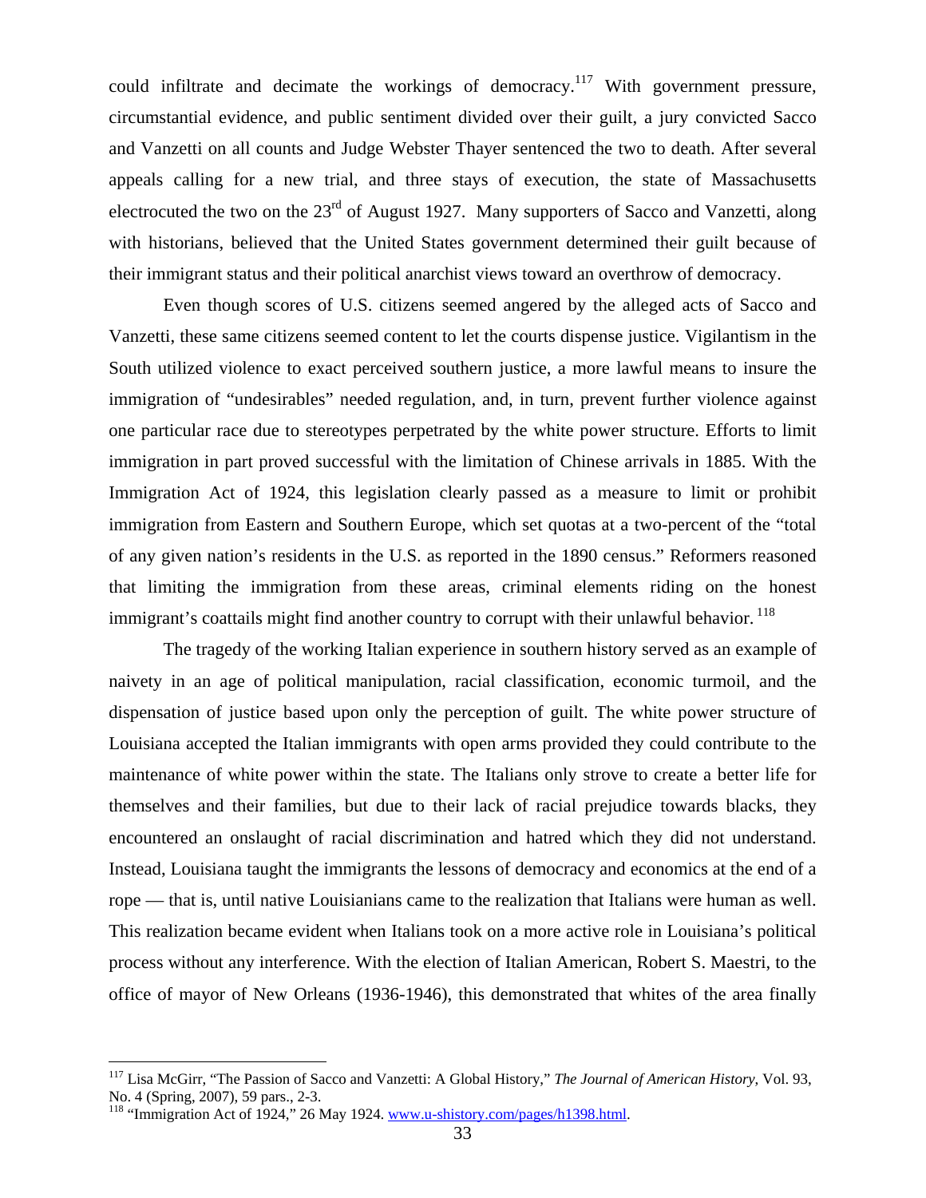could infiltrate and decimate the workings of democracy.[117] With government pressure, circumstantial evidence, and public sentiment divided over their guilt, a jury convicted Sacco and Vanzetti on all counts and Judge Webster Thayer sentenced the two to death. After several appeals calling for a new trial, and three stays of execution, the state of Massachusetts electrocuted the two on the 23rd of August 1927. Many supporters of Sacco and Vanzetti, along with historians, believed that the United States government determined their guilt because of their immigrant status and their political anarchist views toward an overthrow of democracy.

Even though scores of U.S. citizens seemed angered by the alleged acts of Sacco and Vanzetti, these same citizens seemed content to let the courts dispense justice. Vigilantism in the South utilized violence to exact perceived southern justice, a more lawful means to insure the immigration of "undesirables" needed regulation, and, in turn, prevent further violence against one particular race due to stereotypes perpetrated by the white power structure. Efforts to limit immigration in part proved successful with the limitation of Chinese arrivals in 1885. With the Immigration Act of 1924, this legislation clearly passed as a measure to limit or prohibit immigration from Eastern and Southern Europe, which set quotas at a two-percent of the "total of any given nation's residents in the U.S. as reported in the 1890 census." Reformers reasoned that limiting the immigration from these areas, criminal elements riding on the honest immigrant's coattails might find another country to corrupt with their unlawful behavior.[118]

The tragedy of the working Italian experience in southern history served as an example of naivety in an age of political manipulation, racial classification, economic turmoil, and the dispensation of justice based upon only the perception of guilt. The white power structure of Louisiana accepted the Italian immigrants with open arms provided they could contribute to the maintenance of white power within the state. The Italians only strove to create a better life for themselves and their families, but due to their lack of racial prejudice towards blacks, they encountered an onslaught of racial discrimination and hatred which they did not understand. Instead, Louisiana taught the immigrants the lessons of democracy and economics at the end of a rope — that is, until native Louisianians came to the realization that Italians were human as well. This realization became evident when Italians took on a more active role in Louisiana's political process without any interference. With the election of Italian American, Robert S. Maestri, to the office of mayor of New Orleans (1936-1946), this demonstrated that whites of the area finally

---

[117] Lisa McGirr, "The Passion of Sacco and Vanzetti: A Global History," *The Journal of American History*, Vol. 93, No. 4 (Spring, 2007), 59 pars., 2-3.

[118] "Immigration Act of 1924," 26 May 1924. www.u-shistory.com/pages/h1398.html.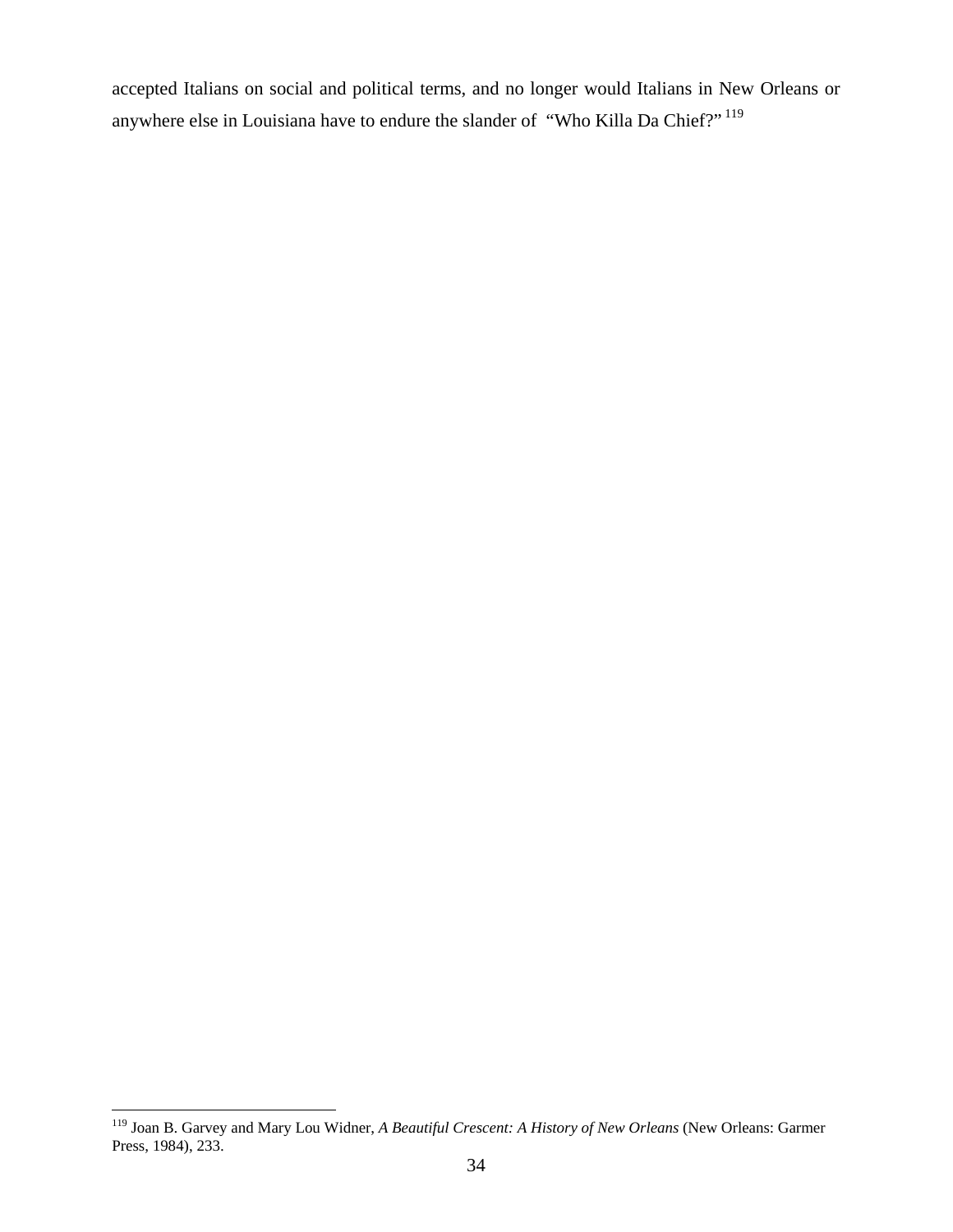accepted Italians on social and political terms, and no longer would Italians in New Orleans or anywhere else in Louisiana have to endure the slander of "Who Killa Da Chief?"[119]

---

[119] Joan B. Garvey and Mary Lou Widner, *A Beautiful Crescent: A History of New Orleans* (New Orleans: Garmer Press, 1984), 233.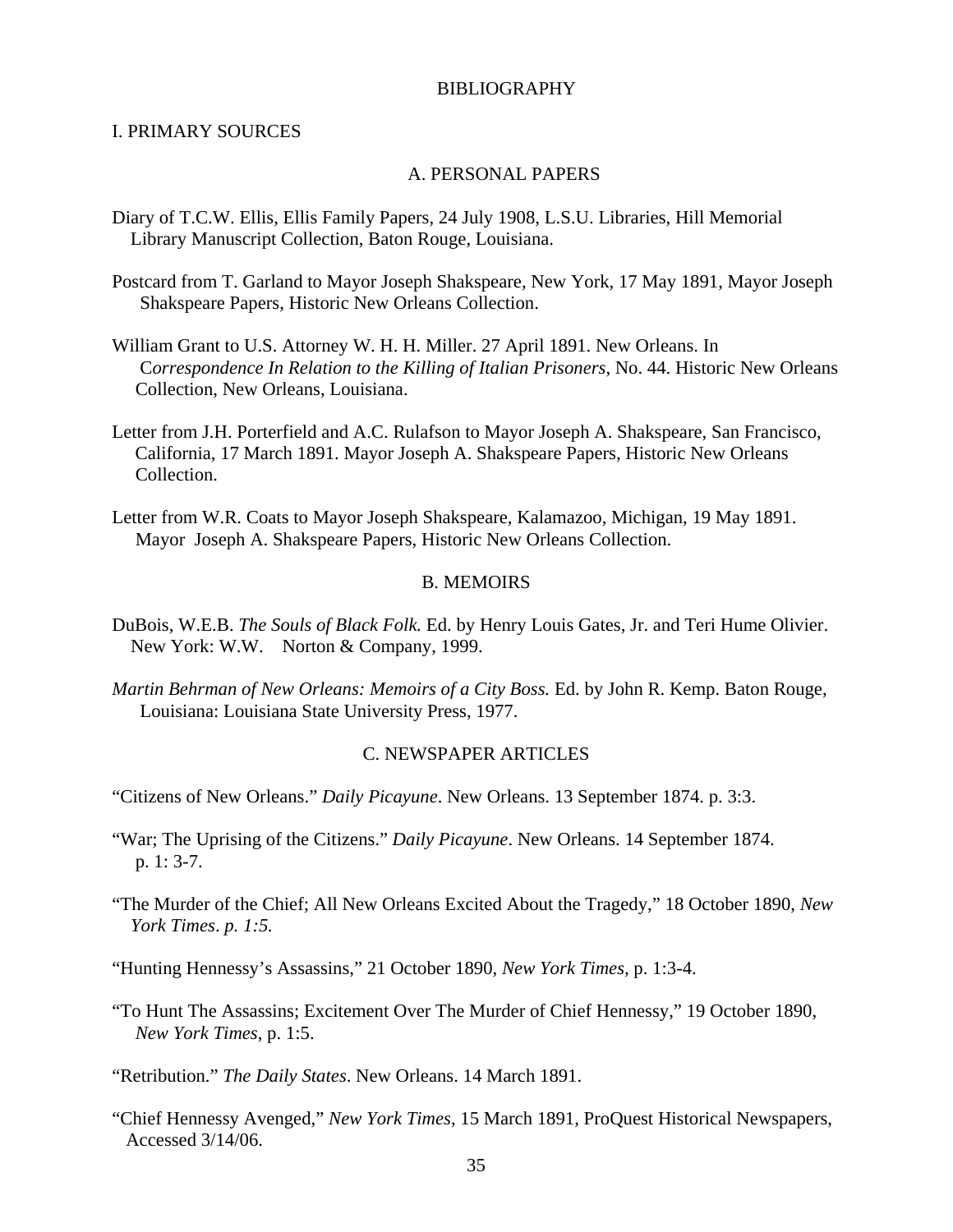# BIBLIOGRAPHY

## I. PRIMARY SOURCES

### A. PERSONAL PAPERS

Diary of T.C.W. Ellis, Ellis Family Papers, 24 July 1908, L.S.U. Libraries, Hill Memorial Library Manuscript Collection, Baton Rouge, Louisiana.

Postcard from T. Garland to Mayor Joseph Shakspeare, New York, 17 May 1891, Mayor Joseph Shakspeare Papers, Historic New Orleans Collection.

William Grant to U.S. Attorney W. H. H. Miller. 27 April 1891. New Orleans. In C*orrespondence In Relation to the Killing of Italian Prisoners*, No. 44. Historic New Orleans Collection, New Orleans, Louisiana.

Letter from J.H. Porterfield and A.C. Rulafson to Mayor Joseph A. Shakspeare, San Francisco, California, 17 March 1891. Mayor Joseph A. Shakspeare Papers, Historic New Orleans Collection.

Letter from W.R. Coats to Mayor Joseph Shakspeare, Kalamazoo, Michigan, 19 May 1891. Mayor Joseph A. Shakspeare Papers, Historic New Orleans Collection.

### B. MEMOIRS

DuBois, W.E.B. *The Souls of Black Folk.* Ed. by Henry Louis Gates, Jr. and Teri Hume Olivier. New York: W.W. Norton & Company, 1999.

*Martin Behrman of New Orleans: Memoirs of a City Boss.* Ed. by John R. Kemp. Baton Rouge, Louisiana: Louisiana State University Press, 1977.

### C. NEWSPAPER ARTICLES

"Citizens of New Orleans." *Daily Picayune*. New Orleans. 13 September 1874. p. 3:3.

"War; The Uprising of the Citizens." *Daily Picayune*. New Orleans. 14 September 1874. p. 1: 3-7.

"The Murder of the Chief; All New Orleans Excited About the Tragedy," 18 October 1890, *New York Times*. *p. 1:5.*

"Hunting Hennessy's Assassins," 21 October 1890, *New York Times,* p. 1:3-4.

"To Hunt The Assassins; Excitement Over The Murder of Chief Hennessy," 19 October 1890, *New York Times*, p. 1:5.

"Retribution." *The Daily States*. New Orleans. 14 March 1891.

"Chief Hennessy Avenged," *New York Times*, 15 March 1891, ProQuest Historical Newspapers, Accessed 3/14/06.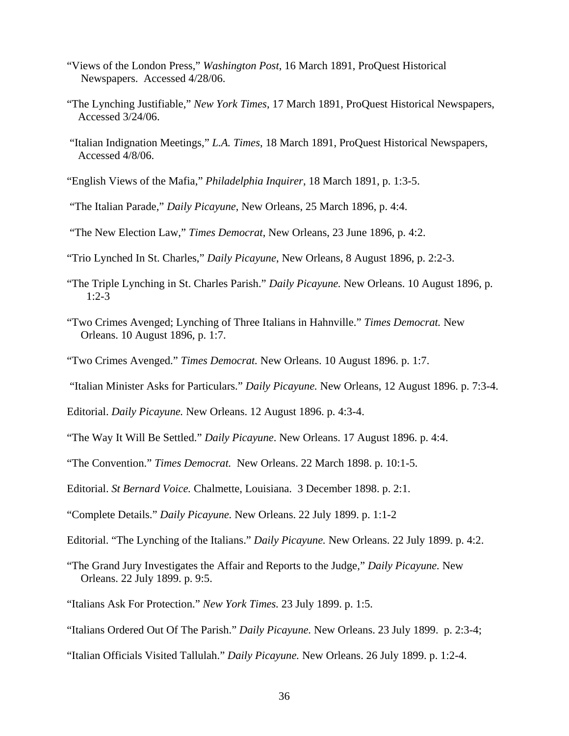"Views of the London Press," *Washington Post*, 16 March 1891, ProQuest Historical Newspapers. Accessed 4/28/06.

"The Lynching Justifiable," *New York Times*, 17 March 1891, ProQuest Historical Newspapers, Accessed 3/24/06.

"Italian Indignation Meetings," *L.A. Times*, 18 March 1891, ProQuest Historical Newspapers, Accessed 4/8/06.

"English Views of the Mafia," *Philadelphia Inquirer*, 18 March 1891, p. 1:3-5.

"The Italian Parade," *Daily Picayune*, New Orleans, 25 March 1896, p. 4:4.

"The New Election Law," *Times Democrat*, New Orleans, 23 June 1896, p. 4:2.

"Trio Lynched In St. Charles," *Daily Picayune*, New Orleans, 8 August 1896, p. 2:2-3.

"The Triple Lynching in St. Charles Parish." *Daily Picayune.* New Orleans. 10 August 1896, p. 1:2-3

"Two Crimes Avenged; Lynching of Three Italians in Hahnville." *Times Democrat.* New Orleans. 10 August 1896, p. 1:7.

"Two Crimes Avenged." *Times Democrat.* New Orleans. 10 August 1896. p. 1:7.

"Italian Minister Asks for Particulars." *Daily Picayune.* New Orleans, 12 August 1896. p. 7:3-4.

Editorial. *Daily Picayune.* New Orleans. 12 August 1896. p. 4:3-4.

"The Way It Will Be Settled." *Daily Picayune*. New Orleans. 17 August 1896. p. 4:4.

"The Convention." *Times Democrat.* New Orleans. 22 March 1898. p. 10:1-5.

Editorial. *St Bernard Voice.* Chalmette, Louisiana. 3 December 1898. p. 2:1.

"Complete Details." *Daily Picayune.* New Orleans. 22 July 1899. p. 1:1-2

Editorial. "The Lynching of the Italians." *Daily Picayune.* New Orleans. 22 July 1899. p. 4:2.

"The Grand Jury Investigates the Affair and Reports to the Judge," *Daily Picayune.* New Orleans. 22 July 1899. p. 9:5.

"Italians Ask For Protection." *New York Times.* 23 July 1899. p. 1:5.

"Italians Ordered Out Of The Parish." *Daily Picayune.* New Orleans. 23 July 1899. p. 2:3-4;

"Italian Officials Visited Tallulah." *Daily Picayune.* New Orleans. 26 July 1899. p. 1:2-4.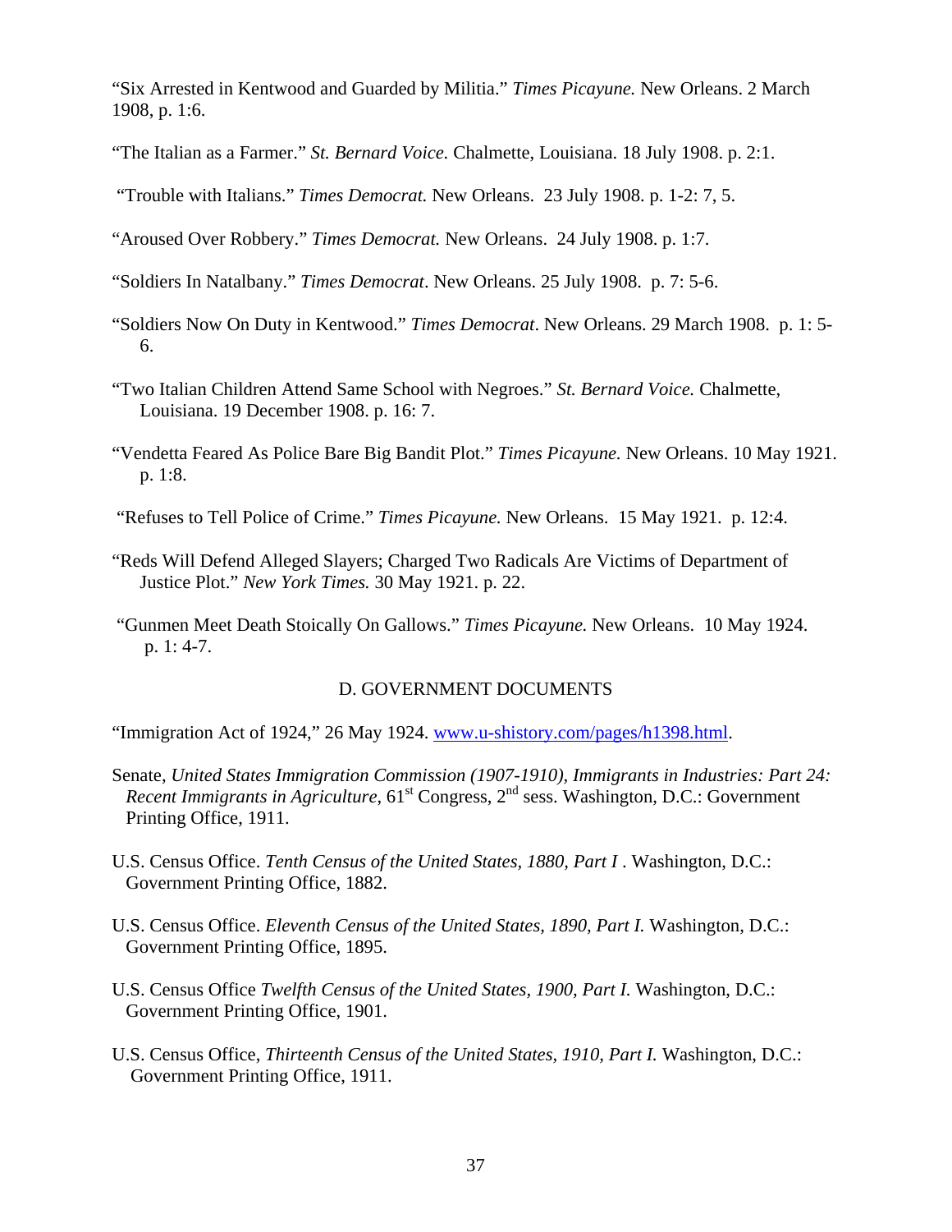"Six Arrested in Kentwood and Guarded by Militia." *Times Picayune.* New Orleans. 2 March 1908, p. 1:6.

"The Italian as a Farmer." *St. Bernard Voice.* Chalmette, Louisiana. 18 July 1908. p. 2:1.

"Trouble with Italians." *Times Democrat.* New Orleans. 23 July 1908. p. 1-2: 7, 5.

"Aroused Over Robbery." *Times Democrat.* New Orleans. 24 July 1908. p. 1:7.

"Soldiers In Natalbany." *Times Democrat*. New Orleans. 25 July 1908. p. 7: 5-6.

"Soldiers Now On Duty in Kentwood." *Times Democrat*. New Orleans. 29 March 1908. p. 1: 5-6.

"Two Italian Children Attend Same School with Negroes." *St. Bernard Voice.* Chalmette, Louisiana. 19 December 1908. p. 16: 7.

"Vendetta Feared As Police Bare Big Bandit Plot." *Times Picayune.* New Orleans. 10 May 1921. p. 1:8.

"Refuses to Tell Police of Crime." *Times Picayune.* New Orleans. 15 May 1921. p. 12:4.

"Reds Will Defend Alleged Slayers; Charged Two Radicals Are Victims of Department of Justice Plot." *New York Times.* 30 May 1921. p. 22.

"Gunmen Meet Death Stoically On Gallows." *Times Picayune.* New Orleans. 10 May 1924. p. 1: 4-7.

## D. GOVERNMENT DOCUMENTS

"Immigration Act of 1924," 26 May 1924. www.u-shistory.com/pages/h1398.html.

Senate, *United States Immigration Commission (1907-1910), Immigrants in Industries: Part 24: Recent Immigrants in Agriculture,* 61st Congress, 2nd sess. Washington, D.C.: Government Printing Office, 1911.

U.S. Census Office. *Tenth Census of the United States, 1880, Part I* . Washington, D.C.: Government Printing Office, 1882.

U.S. Census Office. *Eleventh Census of the United States, 1890, Part I.* Washington, D.C.: Government Printing Office, 1895.

U.S. Census Office *Twelfth Census of the United States, 1900, Part I.* Washington, D.C.: Government Printing Office, 1901.

U.S. Census Office, *Thirteenth Census of the United States, 1910, Part I.* Washington, D.C.: Government Printing Office, 1911.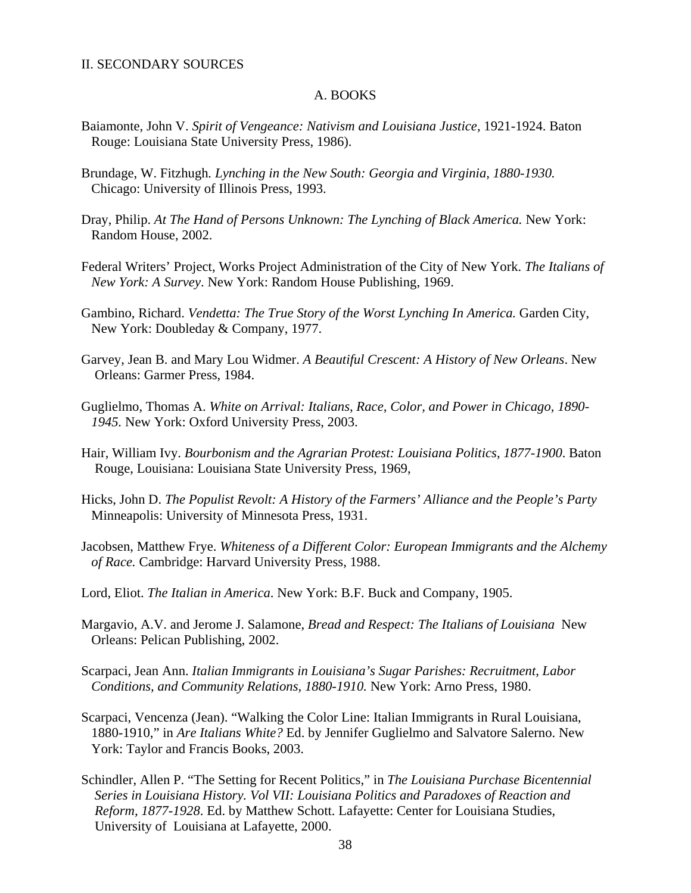## II. SECONDARY SOURCES

### A. BOOKS

Baiamonte, John V. *Spirit of Vengeance: Nativism and Louisiana Justice,* 1921-1924. Baton Rouge: Louisiana State University Press, 1986).

Brundage, W. Fitzhugh. *Lynching in the New South: Georgia and Virginia, 1880-1930.* Chicago: University of Illinois Press, 1993.

Dray, Philip. *At The Hand of Persons Unknown: The Lynching of Black America.* New York: Random House, 2002.

Federal Writers' Project, Works Project Administration of the City of New York. *The Italians of New York: A Survey*. New York: Random House Publishing, 1969.

Gambino, Richard. *Vendetta: The True Story of the Worst Lynching In America.* Garden City, New York: Doubleday & Company, 1977.

Garvey, Jean B. and Mary Lou Widmer. *A Beautiful Crescent: A History of New Orleans*. New Orleans: Garmer Press, 1984.

Guglielmo, Thomas A. *White on Arrival: Italians, Race, Color, and Power in Chicago, 1890-1945.* New York: Oxford University Press, 2003.

Hair, William Ivy. *Bourbonism and the Agrarian Protest: Louisiana Politics, 1877-1900*. Baton Rouge, Louisiana: Louisiana State University Press, 1969,

Hicks, John D. *The Populist Revolt: A History of the Farmers' Alliance and the People's Party* Minneapolis: University of Minnesota Press, 1931.

Jacobsen, Matthew Frye. *Whiteness of a Different Color: European Immigrants and the Alchemy of Race.* Cambridge: Harvard University Press, 1988.

Lord, Eliot. *The Italian in America*. New York: B.F. Buck and Company, 1905.

Margavio, A.V. and Jerome J. Salamone, *Bread and Respect: The Italians of Louisiana* New Orleans: Pelican Publishing, 2002.

Scarpaci, Jean Ann. *Italian Immigrants in Louisiana's Sugar Parishes: Recruitment, Labor Conditions, and Community Relations, 1880-1910.* New York: Arno Press, 1980.

Scarpaci, Vencenza (Jean). "Walking the Color Line: Italian Immigrants in Rural Louisiana, 1880-1910," in *Are Italians White?* Ed. by Jennifer Guglielmo and Salvatore Salerno. New York: Taylor and Francis Books, 2003.

Schindler, Allen P. "The Setting for Recent Politics," in *The Louisiana Purchase Bicentennial Series in Louisiana History. Vol VII: Louisiana Politics and Paradoxes of Reaction and Reform, 1877-1928*. Ed. by Matthew Schott. Lafayette: Center for Louisiana Studies, University of Louisiana at Lafayette, 2000.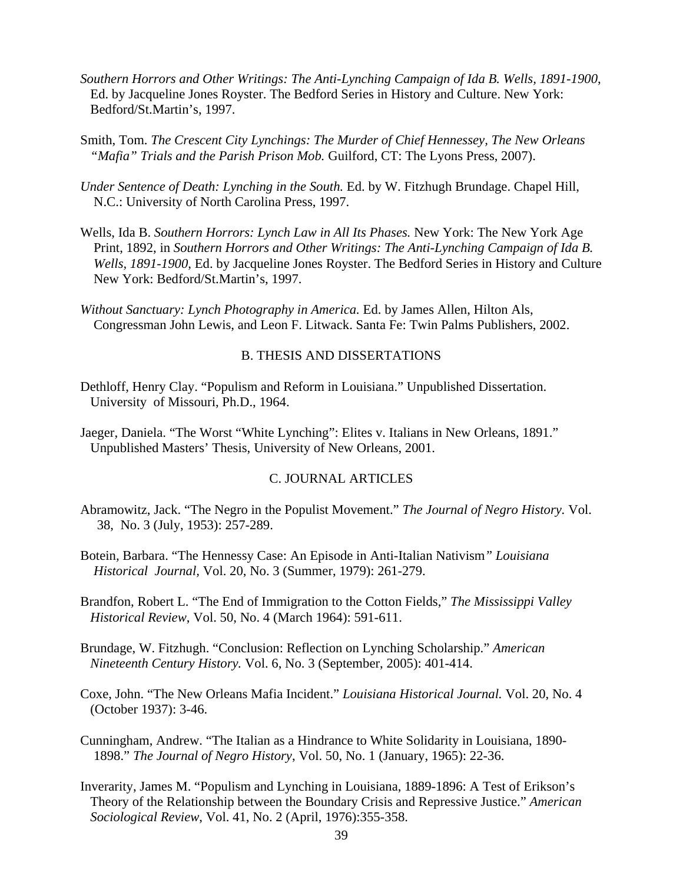*Southern Horrors and Other Writings: The Anti-Lynching Campaign of Ida B. Wells, 1891-1900*, Ed. by Jacqueline Jones Royster. The Bedford Series in History and Culture. New York: Bedford/St.Martin's, 1997.

Smith, Tom. *The Crescent City Lynchings: The Murder of Chief Hennessey, The New Orleans "Mafia" Trials and the Parish Prison Mob.* Guilford, CT: The Lyons Press, 2007).

*Under Sentence of Death: Lynching in the South.* Ed. by W. Fitzhugh Brundage. Chapel Hill, N.C.: University of North Carolina Press, 1997.

Wells, Ida B. *Southern Horrors: Lynch Law in All Its Phases.* New York: The New York Age Print, 1892, in *Southern Horrors and Other Writings: The Anti-Lynching Campaign of Ida B. Wells, 1891-1900*, Ed. by Jacqueline Jones Royster. The Bedford Series in History and Culture New York: Bedford/St.Martin's, 1997.

*Without Sanctuary: Lynch Photography in America.* Ed. by James Allen, Hilton Als, Congressman John Lewis, and Leon F. Litwack. Santa Fe: Twin Palms Publishers, 2002.

## B. THESIS AND DISSERTATIONS

Dethloff, Henry Clay. "Populism and Reform in Louisiana." Unpublished Dissertation. University of Missouri, Ph.D., 1964.

Jaeger, Daniela. "The Worst "White Lynching": Elites v. Italians in New Orleans, 1891." Unpublished Masters' Thesis, University of New Orleans, 2001.

## C. JOURNAL ARTICLES

Abramowitz, Jack. "The Negro in the Populist Movement." *The Journal of Negro History.* Vol. 38, No. 3 (July, 1953): 257-289.

Botein, Barbara. "The Hennessy Case: An Episode in Anti-Italian Nativism*" Louisiana Historical Journal*, Vol. 20, No. 3 (Summer, 1979): 261-279.

Brandfon, Robert L. "The End of Immigration to the Cotton Fields," *The Mississippi Valley Historical Review*, Vol. 50, No. 4 (March 1964): 591-611.

Brundage, W. Fitzhugh. "Conclusion: Reflection on Lynching Scholarship." *American Nineteenth Century History.* Vol. 6, No. 3 (September, 2005): 401-414.

Coxe, John. "The New Orleans Mafia Incident." *Louisiana Historical Journal.* Vol. 20, No. 4 (October 1937): 3-46.

Cunningham, Andrew. "The Italian as a Hindrance to White Solidarity in Louisiana, 1890-1898." *The Journal of Negro History*, Vol. 50, No. 1 (January, 1965): 22-36.

Inverarity, James M. "Populism and Lynching in Louisiana, 1889-1896: A Test of Erikson's Theory of the Relationship between the Boundary Crisis and Repressive Justice." *American Sociological Review*, Vol. 41, No. 2 (April, 1976):355-358.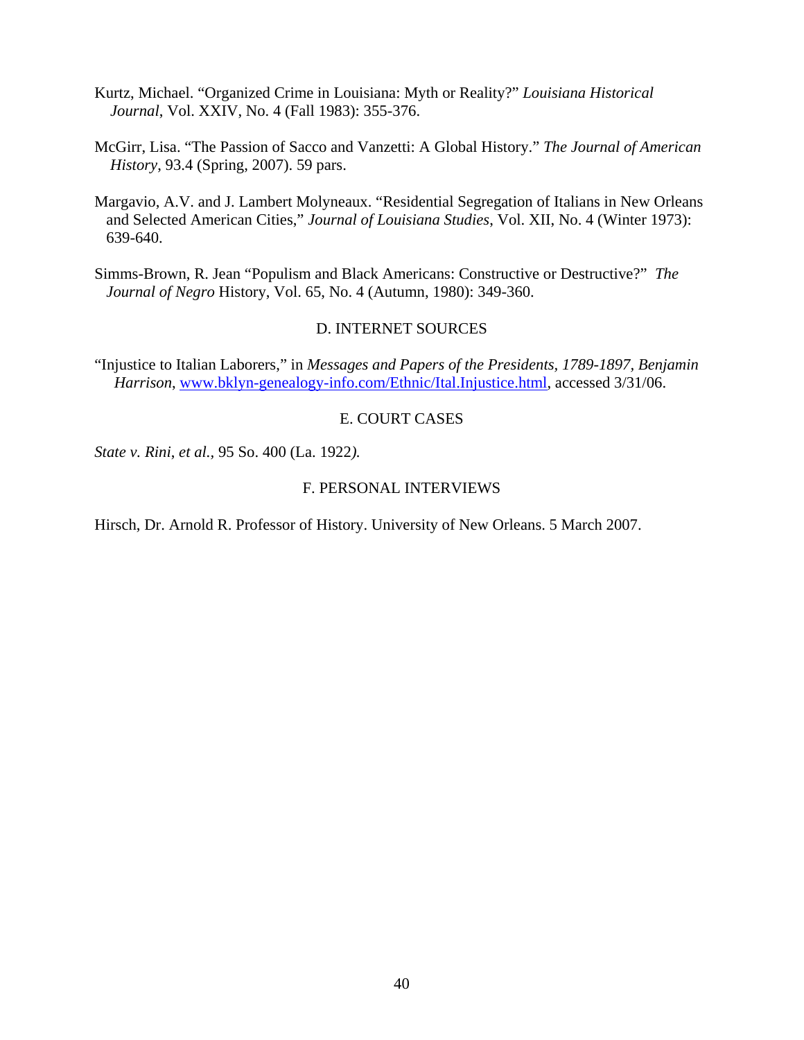Kurtz, Michael. "Organized Crime in Louisiana: Myth or Reality?" *Louisiana Historical Journal*, Vol. XXIV, No. 4 (Fall 1983): 355-376.

McGirr, Lisa. "The Passion of Sacco and Vanzetti: A Global History." *The Journal of American History*, 93.4 (Spring, 2007). 59 pars.

Margavio, A.V. and J. Lambert Molyneaux. "Residential Segregation of Italians in New Orleans and Selected American Cities," *Journal of Louisiana Studies*, Vol. XII, No. 4 (Winter 1973): 639-640.

Simms-Brown, R. Jean "Populism and Black Americans: Constructive or Destructive?" *The Journal of Negro* History, Vol. 65, No. 4 (Autumn, 1980): 349-360.

## D. INTERNET SOURCES

"Injustice to Italian Laborers," in *Messages and Papers of the Presidents, 1789-1897, Benjamin Harrison*, www.bklyn-genealogy-info.com/Ethnic/Ital.Injustice.html, accessed 3/31/06.

## E. COURT CASES

*State v. Rini*, *et al.*, 95 So. 400 (La. 1922*).*

## F. PERSONAL INTERVIEWS

Hirsch, Dr. Arnold R. Professor of History. University of New Orleans. 5 March 2007.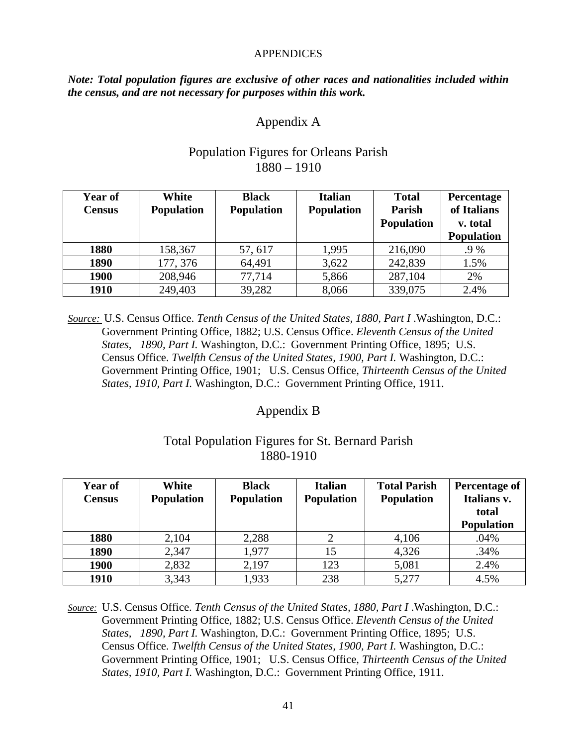APPENDICES

***Note: Total population figures are exclusive of other races and nationalities included within the census, and are not necessary for purposes within this work.***

## Appendix A

### Population Figures for Orleans Parish 1880 – 1910

| Year of Census | White Population | Black Population | Italian Population | Total Parish Population | Percentage of Italians v. total Population |
|---|---|---|---|---|---|
| **1880** | 158,367 | 57, 617 | 1,995 | 216,090 | .9 % |
| **1890** | 177, 376 | 64,491 | 3,622 | 242,839 | 1.5% |
| **1900** | 208,946 | 77,714 | 5,866 | 287,104 | 2% |
| **1910** | 249,403 | 39,282 | 8,066 | 339,075 | 2.4% |

*Source:* U.S. Census Office. *Tenth Census of the United States, 1880, Part I* .Washington, D.C.: Government Printing Office, 1882; U.S. Census Office. *Eleventh Census of the United States, 1890, Part I.* Washington, D.C.: Government Printing Office, 1895; U.S. Census Office. *Twelfth Census of the United States, 1900, Part I.* Washington, D.C.: Government Printing Office, 1901; U.S. Census Office, *Thirteenth Census of the United States, 1910, Part I.* Washington, D.C.: Government Printing Office, 1911.

## Appendix B

### Total Population Figures for St. Bernard Parish 1880-1910

| Year of Census | White Population | Black Population | Italian Population | Total Parish Population | Percentage of Italians v. total Population |
|---|---|---|---|---|---|
| **1880** | 2,104 | 2,288 | 2 | 4,106 | .04% |
| **1890** | 2,347 | 1,977 | 15 | 4,326 | .34% |
| **1900** | 2,832 | 2,197 | 123 | 5,081 | 2.4% |
| **1910** | 3,343 | 1,933 | 238 | 5,277 | 4.5% |

*Source:* U.S. Census Office. *Tenth Census of the United States, 1880, Part I* .Washington, D.C.: Government Printing Office, 1882; U.S. Census Office. *Eleventh Census of the United States, 1890, Part I.* Washington, D.C.: Government Printing Office, 1895; U.S. Census Office. *Twelfth Census of the United States, 1900, Part I.* Washington, D.C.: Government Printing Office, 1901; U.S. Census Office, *Thirteenth Census of the United States, 1910, Part I.* Washington, D.C.: Government Printing Office, 1911.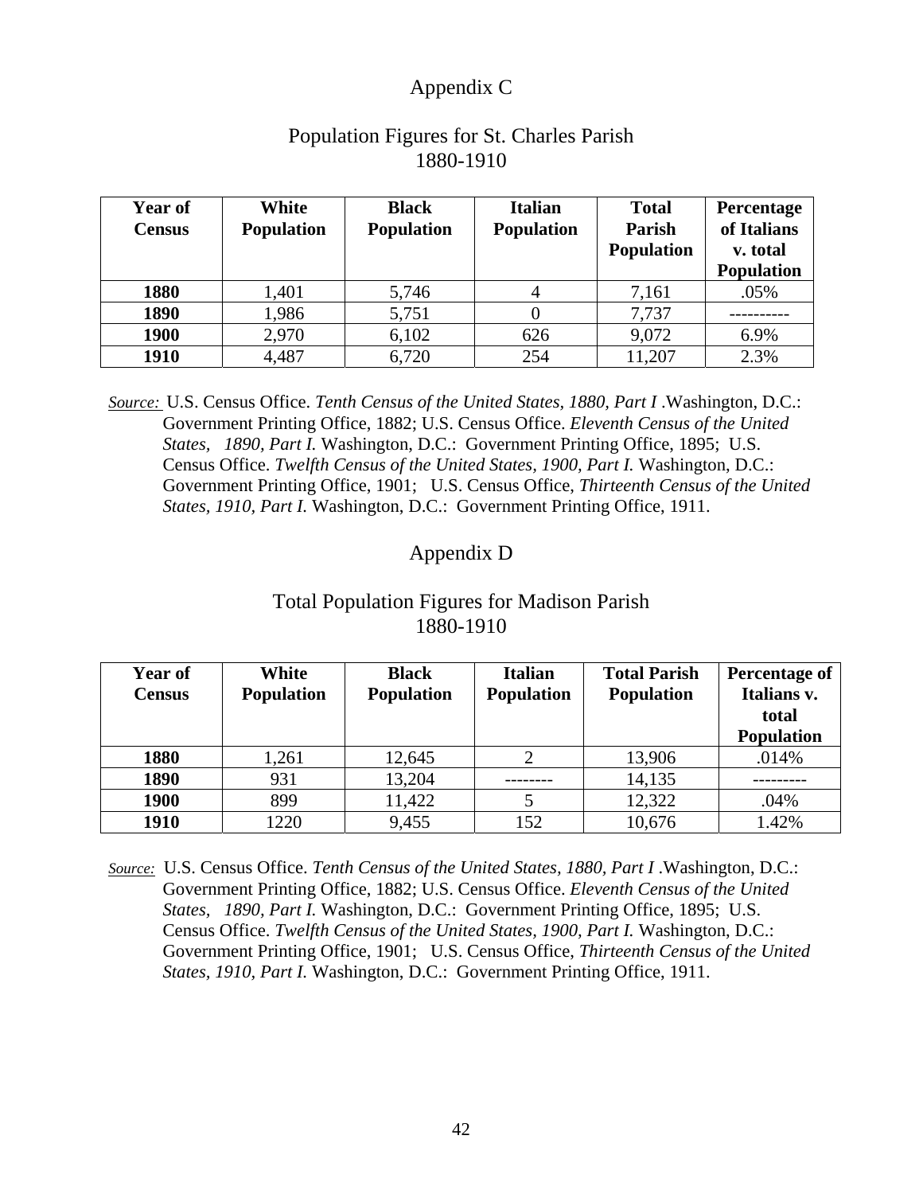# Appendix C

## Population Figures for St. Charles Parish 1880-1910

| Year of Census | White Population | Black Population | Italian Population | Total Parish Population | Percentage of Italians v. total Population |
|---|---|---|---|---|---|
| **1880** | 1,401 | 5,746 | 4 | 7,161 | .05% |
| **1890** | 1,986 | 5,751 | 0 | 7,737 | ---------- |
| **1900** | 2,970 | 6,102 | 626 | 9,072 | 6.9% |
| **1910** | 4,487 | 6,720 | 254 | 11,207 | 2.3% |

<u>Source:</u> U.S. Census Office. *Tenth Census of the United States, 1880, Part I* .Washington, D.C.: Government Printing Office, 1882; U.S. Census Office. *Eleventh Census of the United States, 1890, Part I.* Washington, D.C.: Government Printing Office, 1895; U.S. Census Office. *Twelfth Census of the United States, 1900, Part I.* Washington, D.C.: Government Printing Office, 1901; U.S. Census Office, *Thirteenth Census of the United States, 1910, Part I.* Washington, D.C.: Government Printing Office, 1911.

# Appendix D

## Total Population Figures for Madison Parish 1880-1910

| Year of Census | White Population | Black Population | Italian Population | Total Parish Population | Percentage of Italians v. total Population |
|---|---|---|---|---|---|
| **1880** | 1,261 | 12,645 | 2 | 13,906 | .014% |
| **1890** | 931 | 13,204 | -------- | 14,135 | --------- |
| **1900** | 899 | 11,422 | 5 | 12,322 | .04% |
| **1910** | 1220 | 9,455 | 152 | 10,676 | 1.42% |

<u>Source:</u> U.S. Census Office. *Tenth Census of the United States, 1880, Part I* .Washington, D.C.: Government Printing Office, 1882; U.S. Census Office. *Eleventh Census of the United States, 1890, Part I.* Washington, D.C.: Government Printing Office, 1895; U.S. Census Office. *Twelfth Census of the United States, 1900, Part I.* Washington, D.C.: Government Printing Office, 1901; U.S. Census Office, *Thirteenth Census of the United States, 1910, Part I.* Washington, D.C.: Government Printing Office, 1911.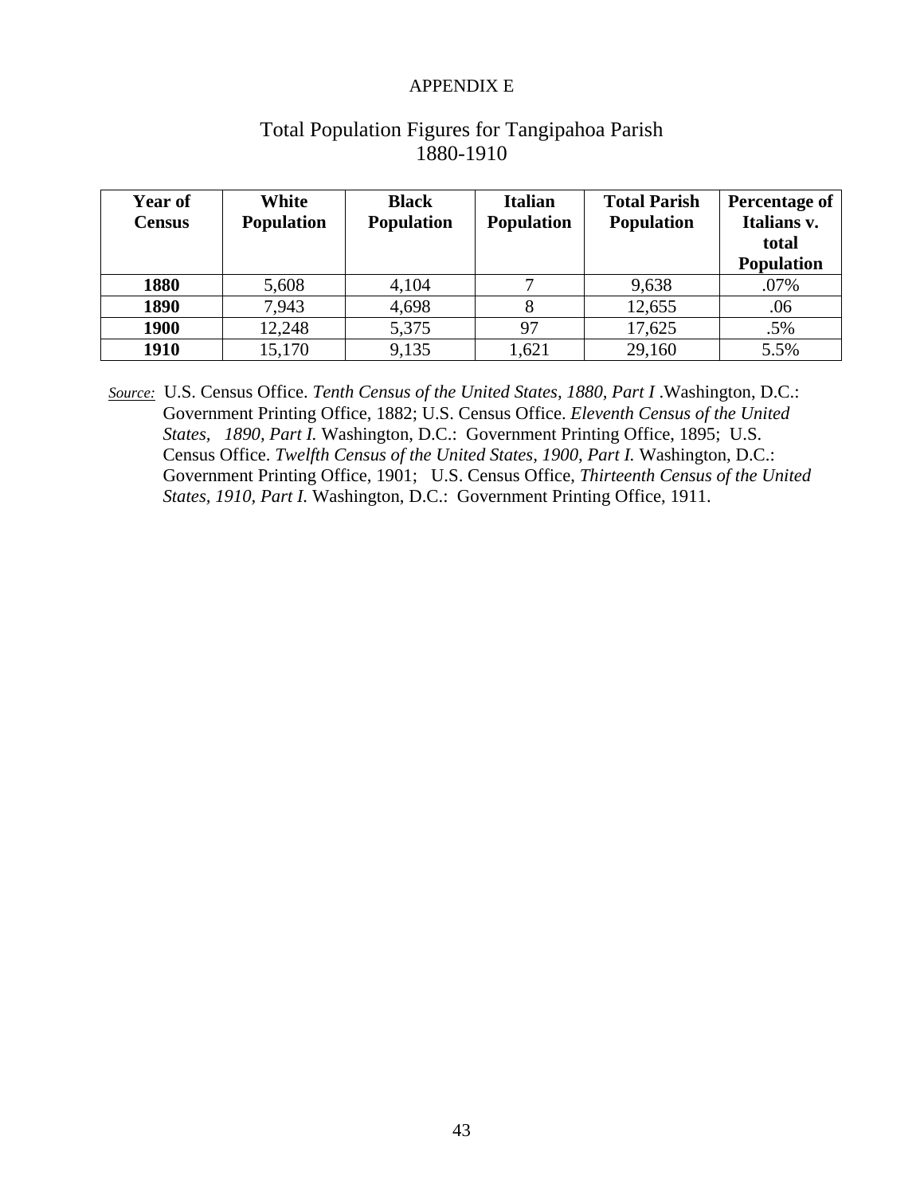APPENDIX E

# Total Population Figures for Tangipahoa Parish 1880-1910

| Year of Census | White Population | Black Population | Italian Population | Total Parish Population | Percentage of Italians v. total Population |
|---|---|---|---|---|---|
| **1880** | 5,608 | 4,104 | 7 | 9,638 | .07% |
| **1890** | 7,943 | 4,698 | 8 | 12,655 | .06 |
| **1900** | 12,248 | 5,375 | 97 | 17,625 | .5% |
| **1910** | 15,170 | 9,135 | 1,621 | 29,160 | 5.5% |

Source: U.S. Census Office. *Tenth Census of the United States, 1880, Part I* .Washington, D.C.: Government Printing Office, 1882; U.S. Census Office. *Eleventh Census of the United States, 1890, Part I.* Washington, D.C.: Government Printing Office, 1895; U.S. Census Office. *Twelfth Census of the United States, 1900, Part I.* Washington, D.C.: Government Printing Office, 1901; U.S. Census Office, *Thirteenth Census of the United States, 1910, Part I.* Washington, D.C.: Government Printing Office, 1911.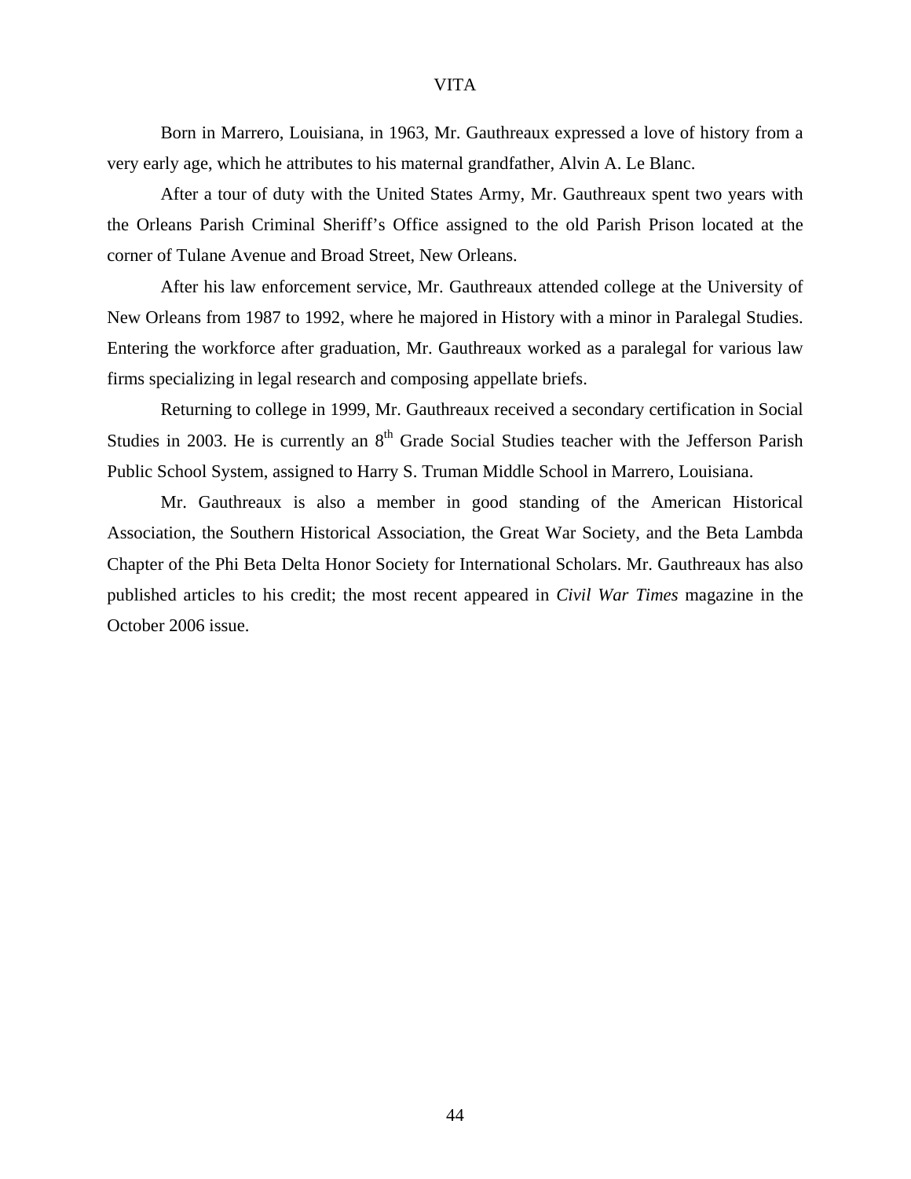# VITA

Born in Marrero, Louisiana, in 1963, Mr. Gauthreaux expressed a love of history from a very early age, which he attributes to his maternal grandfather, Alvin A. Le Blanc.

After a tour of duty with the United States Army, Mr. Gauthreaux spent two years with the Orleans Parish Criminal Sheriff's Office assigned to the old Parish Prison located at the corner of Tulane Avenue and Broad Street, New Orleans.

After his law enforcement service, Mr. Gauthreaux attended college at the University of New Orleans from 1987 to 1992, where he majored in History with a minor in Paralegal Studies. Entering the workforce after graduation, Mr. Gauthreaux worked as a paralegal for various law firms specializing in legal research and composing appellate briefs.

Returning to college in 1999, Mr. Gauthreaux received a secondary certification in Social Studies in 2003. He is currently an 8th Grade Social Studies teacher with the Jefferson Parish Public School System, assigned to Harry S. Truman Middle School in Marrero, Louisiana.

Mr. Gauthreaux is also a member in good standing of the American Historical Association, the Southern Historical Association, the Great War Society, and the Beta Lambda Chapter of the Phi Beta Delta Honor Society for International Scholars. Mr. Gauthreaux has also published articles to his credit; the most recent appeared in *Civil War Times* magazine in the October 2006 issue.